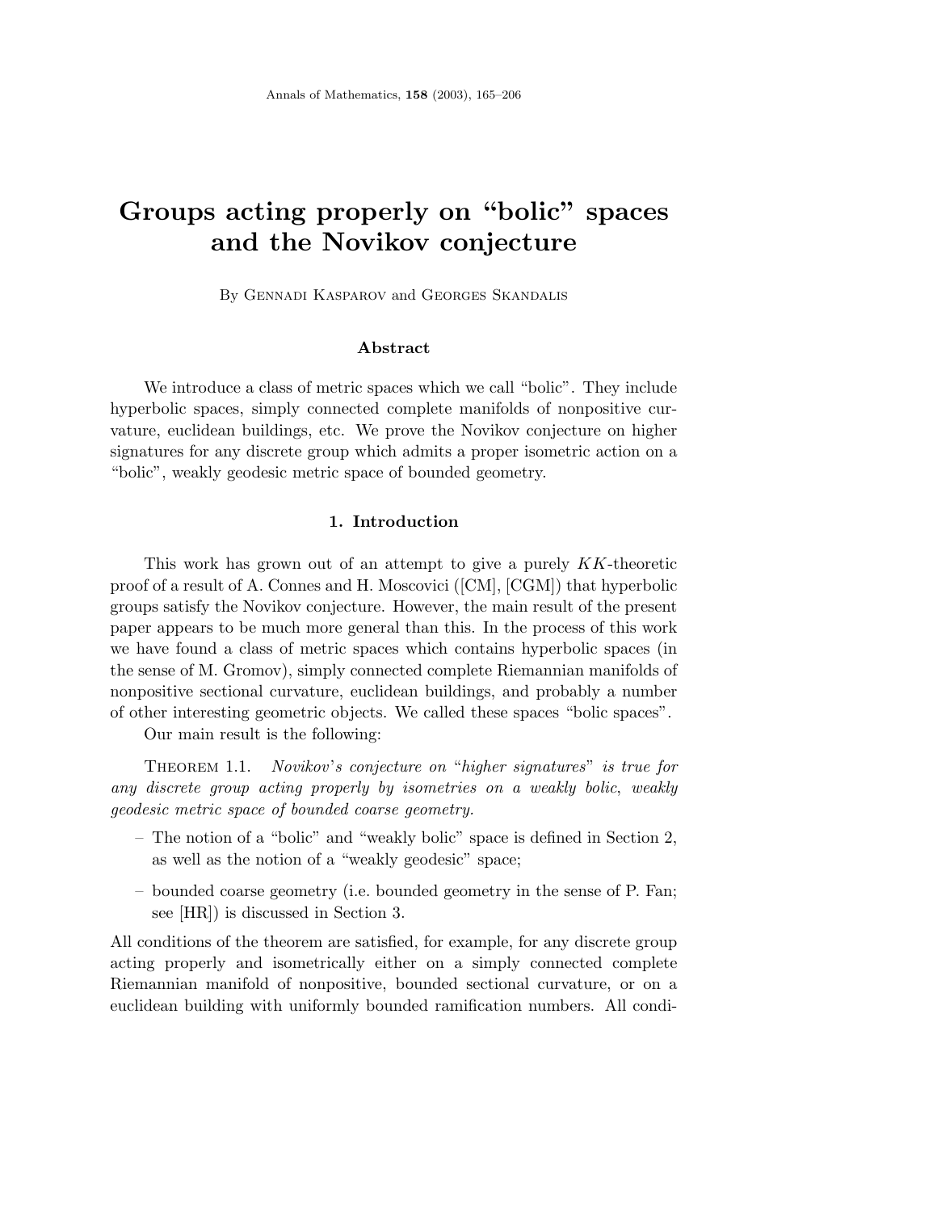# Groups acting properly on "bolic" spaces and the Novikov conjecture

By Gennadi Kasparov and Georges Skandalis

## Abstract

We introduce a class of metric spaces which we call "bolic". They include hyperbolic spaces, simply connected complete manifolds of nonpositive curvature, euclidean buildings, etc. We prove the Novikov conjecture on higher signatures for any discrete group which admits a proper isometric action on a "bolic", weakly geodesic metric space of bounded geometry.

## 1. Introduction

This work has grown out of an attempt to give a purely $KK$-theoretic proof of a result of A. Connes and H. Moscovici ([CM], [CGM]) that hyperbolic groups satisfy the Novikov conjecture. However, the main result of the present paper appears to be much more general than this. In the process of this work we have found a class of metric spaces which contains hyperbolic spaces (in the sense of M. Gromov), simply connected complete Riemannian manifolds of nonpositive sectional curvature, euclidean buildings, and probably a number of other interesting geometric objects. We called these spaces "bolic spaces".

Our main result is the following:

Theorem 1.1. *Novikov's conjecture on "higher signatures" is true for any discrete group acting properly by isometries on a weakly bolic, weakly geodesic metric space of bounded coarse geometry.*

- The notion of a "bolic" and "weakly bolic" space is defined in Section 2, as well as the notion of a "weakly geodesic" space;
- bounded coarse geometry (i.e. bounded geometry in the sense of P. Fan; see [HR]) is discussed in Section 3.

All conditions of the theorem are satisfied, for example, for any discrete group acting properly and isometrically either on a simply connected complete Riemannian manifold of nonpositive, bounded sectional curvature, or on a euclidean building with uniformly bounded ramification numbers. All condi-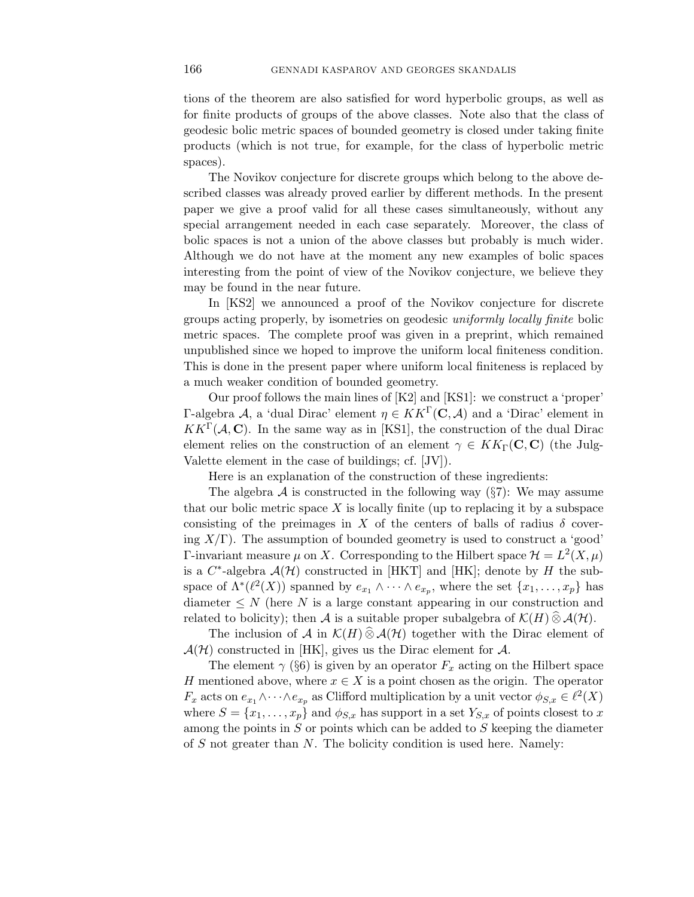tions of the theorem are also satisfied for word hyperbolic groups, as well as for finite products of groups of the above classes. Note also that the class of geodesic bolic metric spaces of bounded geometry is closed under taking finite products (which is not true, for example, for the class of hyperbolic metric spaces).

The Novikov conjecture for discrete groups which belong to the above described classes was already proved earlier by different methods. In the present paper we give a proof valid for all these cases simultaneously, without any special arrangement needed in each case separately. Moreover, the class of bolic spaces is not a union of the above classes but probably is much wider. Although we do not have at the moment any new examples of bolic spaces interesting from the point of view of the Novikov conjecture, we believe they may be found in the near future.

In [KS2] we announced a proof of the Novikov conjecture for discrete groups acting properly, by isometries on geodesic *uniformly locally finite* bolic metric spaces. The complete proof was given in a preprint, which remained unpublished since we hoped to improve the uniform local finiteness condition. This is done in the present paper where uniform local finiteness is replaced by a much weaker condition of bounded geometry.

Our proof follows the main lines of [K2] and [KS1]: we construct a 'proper' $\Gamma$-algebra $\mathcal{A}$, a 'dual Dirac' element $\eta \in KK^{\Gamma}(\mathbf{C}, \mathcal{A})$ and a 'Dirac' element in $KK^{\Gamma}(\mathcal{A}, \mathbf{C})$. In the same way as in [KS1], the construction of the dual Dirac element relies on the construction of an element $\gamma \in KK_{\Gamma}(\mathbf{C}, \mathbf{C})$ (the Julg-Valette element in the case of buildings; cf. [JV]).

Here is an explanation of the construction of these ingredients:

The algebra $\mathcal{A}$ is constructed in the following way (§7): We may assume that our bolic metric space $X$ is locally finite (up to replacing it by a subspace consisting of the preimages in $X$ of the centers of balls of radius $\delta$ covering $X/\Gamma$). The assumption of bounded geometry is used to construct a 'good' $\Gamma$-invariant measure $\mu$ on $X$. Corresponding to the Hilbert space $\mathcal{H} = L^2(X, \mu)$ is a $C^*$-algebra $\mathcal{A}(\mathcal{H})$ constructed in [HKT] and [HK]; denote by $H$ the subspace of $\Lambda^*(\ell^2(X))$ spanned by $e_{x_1} \wedge \cdots \wedge e_{x_p}$, where the set $\{x_1, \ldots, x_p\}$ has diameter $\leq N$ (here $N$ is a large constant appearing in our construction and related to bolicity); then $\mathcal{A}$ is a suitable proper subalgebra of $\mathcal{K}(H) \mathbin{\widehat{\otimes}} \mathcal{A}(\mathcal{H})$.

The inclusion of $\mathcal{A}$ in $\mathcal{K}(H) \mathbin{\widehat{\otimes}} \mathcal{A}(\mathcal{H})$ together with the Dirac element of $\mathcal{A}(\mathcal{H})$ constructed in [HK], gives us the Dirac element for $\mathcal{A}$.

The element $\gamma$ (§6) is given by an operator $F_x$ acting on the Hilbert space $H$ mentioned above, where $x \in X$ is a point chosen as the origin. The operator $F_x$ acts on $e_{x_1} \wedge \cdots \wedge e_{x_p}$ as Clifford multiplication by a unit vector $\phi_{S,x} \in \ell^2(X)$ where $S = \{x_1, \ldots, x_p\}$ and $\phi_{S,x}$ has support in a set $Y_{S,x}$ of points closest to $x$ among the points in $S$ or points which can be added to $S$ keeping the diameter of $S$ not greater than $N$. The bolicity condition is used here. Namely: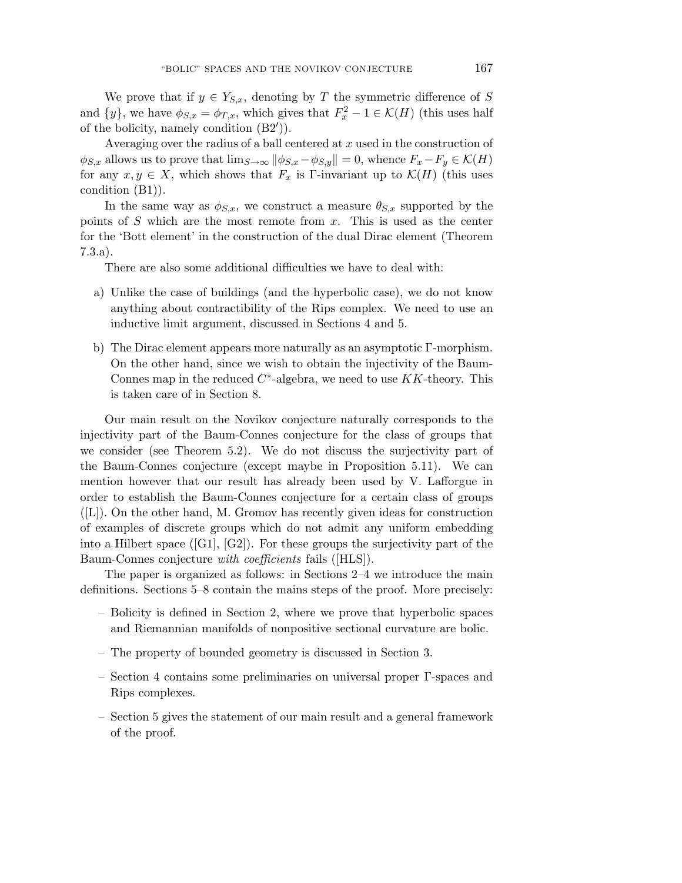We prove that if $y \in Y_{S,x}$, denoting by $T$ the symmetric difference of $S$ and $\{y\}$, we have $\phi_{S,x} = \phi_{T,x}$, which gives that $F_x^2 - 1 \in \mathcal{K}(H)$ (this uses half of the bolicity, namely condition (B2$'$)).

Averaging over the radius of a ball centered at $x$ used in the construction of $\phi_{S,x}$ allows us to prove that $\lim_{S\to\infty} \|\phi_{S,x} - \phi_{S,y}\| = 0$, whence $F_x - F_y \in \mathcal{K}(H)$ for any $x, y \in X$, which shows that $F_x$ is $\Gamma$-invariant up to $\mathcal{K}(H)$ (this uses condition (B1)).

In the same way as $\phi_{S,x}$, we construct a measure $\theta_{S,x}$ supported by the points of $S$ which are the most remote from $x$. This is used as the center for the 'Bott element' in the construction of the dual Dirac element (Theorem 7.3.a).

There are also some additional difficulties we have to deal with:

a) Unlike the case of buildings (and the hyperbolic case), we do not know anything about contractibility of the Rips complex. We need to use an inductive limit argument, discussed in Sections 4 and 5.

b) The Dirac element appears more naturally as an asymptotic $\Gamma$-morphism. On the other hand, since we wish to obtain the injectivity of the Baum-Connes map in the reduced $C^*$-algebra, we need to use $KK$-theory. This is taken care of in Section 8.

Our main result on the Novikov conjecture naturally corresponds to the injectivity part of the Baum-Connes conjecture for the class of groups that we consider (see Theorem 5.2). We do not discuss the surjectivity part of the Baum-Connes conjecture (except maybe in Proposition 5.11). We can mention however that our result has already been used by V. Lafforgue in order to establish the Baum-Connes conjecture for a certain class of groups ([L]). On the other hand, M. Gromov has recently given ideas for construction of examples of discrete groups which do not admit any uniform embedding into a Hilbert space ([G1], [G2]). For these groups the surjectivity part of the Baum-Connes conjecture *with coefficients* fails ([HLS]).

The paper is organized as follows: in Sections 2–4 we introduce the main definitions. Sections 5–8 contain the mains steps of the proof. More precisely:

– Bolicity is defined in Section 2, where we prove that hyperbolic spaces and Riemannian manifolds of nonpositive sectional curvature are bolic.

– The property of bounded geometry is discussed in Section 3.

– Section 4 contains some preliminaries on universal proper $\Gamma$-spaces and Rips complexes.

– Section 5 gives the statement of our main result and a general framework of the proof.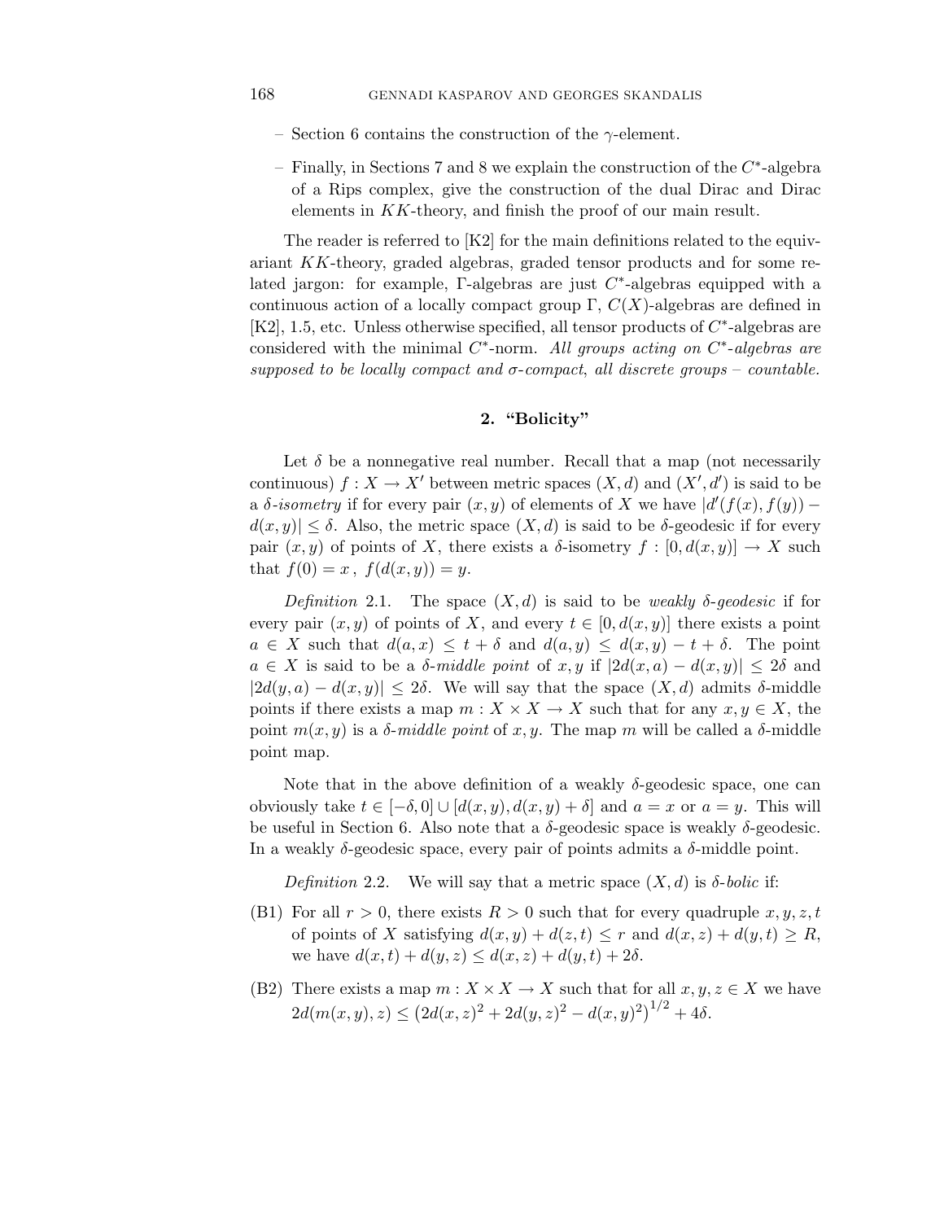– Section 6 contains the construction of the $\gamma$-element.

– Finally, in Sections 7 and 8 we explain the construction of the $C^*$-algebra of a Rips complex, give the construction of the dual Dirac and Dirac elements in $KK$-theory, and finish the proof of our main result.

The reader is referred to [K2] for the main definitions related to the equivariant $KK$-theory, graded algebras, graded tensor products and for some related jargon: for example, $\Gamma$-algebras are just $C^*$-algebras equipped with a continuous action of a locally compact group $\Gamma$, $C(X)$-algebras are defined in [K2], 1.5, etc. Unless otherwise specified, all tensor products of $C^*$-algebras are considered with the minimal $C^*$-norm. *All groups acting on $C^*$-algebras are supposed to be locally compact and $\sigma$-compact, all discrete groups – countable.*

## 2. "Bolicity"

Let $\delta$ be a nonnegative real number. Recall that a map (not necessarily continuous) $f : X \to X'$ between metric spaces $(X, d)$ and $(X', d')$ is said to be a *$\delta$-isometry* if for every pair $(x, y)$ of elements of $X$ we have $|d'(f(x), f(y)) - d(x, y)| \leq \delta$. Also, the metric space $(X, d)$ is said to be $\delta$-geodesic if for every pair $(x, y)$ of points of $X$, there exists a $\delta$-isometry $f : [0, d(x, y)] \to X$ such that $f(0) = x$, $f(d(x, y)) = y$.

*Definition* 2.1. The space $(X, d)$ is said to be *weakly $\delta$-geodesic* if for every pair $(x, y)$ of points of $X$, and every $t \in [0, d(x, y)]$ there exists a point $a \in X$ such that $d(a, x) \leq t + \delta$ and $d(a, y) \leq d(x, y) - t + \delta$. The point $a \in X$ is said to be a *$\delta$-middle point* of $x, y$ if $|2d(x, a) - d(x, y)| \leq 2\delta$ and $|2d(y, a) - d(x, y)| \leq 2\delta$. We will say that the space $(X, d)$ admits $\delta$-middle points if there exists a map $m : X \times X \to X$ such that for any $x, y \in X$, the point $m(x, y)$ is a *$\delta$-middle point* of $x, y$. The map $m$ will be called a $\delta$-middle point map.

Note that in the above definition of a weakly $\delta$-geodesic space, one can obviously take $t \in [-\delta, 0] \cup [d(x, y), d(x, y) + \delta]$ and $a = x$ or $a = y$. This will be useful in Section 6. Also note that a $\delta$-geodesic space is weakly $\delta$-geodesic. In a weakly $\delta$-geodesic space, every pair of points admits a $\delta$-middle point.

*Definition* 2.2. We will say that a metric space $(X, d)$ is *$\delta$-bolic* if:

(B1) For all $r > 0$, there exists $R > 0$ such that for every quadruple $x, y, z, t$ of points of $X$ satisfying $d(x, y) + d(z, t) \leq r$ and $d(x, z) + d(y, t) \geq R$, we have $d(x, t) + d(y, z) \leq d(x, z) + d(y, t) + 2\delta$.

(B2) There exists a map $m : X \times X \to X$ such that for all $x, y, z \in X$ we have $2d(m(x, y), z) \leq \left(2d(x, z)^2 + 2d(y, z)^2 - d(x, y)^2\right)^{1/2} + 4\delta$.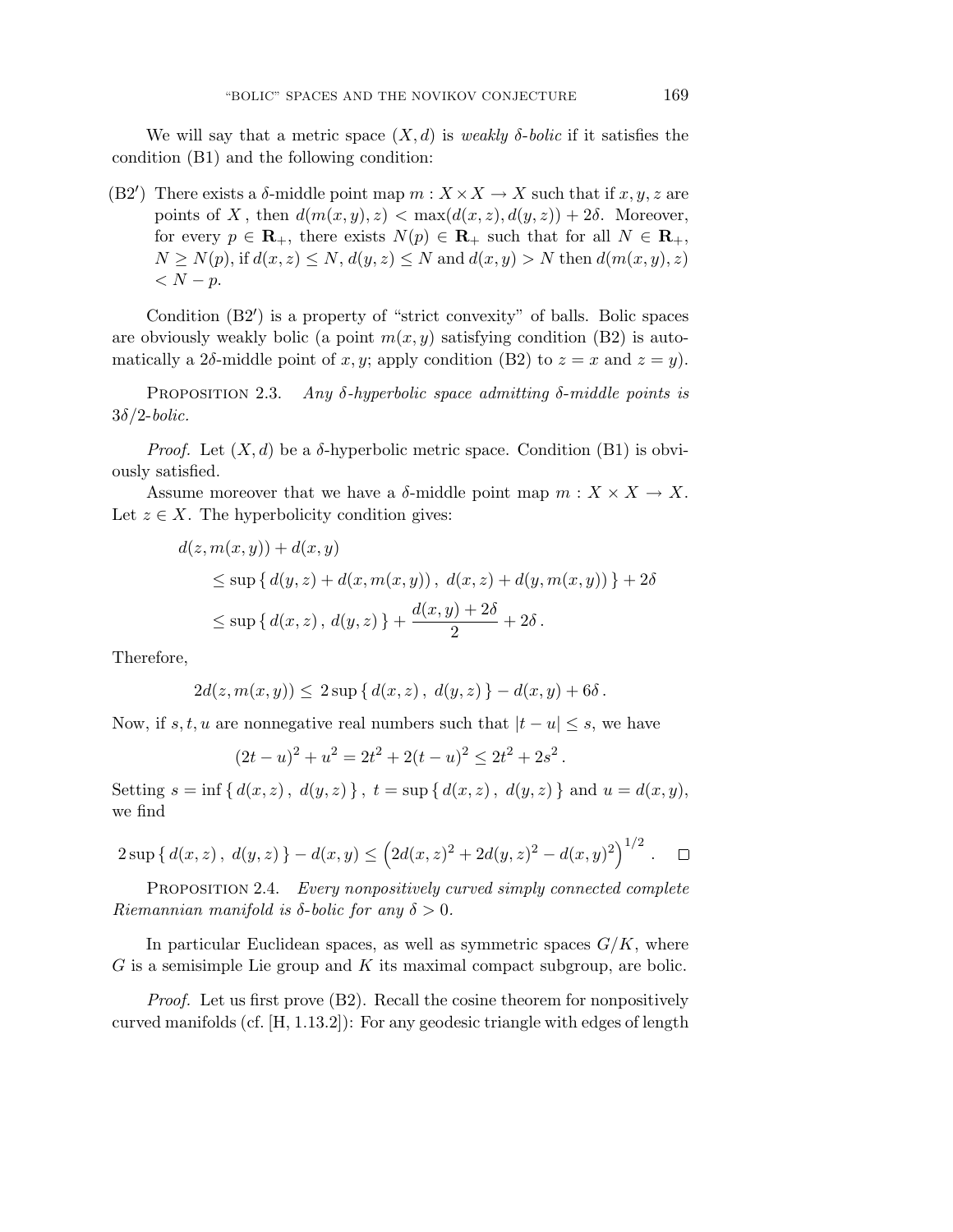We will say that a metric space $(X, d)$ is *weakly $\delta$-bolic* if it satisfies the condition (B1) and the following condition:

(B2′) There exists a $\delta$-middle point map $m : X \times X \to X$ such that if $x, y, z$ are points of $X$, then $d(m(x, y), z) < \max(d(x, z), d(y, z)) + 2\delta$. Moreover, for every $p \in \mathbf{R}_+$, there exists $N(p) \in \mathbf{R}_+$ such that for all $N \in \mathbf{R}_+$, $N \geq N(p)$, if $d(x, z) \leq N$, $d(y, z) \leq N$ and $d(x, y) > N$ then $d(m(x, y), z) < N - p$.

Condition (B2′) is a property of "strict convexity" of balls. Bolic spaces are obviously weakly bolic (a point $m(x, y)$ satisfying condition (B2) is automatically a $2\delta$-middle point of $x, y$; apply condition (B2) to $z = x$ and $z = y$).

Proposition 2.3. *Any $\delta$-hyperbolic space admitting $\delta$-middle points is $3\delta/2$-bolic.*

*Proof.* Let $(X, d)$ be a $\delta$-hyperbolic metric space. Condition (B1) is obviously satisfied.

Assume moreover that we have a $\delta$-middle point map $m : X \times X \to X$. Let $z \in X$. The hyperbolicity condition gives:

$$
\begin{aligned}
&d(z, m(x, y)) + d(x, y) \\
&\quad \leq \sup \{\, d(y, z) + d(x, m(x, y)) \,,\ d(x, z) + d(y, m(x, y)) \,\} + 2\delta \\
&\quad \leq \sup \{\, d(x, z) \,,\ d(y, z) \,\} + \frac{d(x, y) + 2\delta}{2} + 2\delta \,.
\end{aligned}
$$

Therefore,

$$
2d(z, m(x, y)) \leq\ 2 \sup \{\, d(x, z) \,,\ d(y, z) \,\} - d(x, y) + 6\delta \,.
$$

Now, if $s, t, u$ are nonnegative real numbers such that $|t - u| \leq s$, we have

$$
(2t - u)^2 + u^2 = 2t^2 + 2(t - u)^2 \leq 2t^2 + 2s^2 \,.
$$

Setting $s = \inf \{\, d(x, z) \,,\ d(y, z) \,\}$, $t = \sup \{\, d(x, z) \,,\ d(y, z) \,\}$ and $u = d(x, y)$, we find

$$
2 \sup \{\, d(x, z) \,,\ d(y, z) \,\} - d(x, y) \leq \left( 2d(x, z)^2 + 2d(y, z)^2 - d(x, y)^2 \right)^{1/2} . \qquad \square
$$

Proposition 2.4. *Every nonpositively curved simply connected complete Riemannian manifold is $\delta$-bolic for any $\delta > 0$.*

In particular Euclidean spaces, as well as symmetric spaces $G/K$, where $G$ is a semisimple Lie group and $K$ its maximal compact subgroup, are bolic.

*Proof.* Let us first prove (B2). Recall the cosine theorem for nonpositively curved manifolds (cf. [H, 1.13.2]): For any geodesic triangle with edges of length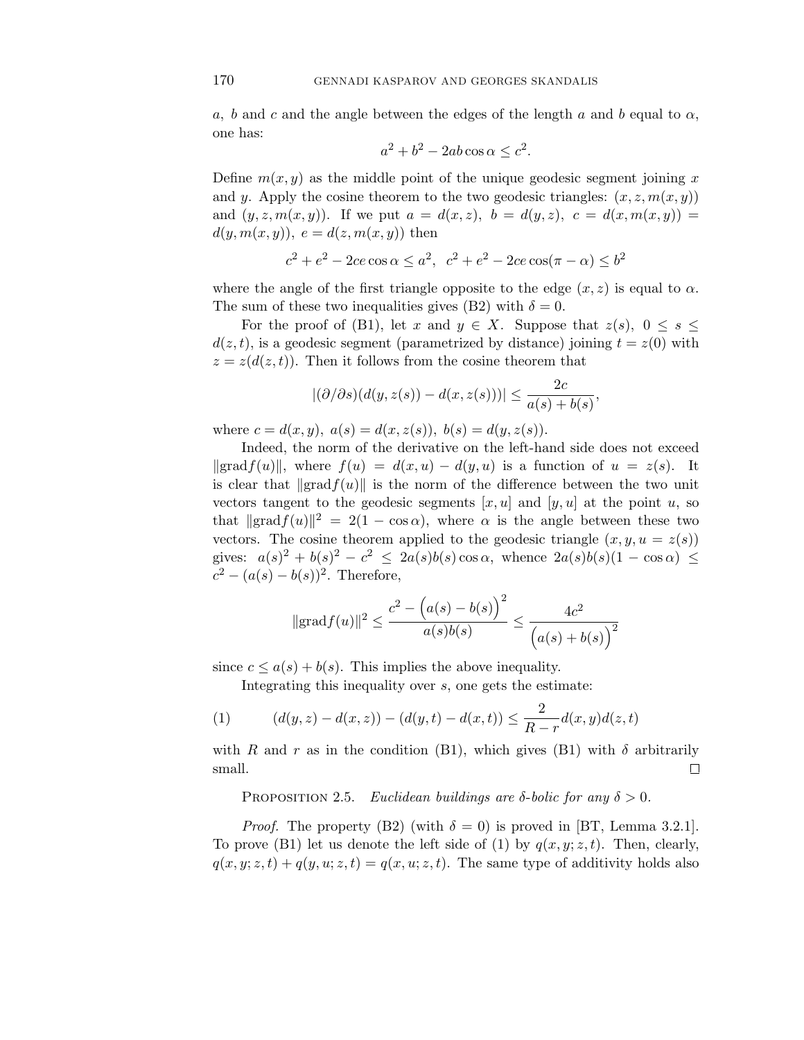$a$, $b$ and $c$ and the angle between the edges of the length $a$ and $b$ equal to $\alpha$, one has:

$$a^2 + b^2 - 2ab\cos\alpha \leq c^2.$$

Define $m(x, y)$ as the middle point of the unique geodesic segment joining $x$ and $y$. Apply the cosine theorem to the two geodesic triangles: $(x, z, m(x, y))$ and $(y, z, m(x, y))$. If we put $a = d(x, z),\ b = d(y, z),\ c = d(x, m(x, y)) = d(y, m(x, y)),\ e = d(z, m(x, y))$ then

$$c^2 + e^2 - 2ce\cos\alpha \leq a^2, \ \ c^2 + e^2 - 2ce\cos(\pi - \alpha) \leq b^2$$

where the angle of the first triangle opposite to the edge $(x, z)$ is equal to $\alpha$. The sum of these two inequalities gives (B2) with $\delta = 0$.

For the proof of (B1), let $x$ and $y \in X$. Suppose that $z(s),\ 0 \leq s \leq d(z, t)$, is a geodesic segment (parametrized by distance) joining $t = z(0)$ with $z = z(d(z, t))$. Then it follows from the cosine theorem that

$$|(\partial/\partial s)(d(y, z(s)) - d(x, z(s)))| \leq \frac{2c}{a(s) + b(s)},$$

where $c = d(x, y),\ a(s) = d(x, z(s)),\ b(s) = d(y, z(s))$.

Indeed, the norm of the derivative on the left-hand side does not exceed $\|\mathrm{grad} f(u)\|$, where $f(u) = d(x, u) - d(y, u)$ is a function of $u = z(s)$. It is clear that $\|\mathrm{grad} f(u)\|$ is the norm of the difference between the two unit vectors tangent to the geodesic segments $[x, u]$ and $[y, u]$ at the point $u$, so that $\|\mathrm{grad} f(u)\|^2 = 2(1 - \cos\alpha)$, where $\alpha$ is the angle between these two vectors. The cosine theorem applied to the geodesic triangle $(x, y, u = z(s))$ gives: $a(s)^2 + b(s)^2 - c^2 \leq 2a(s)b(s)\cos\alpha$, whence $2a(s)b(s)(1 - \cos\alpha) \leq c^2 - (a(s) - b(s))^2$. Therefore,

$$\|\mathrm{grad} f(u)\|^2 \leq \frac{c^2 - \Big(a(s) - b(s)\Big)^2}{a(s)b(s)} \leq \frac{4c^2}{\Big(a(s) + b(s)\Big)^2}$$

since $c \leq a(s) + b(s)$. This implies the above inequality.

Integrating this inequality over $s$, one gets the estimate:

$$(d(y, z) - d(x, z)) - (d(y, t) - d(x, t)) \leq \frac{2}{R - r} d(x, y)d(z, t) \tag{1}$$

with $R$ and $r$ as in the condition (B1), which gives (B1) with $\delta$ arbitrarily small. □

Proposition 2.5. *Euclidean buildings are $\delta$-bolic for any $\delta > 0$.*

*Proof.* The property (B2) (with $\delta = 0$) is proved in [BT, Lemma 3.2.1]. To prove (B1) let us denote the left side of (1) by $q(x, y; z, t)$. Then, clearly, $q(x, y; z, t) + q(y, u; z, t) = q(x, u; z, t)$. The same type of additivity holds also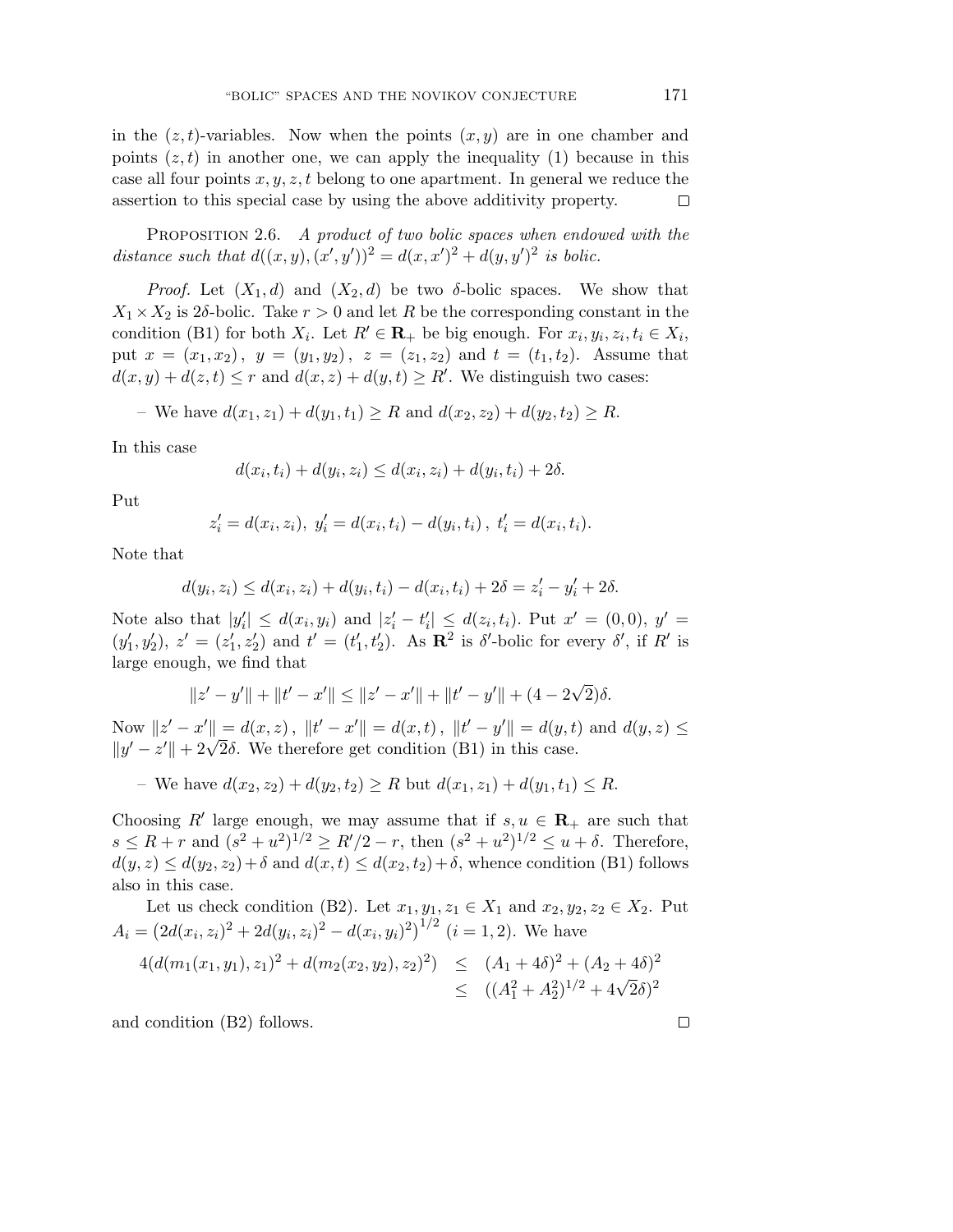in the $(z,t)$-variables. Now when the points $(x,y)$ are in one chamber and points $(z,t)$ in another one, we can apply the inequality (1) because in this case all four points $x,y,z,t$ belong to one apartment. In general we reduce the assertion to this special case by using the above additivity property. $\square$

Proposition 2.6. *A product of two bolic spaces when endowed with the distance such that $d((x,y),(x',y'))^2 = d(x,x')^2 + d(y,y')^2$ is bolic.*

*Proof.* Let $(X_1,d)$ and $(X_2,d)$ be two $\delta$-bolic spaces. We show that $X_1 \times X_2$ is $2\delta$-bolic. Take $r>0$ and let $R$ be the corresponding constant in the condition (B1) for both $X_i$. Let $R' \in \mathbf{R}_+$ be big enough. For $x_i, y_i, z_i, t_i \in X_i$, put $x = (x_1,x_2)$, $y = (y_1,y_2)$, $z = (z_1,z_2)$ and $t = (t_1,t_2)$. Assume that $d(x,y)+d(z,t) \le r$ and $d(x,z)+d(y,t) \ge R'$. We distinguish two cases:

– We have $d(x_1,z_1)+d(y_1,t_1) \ge R$ and $d(x_2,z_2)+d(y_2,t_2) \ge R$.

In this case

$$d(x_i,t_i)+d(y_i,z_i) \le d(x_i,z_i)+d(y_i,t_i)+2\delta.$$

Put

$$z_i' = d(x_i,z_i),\ y_i' = d(x_i,t_i)-d(y_i,t_i),\ t_i' = d(x_i,t_i).$$

Note that

$$d(y_i,z_i) \le d(x_i,z_i)+d(y_i,t_i)-d(x_i,t_i)+2\delta = z_i' - y_i' + 2\delta.$$

Note also that $|y_i'| \le d(x_i,y_i)$ and $|z_i'-t_i'| \le d(z_i,t_i)$. Put $x' = (0,0)$, $y' = (y_1',y_2')$, $z' = (z_1',z_2')$ and $t' = (t_1',t_2')$. As $\mathbf{R}^2$ is $\delta'$-bolic for every $\delta'$, if $R'$ is large enough, we find that

$$\|z'-y'\| + \|t'-x'\| \le \|z'-x'\| + \|t'-y'\| + (4-2\sqrt{2})\delta.$$

Now $\|z'-x'\| = d(x,z)$, $\|t'-x'\| = d(x,t)$, $\|t'-y'\| = d(y,t)$ and $d(y,z) \le \|y'-z'\| + 2\sqrt{2}\delta$. We therefore get condition (B1) in this case.

– We have $d(x_2,z_2)+d(y_2,t_2) \ge R$ but $d(x_1,z_1)+d(y_1,t_1) \le R$.

Choosing $R'$ large enough, we may assume that if $s,u \in \mathbf{R}_+$ are such that $s \le R+r$ and $(s^2+u^2)^{1/2} \ge R'/2 - r$, then $(s^2+u^2)^{1/2} \le u+\delta$. Therefore, $d(y,z) \le d(y_2,z_2)+\delta$ and $d(x,t) \le d(x_2,t_2)+\delta$, whence condition (B1) follows also in this case.

Let us check condition (B2). Let $x_1,y_1,z_1 \in X_1$ and $x_2,y_2,z_2 \in X_2$. Put $A_i = \left(2d(x_i,z_i)^2 + 2d(y_i,z_i)^2 - d(x_i,y_i)^2\right)^{1/2}$ $(i=1,2)$. We have

$$\begin{aligned} 4(d(m_1(x_1,y_1),z_1)^2 + d(m_2(x_2,y_2),z_2)^2) &\le (A_1+4\delta)^2 + (A_2+4\delta)^2 \\ &\le ((A_1^2+A_2^2)^{1/2} + 4\sqrt{2}\delta)^2 \end{aligned}$$

and condition (B2) follows. $\square$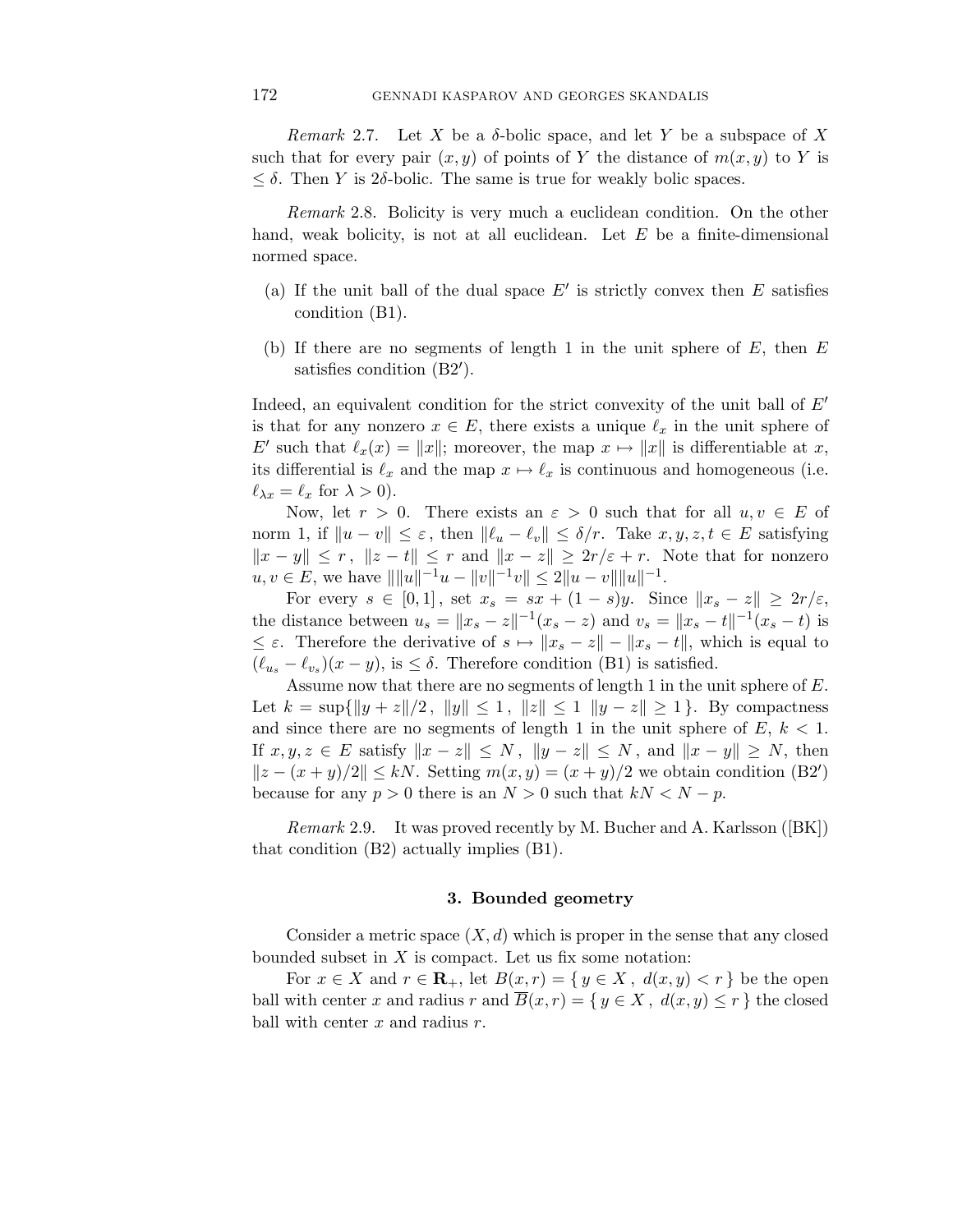*Remark* 2.7. Let $X$ be a $\delta$-bolic space, and let $Y$ be a subspace of $X$ such that for every pair $(x, y)$ of points of $Y$ the distance of $m(x, y)$ to $Y$ is $\leq \delta$. Then $Y$ is $2\delta$-bolic. The same is true for weakly bolic spaces.

*Remark* 2.8. Bolicity is very much a euclidean condition. On the other hand, weak bolicity, is not at all euclidean. Let $E$ be a finite-dimensional normed space.

(a) If the unit ball of the dual space $E'$ is strictly convex then $E$ satisfies condition (B1).

(b) If there are no segments of length 1 in the unit sphere of $E$, then $E$ satisfies condition (B2$'$).

Indeed, an equivalent condition for the strict convexity of the unit ball of $E'$ is that for any nonzero $x \in E$, there exists a unique $\ell_x$ in the unit sphere of $E'$ such that $\ell_x(x) = \|x\|$; moreover, the map $x \mapsto \|x\|$ is differentiable at $x$, its differential is $\ell_x$ and the map $x \mapsto \ell_x$ is continuous and homogeneous (i.e. $\ell_{\lambda x} = \ell_x$ for $\lambda > 0$).

Now, let $r > 0$. There exists an $\varepsilon > 0$ such that for all $u, v \in E$ of norm 1, if $\|u - v\| \leq \varepsilon$, then $\|\ell_u - \ell_v\| \leq \delta/r$. Take $x, y, z, t \in E$ satisfying $\|x - y\| \leq r$, $\|z - t\| \leq r$ and $\|x - z\| \geq 2r/\varepsilon + r$. Note that for nonzero $u, v \in E$, we have $\|\|u\|^{-1}u - \|v\|^{-1}v\| \leq 2\|u - v\|\|u\|^{-1}$.

For every $s \in [0, 1]$, set $x_s = sx + (1 - s)y$. Since $\|x_s - z\| \geq 2r/\varepsilon$, the distance between $u_s = \|x_s - z\|^{-1}(x_s - z)$ and $v_s = \|x_s - t\|^{-1}(x_s - t)$ is $\leq \varepsilon$. Therefore the derivative of $s \mapsto \|x_s - z\| - \|x_s - t\|$, which is equal to $(\ell_{u_s} - \ell_{v_s})(x - y)$, is $\leq \delta$. Therefore condition (B1) is satisfied.

Assume now that there are no segments of length 1 in the unit sphere of $E$. Let $k = \sup\{\|y + z\|/2\,,\ \|y\| \leq 1\,,\ \|z\| \leq 1\ \ \|y - z\| \geq 1\}$. By compactness and since there are no segments of length 1 in the unit sphere of $E$, $k < 1$. If $x, y, z \in E$ satisfy $\|x - z\| \leq N$, $\|y - z\| \leq N$, and $\|x - y\| \geq N$, then $\|z - (x + y)/2\| \leq kN$. Setting $m(x, y) = (x + y)/2$ we obtain condition (B2$'$) because for any $p > 0$ there is an $N > 0$ such that $kN < N - p$.

*Remark* 2.9. It was proved recently by M. Bucher and A. Karlsson ([BK]) that condition (B2) actually implies (B1).

## 3. Bounded geometry

Consider a metric space $(X, d)$ which is proper in the sense that any closed bounded subset in $X$ is compact. Let us fix some notation:

For $x \in X$ and $r \in \mathbf{R}_+$, let $B(x, r) = \{\, y \in X\,,\ d(x, y) < r \,\}$ be the open ball with center $x$ and radius $r$ and $\overline{B}(x, r) = \{\, y \in X\,,\ d(x, y) \leq r \,\}$ the closed ball with center $x$ and radius $r$.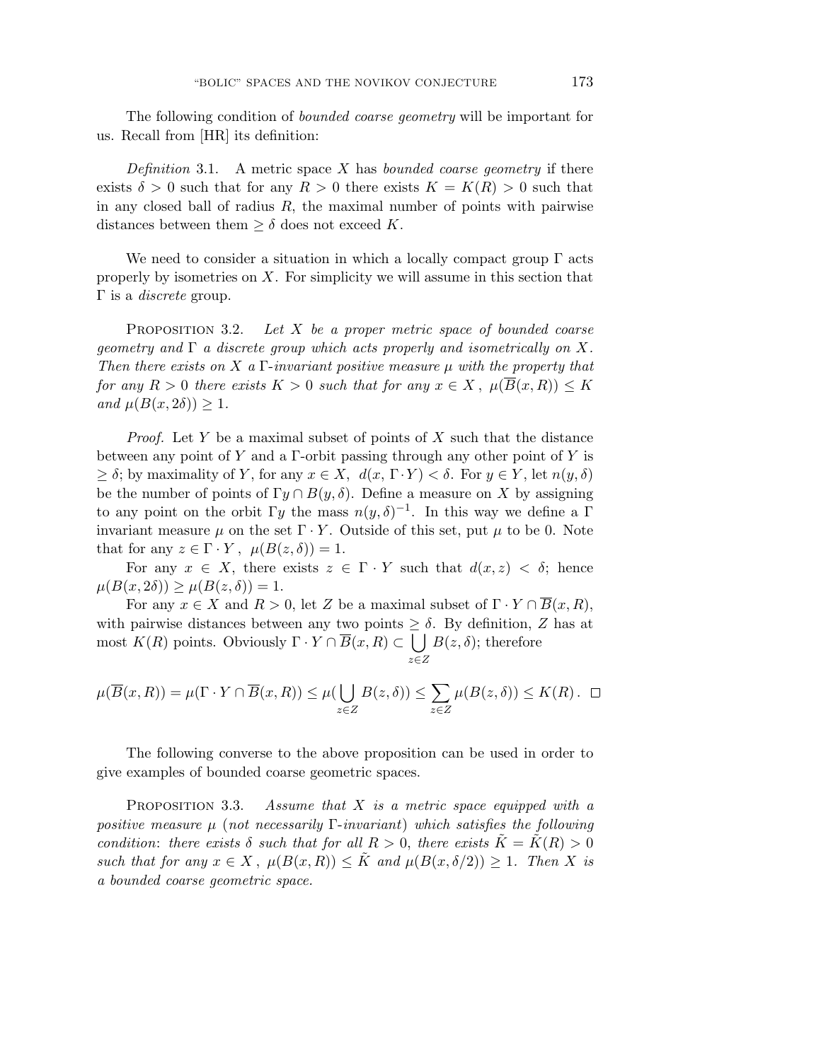The following condition of *bounded coarse geometry* will be important for us. Recall from [HR] its definition:

*Definition* 3.1. A metric space $X$ has *bounded coarse geometry* if there exists $\delta > 0$ such that for any $R > 0$ there exists $K = K(R) > 0$ such that in any closed ball of radius $R$, the maximal number of points with pairwise distances between them $\geq \delta$ does not exceed $K$.

We need to consider a situation in which a locally compact group $\Gamma$ acts properly by isometries on $X$. For simplicity we will assume in this section that $\Gamma$ is a *discrete* group.

PROPOSITION 3.2. *Let $X$ be a proper metric space of bounded coarse geometry and $\Gamma$ a discrete group which acts properly and isometrically on $X$. Then there exists on $X$ a $\Gamma$-invariant positive measure $\mu$ with the property that for any $R > 0$ there exists $K > 0$ such that for any $x \in X$, $\mu(\overline{B}(x, R)) \leq K$ and $\mu(B(x, 2\delta)) \geq 1$.*

*Proof.* Let $Y$ be a maximal subset of points of $X$ such that the distance between any point of $Y$ and a $\Gamma$-orbit passing through any other point of $Y$ is $\geq \delta$; by maximality of $Y$, for any $x \in X$, $d(x, \Gamma \cdot Y) < \delta$. For $y \in Y$, let $n(y, \delta)$ be the number of points of $\Gamma y \cap B(y, \delta)$. Define a measure on $X$ by assigning to any point on the orbit $\Gamma y$ the mass $n(y, \delta)^{-1}$. In this way we define a $\Gamma$ invariant measure $\mu$ on the set $\Gamma \cdot Y$. Outside of this set, put $\mu$ to be 0. Note that for any $z \in \Gamma \cdot Y$, $\mu(B(z, \delta)) = 1$.

For any $x \in X$, there exists $z \in \Gamma \cdot Y$ such that $d(x, z) < \delta$; hence $\mu(B(x, 2\delta)) \geq \mu(B(z, \delta)) = 1$.

For any $x \in X$ and $R > 0$, let $Z$ be a maximal subset of $\Gamma \cdot Y \cap \overline{B}(x, R)$, with pairwise distances between any two points $\geq \delta$. By definition, $Z$ has at most $K(R)$ points. Obviously $\Gamma \cdot Y \cap \overline{B}(x, R) \subset \bigcup_{z \in Z} B(z, \delta)$; therefore

$$\mu(\overline{B}(x, R)) = \mu(\Gamma \cdot Y \cap \overline{B}(x, R)) \leq \mu(\bigcup_{z \in Z} B(z, \delta)) \leq \sum_{z \in Z} \mu(B(z, \delta)) \leq K(R). \quad \square$$

The following converse to the above proposition can be used in order to give examples of bounded coarse geometric spaces.

PROPOSITION 3.3. *Assume that $X$ is a metric space equipped with a positive measure $\mu$ (not necessarily $\Gamma$-invariant) which satisfies the following condition: there exists $\delta$ such that for all $R > 0$, there exists $\tilde{K} = \tilde{K}(R) > 0$ such that for any $x \in X$, $\mu(B(x, R)) \leq \tilde{K}$ and $\mu(B(x, \delta/2)) \geq 1$. Then $X$ is a bounded coarse geometric space.*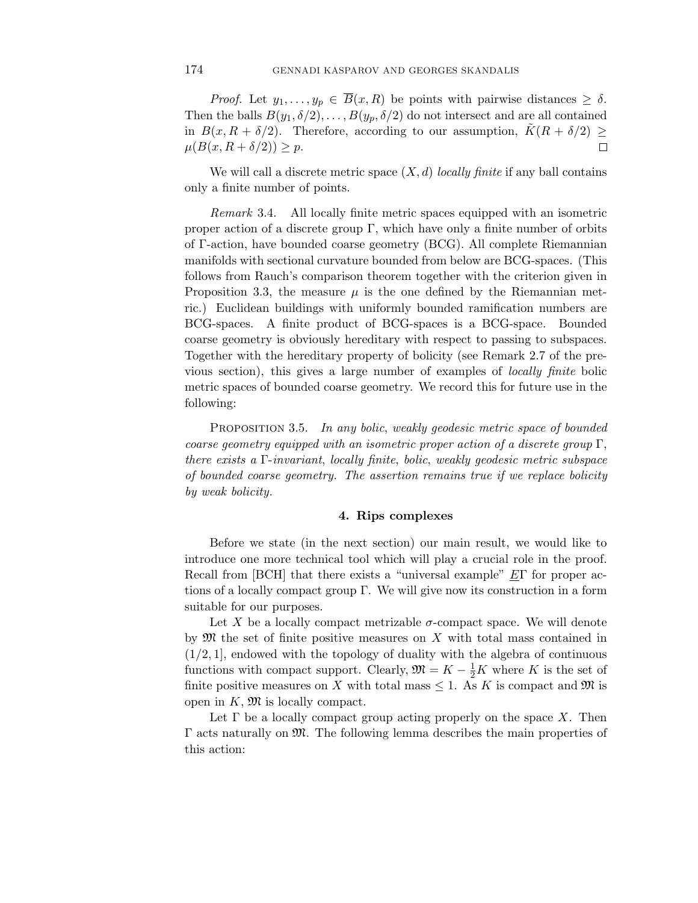*Proof.* Let $y_1, \ldots, y_p \in \overline{B}(x, R)$ be points with pairwise distances $\geq \delta$. Then the balls $B(y_1, \delta/2), \ldots, B(y_p, \delta/2)$ do not intersect and are all contained in $B(x, R + \delta/2)$. Therefore, according to our assumption, $\tilde{K}(R + \delta/2) \geq \mu(B(x, R + \delta/2)) \geq p$. $\square$

We will call a discrete metric space $(X, d)$ *locally finite* if any ball contains only a finite number of points.

*Remark* 3.4. All locally finite metric spaces equipped with an isometric proper action of a discrete group $\Gamma$, which have only a finite number of orbits of $\Gamma$-action, have bounded coarse geometry (BCG). All complete Riemannian manifolds with sectional curvature bounded from below are BCG-spaces. (This follows from Rauch's comparison theorem together with the criterion given in Proposition 3.3, the measure $\mu$ is the one defined by the Riemannian metric.) Euclidean buildings with uniformly bounded ramification numbers are BCG-spaces. A finite product of BCG-spaces is a BCG-space. Bounded coarse geometry is obviously hereditary with respect to passing to subspaces. Together with the hereditary property of bolicity (see Remark 2.7 of the previous section), this gives a large number of examples of *locally finite* bolic metric spaces of bounded coarse geometry. We record this for future use in the following:

Proposition 3.5. *In any bolic, weakly geodesic metric space of bounded coarse geometry equipped with an isometric proper action of a discrete group $\Gamma$, there exists a $\Gamma$-invariant, locally finite, bolic, weakly geodesic metric subspace of bounded coarse geometry. The assertion remains true if we replace bolicity by weak bolicity.*

## 4. Rips complexes

Before we state (in the next section) our main result, we would like to introduce one more technical tool which will play a crucial role in the proof. Recall from [BCH] that there exists a "universal example" $\underline{E}\Gamma$ for proper actions of a locally compact group $\Gamma$. We will give now its construction in a form suitable for our purposes.

Let $X$ be a locally compact metrizable $\sigma$-compact space. We will denote by $\mathfrak{M}$ the set of finite positive measures on $X$ with total mass contained in $(1/2, 1]$, endowed with the topology of duality with the algebra of continuous functions with compact support. Clearly, $\mathfrak{M} = K - \frac{1}{2}K$ where $K$ is the set of finite positive measures on $X$ with total mass $\leq 1$. As $K$ is compact and $\mathfrak{M}$ is open in $K$, $\mathfrak{M}$ is locally compact.

Let $\Gamma$ be a locally compact group acting properly on the space $X$. Then $\Gamma$ acts naturally on $\mathfrak{M}$. The following lemma describes the main properties of this action: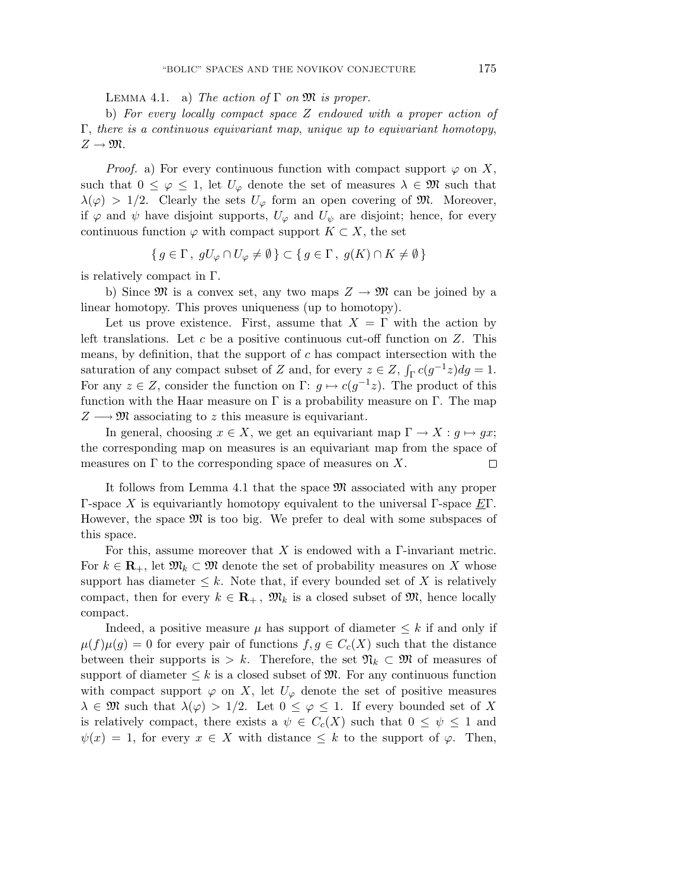Lemma 4.1. a) *The action of* $\Gamma$ *on* $\mathfrak{M}$ *is proper.*

b) *For every locally compact space* $Z$ *endowed with a proper action of* $\Gamma$, *there is a continuous equivariant map*, *unique up to equivariant homotopy*, $Z \to \mathfrak{M}$.

*Proof.* a) For every continuous function with compact support $\varphi$ on $X$, such that $0 \leq \varphi \leq 1$, let $U_\varphi$ denote the set of measures $\lambda \in \mathfrak{M}$ such that $\lambda(\varphi) > 1/2$. Clearly the sets $U_\varphi$ form an open covering of $\mathfrak{M}$. Moreover, if $\varphi$ and $\psi$ have disjoint supports, $U_\varphi$ and $U_\psi$ are disjoint; hence, for every continuous function $\varphi$ with compact support $K \subset X$, the set

$$\{ g \in \Gamma\,,\ gU_\varphi \cap U_\varphi \neq \emptyset \} \subset \{ g \in \Gamma\,,\ g(K) \cap K \neq \emptyset \}$$

is relatively compact in $\Gamma$.

b) Since $\mathfrak{M}$ is a convex set, any two maps $Z \to \mathfrak{M}$ can be joined by a linear homotopy. This proves uniqueness (up to homotopy).

Let us prove existence. First, assume that $X = \Gamma$ with the action by left translations. Let $c$ be a positive continuous cut-off function on $Z$. This means, by definition, that the support of $c$ has compact intersection with the saturation of any compact subset of $Z$ and, for every $z \in Z$, $\int_\Gamma c(g^{-1}z)dg = 1$. For any $z \in Z$, consider the function on $\Gamma$: $g \mapsto c(g^{-1}z)$. The product of this function with the Haar measure on $\Gamma$ is a probability measure on $\Gamma$. The map $Z \longrightarrow \mathfrak{M}$ associating to $z$ this measure is equivariant.

In general, choosing $x \in X$, we get an equivariant map $\Gamma \to X : g \mapsto gx$; the corresponding map on measures is an equivariant map from the space of measures on $\Gamma$ to the corresponding space of measures on $X$. $\square$

It follows from Lemma 4.1 that the space $\mathfrak{M}$ associated with any proper $\Gamma$-space $X$ is equivariantly homotopy equivalent to the universal $\Gamma$-space $\underline{E}\Gamma$. However, the space $\mathfrak{M}$ is too big. We prefer to deal with some subspaces of this space.

For this, assume moreover that $X$ is endowed with a $\Gamma$-invariant metric. For $k \in \mathbf{R}_+$, let $\mathfrak{M}_k \subset \mathfrak{M}$ denote the set of probability measures on $X$ whose support has diameter $\leq k$. Note that, if every bounded set of $X$ is relatively compact, then for every $k \in \mathbf{R}_+$, $\mathfrak{M}_k$ is a closed subset of $\mathfrak{M}$, hence locally compact.

Indeed, a positive measure $\mu$ has support of diameter $\leq k$ if and only if $\mu(f)\mu(g) = 0$ for every pair of functions $f, g \in C_c(X)$ such that the distance between their supports is $> k$. Therefore, the set $\mathfrak{N}_k \subset \mathfrak{M}$ of measures of support of diameter $\leq k$ is a closed subset of $\mathfrak{M}$. For any continuous function with compact support $\varphi$ on $X$, let $U_\varphi$ denote the set of positive measures $\lambda \in \mathfrak{M}$ such that $\lambda(\varphi) > 1/2$. Let $0 \leq \varphi \leq 1$. If every bounded set of $X$ is relatively compact, there exists a $\psi \in C_c(X)$ such that $0 \leq \psi \leq 1$ and $\psi(x) = 1$, for every $x \in X$ with distance $\leq k$ to the support of $\varphi$. Then,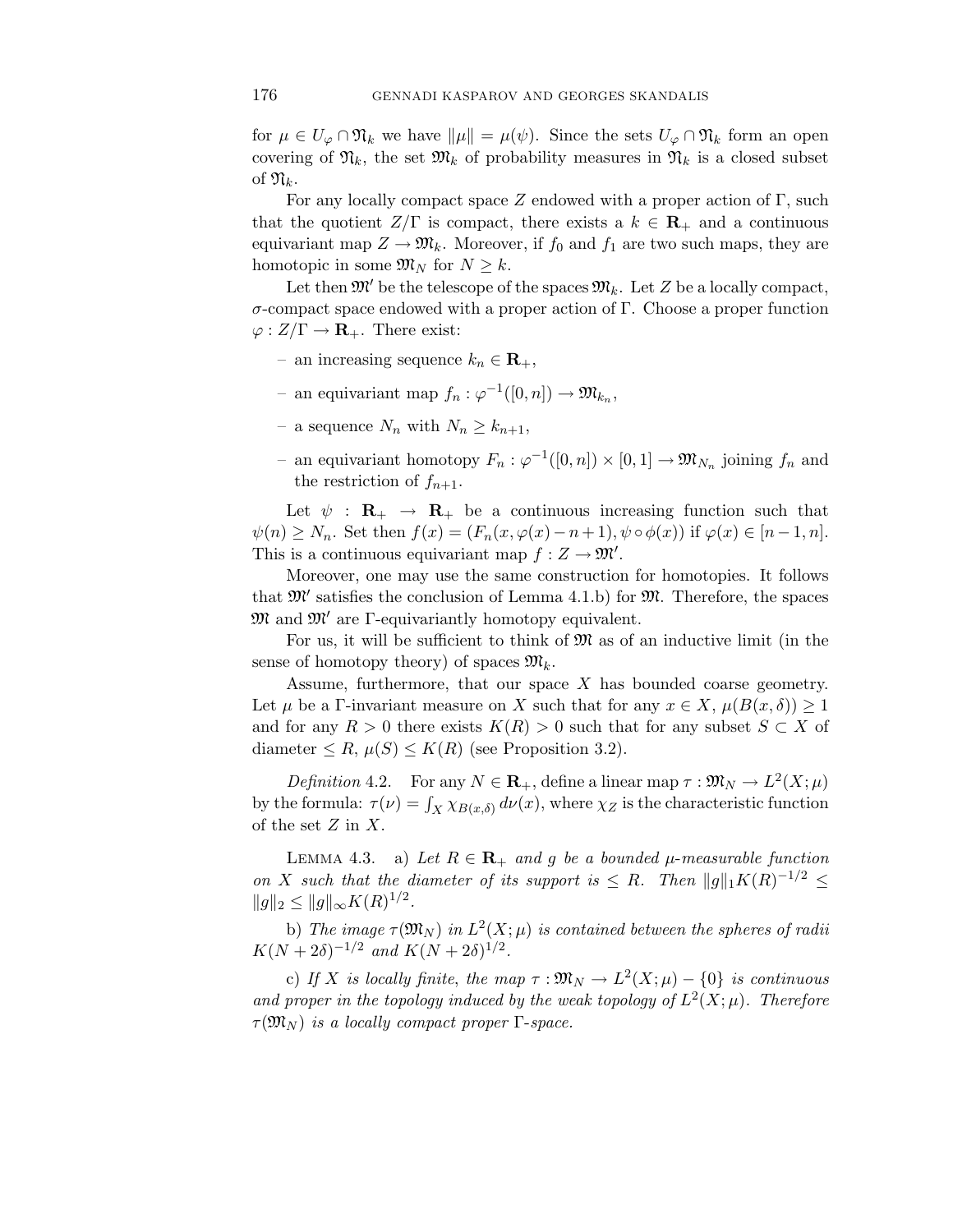for $\mu \in U_\varphi \cap \mathfrak{N}_k$ we have $\|\mu\| = \mu(\psi)$. Since the sets $U_\varphi \cap \mathfrak{N}_k$ form an open covering of $\mathfrak{N}_k$, the set $\mathfrak{M}_k$ of probability measures in $\mathfrak{N}_k$ is a closed subset of $\mathfrak{N}_k$.

For any locally compact space $Z$ endowed with a proper action of $\Gamma$, such that the quotient $Z/\Gamma$ is compact, there exists a $k \in \mathbf{R}_+$ and a continuous equivariant map $Z \to \mathfrak{M}_k$. Moreover, if $f_0$ and $f_1$ are two such maps, they are homotopic in some $\mathfrak{M}_N$ for $N \geq k$.

Let then $\mathfrak{M}'$ be the telescope of the spaces $\mathfrak{M}_k$. Let $Z$ be a locally compact, $\sigma$-compact space endowed with a proper action of $\Gamma$. Choose a proper function $\varphi : Z/\Gamma \to \mathbf{R}_+$. There exist:

- an increasing sequence $k_n \in \mathbf{R}_+$,
- an equivariant map $f_n : \varphi^{-1}([0, n]) \to \mathfrak{M}_{k_n}$,
- a sequence $N_n$ with $N_n \geq k_{n+1}$,
- an equivariant homotopy $F_n : \varphi^{-1}([0, n]) \times [0, 1] \to \mathfrak{M}_{N_n}$ joining $f_n$ and the restriction of $f_{n+1}$.

Let $\psi : \mathbf{R}_+ \to \mathbf{R}_+$ be a continuous increasing function such that $\psi(n) \geq N_n$. Set then $f(x) = (F_n(x, \varphi(x) - n + 1), \psi \circ \phi(x))$ if $\varphi(x) \in [n-1, n]$. This is a continuous equivariant map $f : Z \to \mathfrak{M}'$.

Moreover, one may use the same construction for homotopies. It follows that $\mathfrak{M}'$ satisfies the conclusion of Lemma 4.1.b) for $\mathfrak{M}$. Therefore, the spaces $\mathfrak{M}$ and $\mathfrak{M}'$ are $\Gamma$-equivariantly homotopy equivalent.

For us, it will be sufficient to think of $\mathfrak{M}$ as of an inductive limit (in the sense of homotopy theory) of spaces $\mathfrak{M}_k$.

Assume, furthermore, that our space $X$ has bounded coarse geometry. Let $\mu$ be a $\Gamma$-invariant measure on $X$ such that for any $x \in X$, $\mu(B(x, \delta)) \geq 1$ and for any $R > 0$ there exists $K(R) > 0$ such that for any subset $S \subset X$ of diameter $\leq R$, $\mu(S) \leq K(R)$ (see Proposition 3.2).

*Definition* 4.2. For any $N \in \mathbf{R}_+$, define a linear map $\tau : \mathfrak{M}_N \to L^2(X; \mu)$ by the formula: $\tau(\nu) = \int_X \chi_{B(x,\delta)}\, d\nu(x)$, where $\chi_Z$ is the characteristic function of the set $Z$ in $X$.

Lemma 4.3. a) *Let $R \in \mathbf{R}_+$ and $g$ be a bounded $\mu$-measurable function on $X$ such that the diameter of its support is $\leq R$. Then $\|g\|_1 K(R)^{-1/2} \leq \|g\|_2 \leq \|g\|_\infty K(R)^{1/2}$.*

b) *The image $\tau(\mathfrak{M}_N)$ in $L^2(X; \mu)$ is contained between the spheres of radii $K(N + 2\delta)^{-1/2}$ and $K(N + 2\delta)^{1/2}$.*

c) *If $X$ is locally finite, the map $\tau : \mathfrak{M}_N \to L^2(X; \mu) - \{0\}$ is continuous and proper in the topology induced by the weak topology of $L^2(X; \mu)$. Therefore $\tau(\mathfrak{M}_N)$ is a locally compact proper $\Gamma$-space.*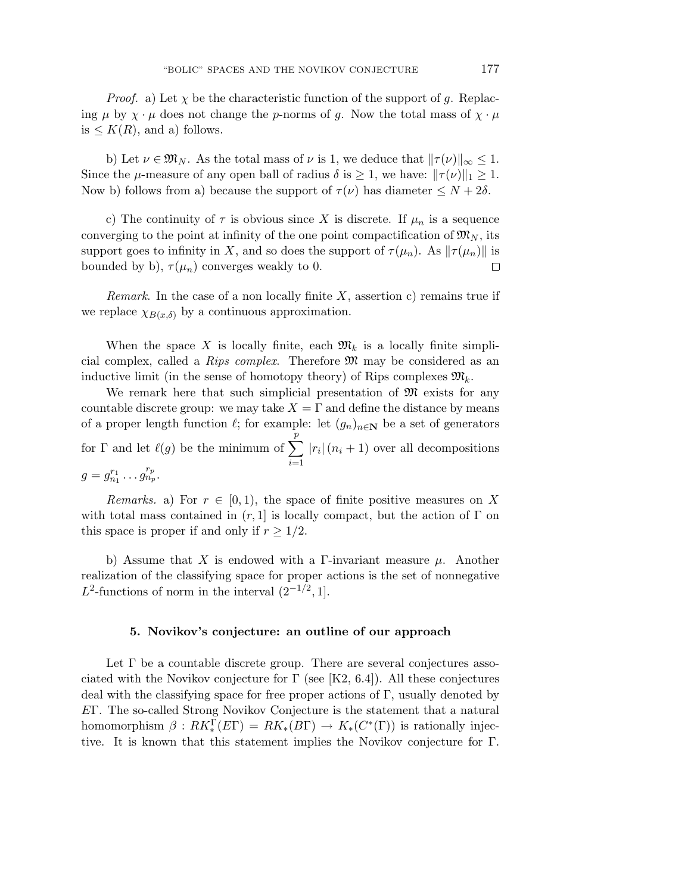*Proof.* a) Let $\chi$ be the characteristic function of the support of $g$. Replacing $\mu$ by $\chi \cdot \mu$ does not change the $p$-norms of $g$. Now the total mass of $\chi \cdot \mu$ is $\leq K(R)$, and a) follows.

b) Let $\nu \in \mathfrak{M}_N$. As the total mass of $\nu$ is 1, we deduce that $\|\tau(\nu)\|_\infty \leq 1$. Since the $\mu$-measure of any open ball of radius $\delta$ is $\geq 1$, we have: $\|\tau(\nu)\|_1 \geq 1$. Now b) follows from a) because the support of $\tau(\nu)$ has diameter $\leq N + 2\delta$.

c) The continuity of $\tau$ is obvious since $X$ is discrete. If $\mu_n$ is a sequence converging to the point at infinity of the one point compactification of $\mathfrak{M}_N$, its support goes to infinity in $X$, and so does the support of $\tau(\mu_n)$. As $\|\tau(\mu_n)\|$ is bounded by b), $\tau(\mu_n)$ converges weakly to 0. $\square$

*Remark.* In the case of a non locally finite $X$, assertion c) remains true if we replace $\chi_{B(x,\delta)}$ by a continuous approximation.

When the space $X$ is locally finite, each $\mathfrak{M}_k$ is a locally finite simplicial complex, called a *Rips complex*. Therefore $\mathfrak{M}$ may be considered as an inductive limit (in the sense of homotopy theory) of Rips complexes $\mathfrak{M}_k$.

We remark here that such simplicial presentation of $\mathfrak{M}$ exists for any countable discrete group: we may take $X = \Gamma$ and define the distance by means of a proper length function $\ell$; for example: let $(g_n)_{n\in\mathbf{N}}$ be a set of generators for $\Gamma$ and let $\ell(g)$ be the minimum of $\sum_{i=1}^{p} |r_i|\,(n_i+1)$ over all decompositions $g = g_{n_1}^{r_1} \dots g_{n_p}^{r_p}$.

*Remarks.* a) For $r \in [0,1)$, the space of finite positive measures on $X$ with total mass contained in $(r,1]$ is locally compact, but the action of $\Gamma$ on this space is proper if and only if $r \geq 1/2$.

b) Assume that $X$ is endowed with a $\Gamma$-invariant measure $\mu$. Another realization of the classifying space for proper actions is the set of nonnegative $L^2$-functions of norm in the interval $(2^{-1/2}, 1]$.

## 5. Novikov's conjecture: an outline of our approach

Let $\Gamma$ be a countable discrete group. There are several conjectures associated with the Novikov conjecture for $\Gamma$ (see [K2, 6.4]). All these conjectures deal with the classifying space for free proper actions of $\Gamma$, usually denoted by $E\Gamma$. The so-called Strong Novikov Conjecture is the statement that a natural homomorphism $\beta : RK_*^\Gamma(E\Gamma) = RK_*(B\Gamma) \to K_*(C^*(\Gamma))$ is rationally injective. It is known that this statement implies the Novikov conjecture for $\Gamma$.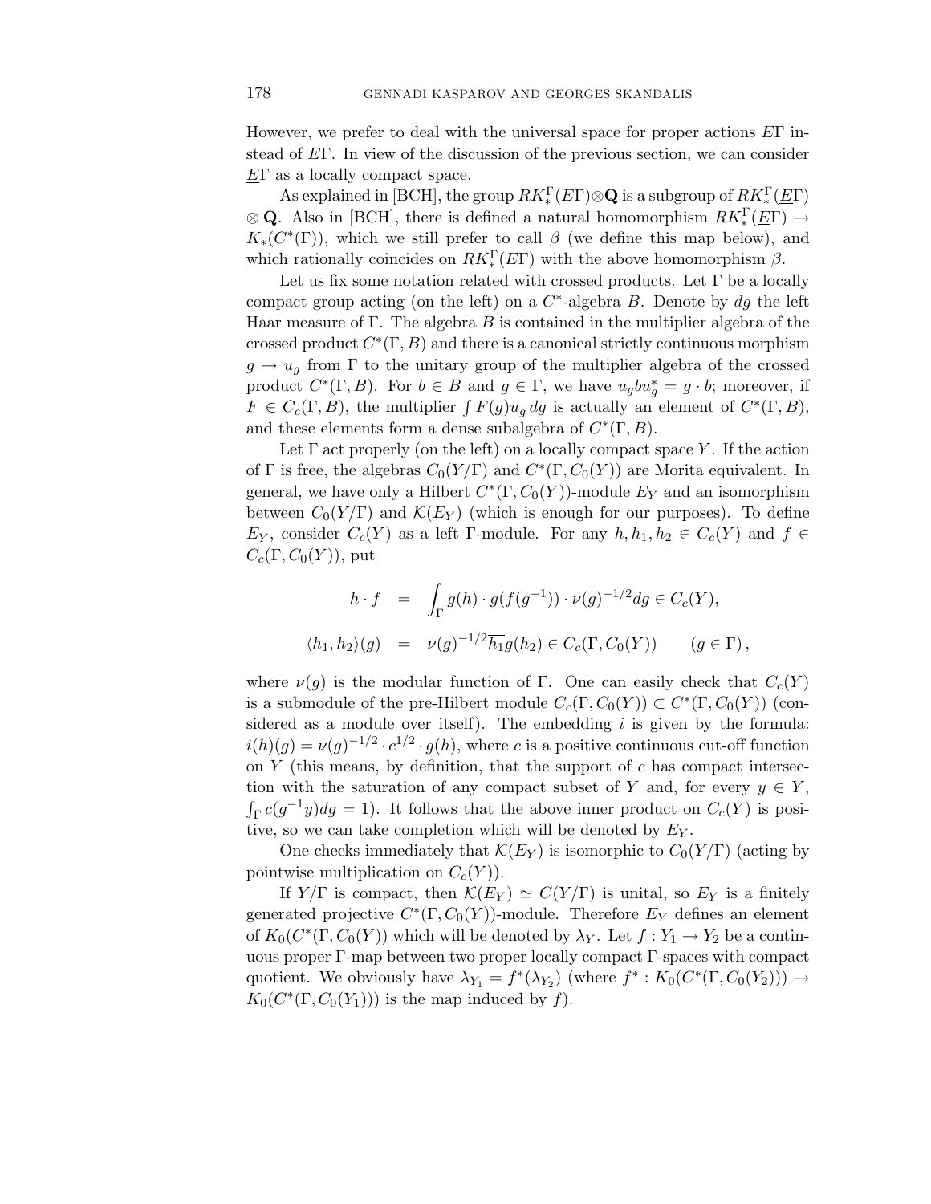However, we prefer to deal with the universal space for proper actions $\underline{E}\Gamma$ instead of $E\Gamma$. In view of the discussion of the previous section, we can consider $\underline{E}\Gamma$ as a locally compact space.

As explained in [BCH], the group $RK_*^\Gamma(E\Gamma)\otimes\mathbf{Q}$ is a subgroup of $RK_*^\Gamma(\underline{E}\Gamma) \otimes \mathbf{Q}$. Also in [BCH], there is defined a natural homomorphism $RK_*^\Gamma(\underline{E}\Gamma) \to K_*(C^*(\Gamma))$, which we still prefer to call $\beta$ (we define this map below), and which rationally coincides on $RK_*^\Gamma(E\Gamma)$ with the above homomorphism $\beta$.

Let us fix some notation related with crossed products. Let $\Gamma$ be a locally compact group acting (on the left) on a $C^*$-algebra $B$. Denote by $dg$ the left Haar measure of $\Gamma$. The algebra $B$ is contained in the multiplier algebra of the crossed product $C^*(\Gamma, B)$ and there is a canonical strictly continuous morphism $g \mapsto u_g$ from $\Gamma$ to the unitary group of the multiplier algebra of the crossed product $C^*(\Gamma, B)$. For $b \in B$ and $g \in \Gamma$, we have $u_g b u_g^* = g \cdot b$; moreover, if $F \in C_c(\Gamma, B)$, the multiplier $\int F(g) u_g \, dg$ is actually an element of $C^*(\Gamma, B)$, and these elements form a dense subalgebra of $C^*(\Gamma, B)$.

Let $\Gamma$ act properly (on the left) on a locally compact space $Y$. If the action of $\Gamma$ is free, the algebras $C_0(Y/\Gamma)$ and $C^*(\Gamma, C_0(Y))$ are Morita equivalent. In general, we have only a Hilbert $C^*(\Gamma, C_0(Y))$-module $E_Y$ and an isomorphism between $C_0(Y/\Gamma)$ and $\mathcal{K}(E_Y)$ (which is enough for our purposes). To define $E_Y$, consider $C_c(Y)$ as a left $\Gamma$-module. For any $h, h_1, h_2 \in C_c(Y)$ and $f \in C_c(\Gamma, C_0(Y))$, put

$$
\begin{aligned}
h \cdot f &= \int_\Gamma g(h) \cdot g(f(g^{-1})) \cdot \nu(g)^{-1/2} dg \in C_c(Y), \\
\langle h_1, h_2 \rangle(g) &= \nu(g)^{-1/2} \overline{h_1} g(h_2) \in C_c(\Gamma, C_0(Y)) \qquad (g \in \Gamma),
\end{aligned}
$$

where $\nu(g)$ is the modular function of $\Gamma$. One can easily check that $C_c(Y)$ is a submodule of the pre-Hilbert module $C_c(\Gamma, C_0(Y)) \subset C^*(\Gamma, C_0(Y))$ (considered as a module over itself). The embedding $i$ is given by the formula: $i(h)(g) = \nu(g)^{-1/2} \cdot c^{1/2} \cdot g(h)$, where $c$ is a positive continuous cut-off function on $Y$ (this means, by definition, that the support of $c$ has compact intersection with the saturation of any compact subset of $Y$ and, for every $y \in Y$, $\int_\Gamma c(g^{-1}y) dg = 1$). It follows that the above inner product on $C_c(Y)$ is positive, so we can take completion which will be denoted by $E_Y$.

One checks immediately that $\mathcal{K}(E_Y)$ is isomorphic to $C_0(Y/\Gamma)$ (acting by pointwise multiplication on $C_c(Y)$).

If $Y/\Gamma$ is compact, then $\mathcal{K}(E_Y) \simeq C(Y/\Gamma)$ is unital, so $E_Y$ is a finitely generated projective $C^*(\Gamma, C_0(Y))$-module. Therefore $E_Y$ defines an element of $K_0(C^*(\Gamma, C_0(Y))$ which will be denoted by $\lambda_Y$. Let $f : Y_1 \to Y_2$ be a continuous proper $\Gamma$-map between two proper locally compact $\Gamma$-spaces with compact quotient. We obviously have $\lambda_{Y_1} = f^*(\lambda_{Y_2})$ (where $f^* : K_0(C^*(\Gamma, C_0(Y_2))) \to K_0(C^*(\Gamma, C_0(Y_1)))$ is the map induced by $f$).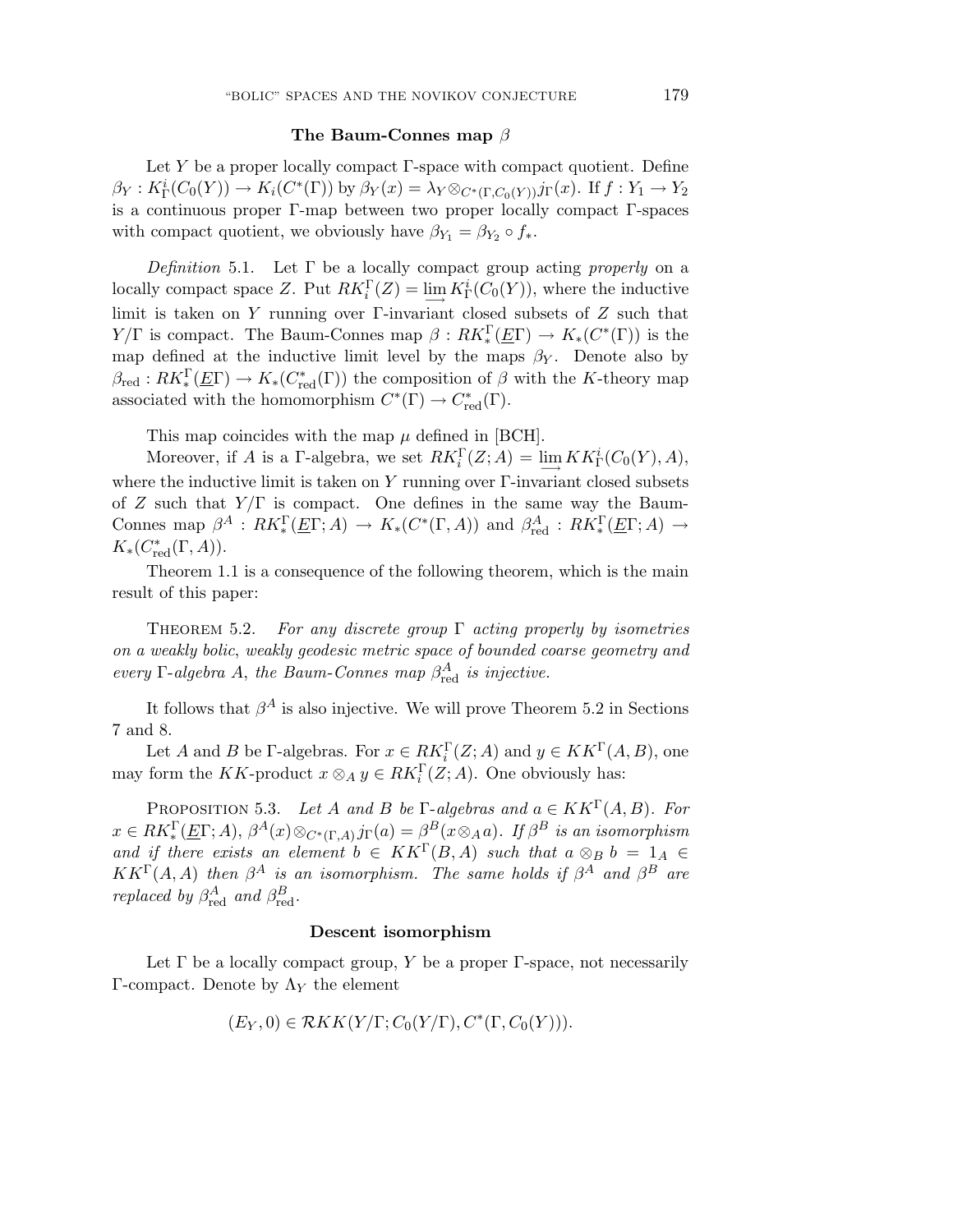### The Baum-Connes map $\beta$

Let $Y$ be a proper locally compact $\Gamma$-space with compact quotient. Define $\beta_Y : K^i_\Gamma(C_0(Y)) \to K_i(C^*(\Gamma))$ by $\beta_Y(x) = \lambda_Y \otimes_{C^*(\Gamma, C_0(Y))} j_\Gamma(x)$. If $f : Y_1 \to Y_2$ is a continuous proper $\Gamma$-map between two proper locally compact $\Gamma$-spaces with compact quotient, we obviously have $\beta_{Y_1} = \beta_{Y_2} \circ f_*$.

*Definition* 5.1. Let $\Gamma$ be a locally compact group acting *properly* on a locally compact space $Z$. Put $RK^\Gamma_i(Z) = \varinjlim K^i_\Gamma(C_0(Y))$, where the inductive limit is taken on $Y$ running over $\Gamma$-invariant closed subsets of $Z$ such that $Y/\Gamma$ is compact. The Baum-Connes map $\beta : RK^\Gamma_*(\underline{E}\Gamma) \to K_*(C^*(\Gamma))$ is the map defined at the inductive limit level by the maps $\beta_Y$. Denote also by $\beta_{\mathrm{red}} : RK^\Gamma_*(\underline{E}\Gamma) \to K_*(C^*_{\mathrm{red}}(\Gamma))$ the composition of $\beta$ with the $K$-theory map associated with the homomorphism $C^*(\Gamma) \to C^*_{\mathrm{red}}(\Gamma)$.

This map coincides with the map $\mu$ defined in [BCH].

Moreover, if $A$ is a $\Gamma$-algebra, we set $RK^\Gamma_i(Z; A) = \varinjlim KK^i_\Gamma(C_0(Y), A)$, where the inductive limit is taken on $Y$ running over $\Gamma$-invariant closed subsets of $Z$ such that $Y/\Gamma$ is compact. One defines in the same way the Baum-Connes map $\beta^A : RK^\Gamma_*(\underline{E}\Gamma; A) \to K_*(C^*(\Gamma, A))$ and $\beta^A_{\mathrm{red}} : RK^\Gamma_*(\underline{E}\Gamma; A) \to K_*(C^*_{\mathrm{red}}(\Gamma, A))$.

Theorem 1.1 is a consequence of the following theorem, which is the main result of this paper:

THEOREM 5.2. *For any discrete group $\Gamma$ acting properly by isometries on a weakly bolic, weakly geodesic metric space of bounded coarse geometry and every $\Gamma$-algebra $A$, the Baum-Connes map $\beta^A_{\mathrm{red}}$ is injective.*

It follows that $\beta^A$ is also injective. We will prove Theorem 5.2 in Sections 7 and 8.

Let $A$ and $B$ be $\Gamma$-algebras. For $x \in RK^\Gamma_i(Z; A)$ and $y \in KK^\Gamma(A, B)$, one may form the $KK$-product $x \otimes_A y \in RK^\Gamma_i(Z; A)$. One obviously has:

PROPOSITION 5.3. *Let $A$ and $B$ be $\Gamma$-algebras and $a \in KK^\Gamma(A, B)$. For $x \in RK^\Gamma_*(\underline{E}\Gamma; A)$, $\beta^A(x) \otimes_{C^*(\Gamma, A)} j_\Gamma(a) = \beta^B(x \otimes_A a)$. If $\beta^B$ is an isomorphism and if there exists an element $b \in KK^\Gamma(B, A)$ such that $a \otimes_B b = 1_A \in KK^\Gamma(A, A)$ then $\beta^A$ is an isomorphism. The same holds if $\beta^A$ and $\beta^B$ are replaced by $\beta^A_{\mathrm{red}}$ and $\beta^B_{\mathrm{red}}$.*

### Descent isomorphism

Let $\Gamma$ be a locally compact group, $Y$ be a proper $\Gamma$-space, not necessarily $\Gamma$-compact. Denote by $\Lambda_Y$ the element

$$(E_Y, 0) \in \mathcal{R}KK(Y/\Gamma; C_0(Y/\Gamma), C^*(\Gamma, C_0(Y))).$$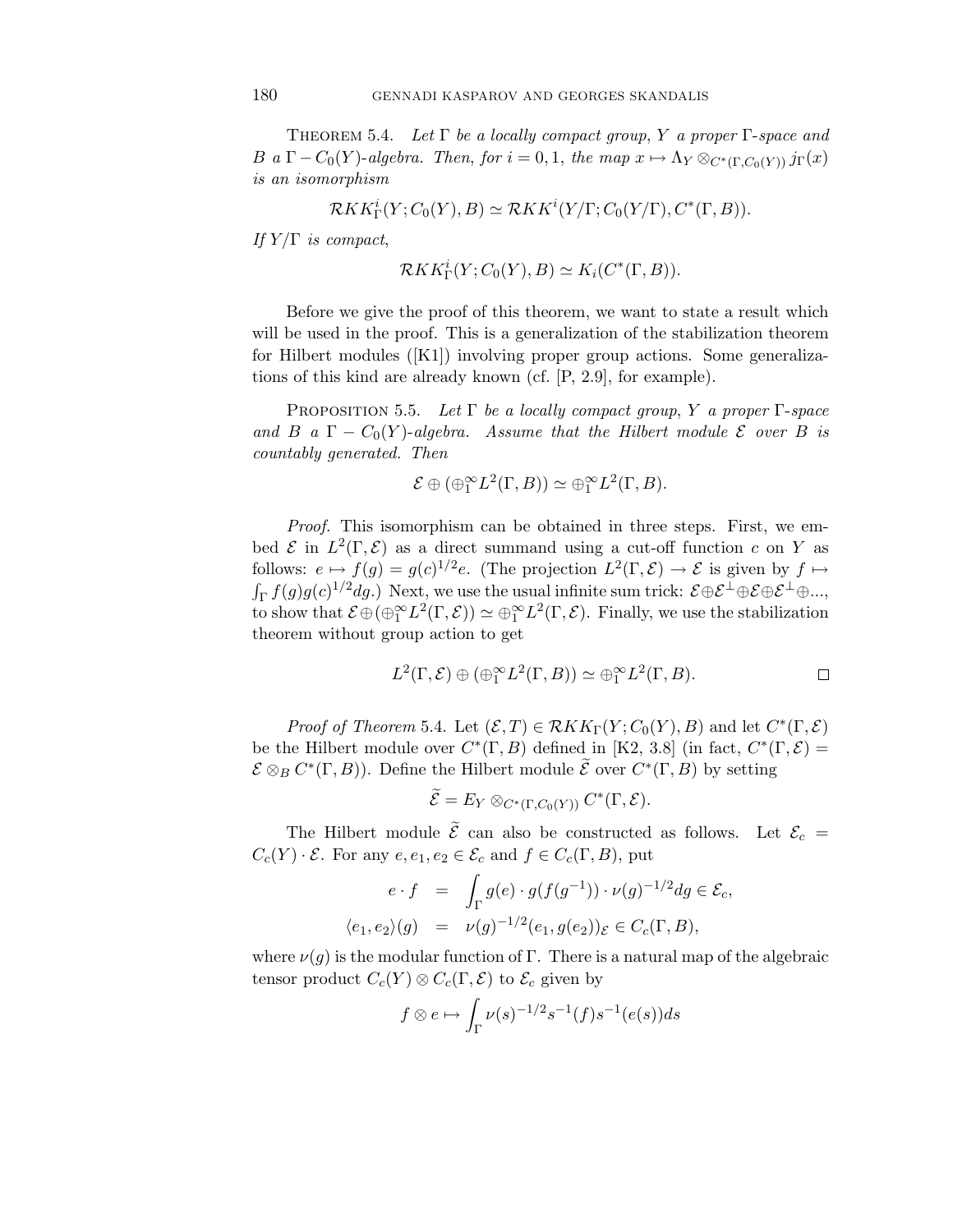**Theorem 5.4.** *Let $\Gamma$ be a locally compact group, $Y$ a proper $\Gamma$-space and $B$ a $\Gamma - C_0(Y)$-algebra. Then, for $i = 0, 1$, the map $x \mapsto \Lambda_Y \otimes_{C^*(\Gamma, C_0(Y))} j_\Gamma(x)$ is an isomorphism*

$$\mathcal{R}KK^i_\Gamma(Y; C_0(Y), B) \simeq \mathcal{R}KK^i(Y/\Gamma; C_0(Y/\Gamma), C^*(\Gamma, B)).$$

*If $Y/\Gamma$ is compact,*

$$\mathcal{R}KK^i_\Gamma(Y; C_0(Y), B) \simeq K_i(C^*(\Gamma, B)).$$

Before we give the proof of this theorem, we want to state a result which will be used in the proof. This is a generalization of the stabilization theorem for Hilbert modules ([K1]) involving proper group actions. Some generalizations of this kind are already known (cf. [P, 2.9], for example).

**Proposition 5.5.** *Let $\Gamma$ be a locally compact group, $Y$ a proper $\Gamma$-space and $B$ a $\Gamma - C_0(Y)$-algebra. Assume that the Hilbert module $\mathcal{E}$ over $B$ is countably generated. Then*

$$\mathcal{E} \oplus (\oplus_1^\infty L^2(\Gamma, B)) \simeq \oplus_1^\infty L^2(\Gamma, B).$$

*Proof.* This isomorphism can be obtained in three steps. First, we embed $\mathcal{E}$ in $L^2(\Gamma, \mathcal{E})$ as a direct summand using a cut-off function $c$ on $Y$ as follows: $e \mapsto f(g) = g(c)^{1/2} e$. (The projection $L^2(\Gamma, \mathcal{E}) \to \mathcal{E}$ is given by $f \mapsto \int_\Gamma f(g) g(c)^{1/2} dg$.) Next, we use the usual infinite sum trick: $\mathcal{E} \oplus \mathcal{E}^\perp \oplus \mathcal{E} \oplus \mathcal{E}^\perp \oplus ...$, to show that $\mathcal{E} \oplus (\oplus_1^\infty L^2(\Gamma, \mathcal{E})) \simeq \oplus_1^\infty L^2(\Gamma, \mathcal{E})$. Finally, we use the stabilization theorem without group action to get

$$L^2(\Gamma, \mathcal{E}) \oplus (\oplus_1^\infty L^2(\Gamma, B)) \simeq \oplus_1^\infty L^2(\Gamma, B). \qquad \square$$

*Proof of Theorem* 5.4. Let $(\mathcal{E}, T) \in \mathcal{R}KK_\Gamma(Y; C_0(Y), B)$ and let $C^*(\Gamma, \mathcal{E})$ be the Hilbert module over $C^*(\Gamma, B)$ defined in [K2, 3.8] (in fact, $C^*(\Gamma, \mathcal{E}) = \mathcal{E} \otimes_B C^*(\Gamma, B)$). Define the Hilbert module $\widetilde{\mathcal{E}}$ over $C^*(\Gamma, B)$ by setting

$$\widetilde{\mathcal{E}} = E_Y \otimes_{C^*(\Gamma, C_0(Y))} C^*(\Gamma, \mathcal{E}).$$

The Hilbert module $\widetilde{\mathcal{E}}$ can also be constructed as follows. Let $\mathcal{E}_c = C_c(Y) \cdot \mathcal{E}$. For any $e, e_1, e_2 \in \mathcal{E}_c$ and $f \in C_c(\Gamma, B)$, put

$$\begin{aligned} e \cdot f &= \int_\Gamma g(e) \cdot g(f(g^{-1})) \cdot \nu(g)^{-1/2} dg \in \mathcal{E}_c, \\ \langle e_1, e_2 \rangle(g) &= \nu(g)^{-1/2} (e_1, g(e_2))_{\mathcal{E}} \in C_c(\Gamma, B), \end{aligned}$$

where $\nu(g)$ is the modular function of $\Gamma$. There is a natural map of the algebraic tensor product $C_c(Y) \otimes C_c(\Gamma, \mathcal{E})$ to $\mathcal{E}_c$ given by

$$f \otimes e \mapsto \int_\Gamma \nu(s)^{-1/2} s^{-1}(f) s^{-1}(e(s)) ds$$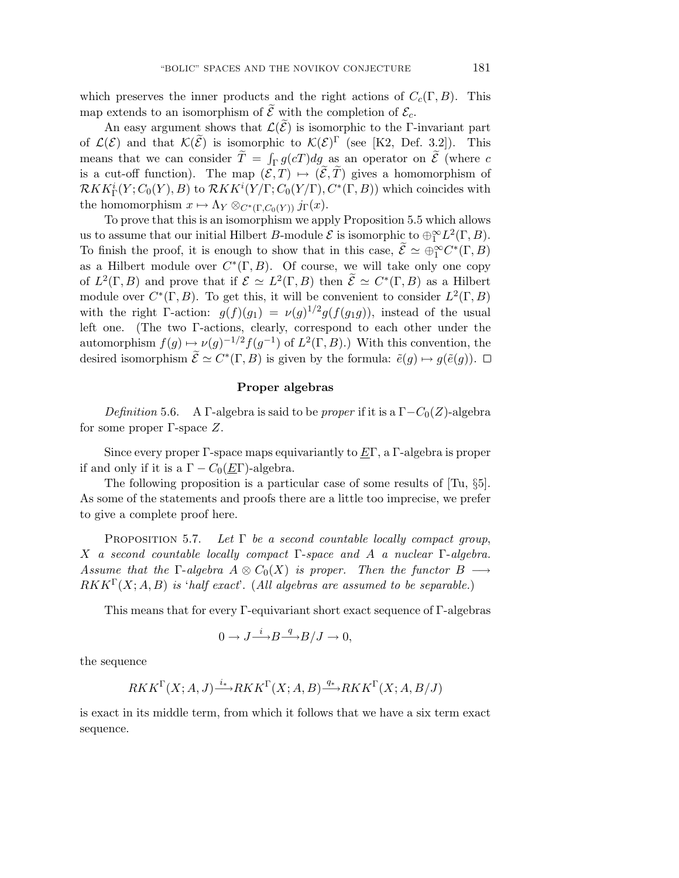which preserves the inner products and the right actions of $C_c(\Gamma, B)$. This map extends to an isomorphism of $\widetilde{\mathcal{E}}$ with the completion of $\mathcal{E}_c$.

An easy argument shows that $\mathcal{L}(\widetilde{\mathcal{E}})$ is isomorphic to the $\Gamma$-invariant part of $\mathcal{L}(\mathcal{E})$ and that $\mathcal{K}(\widetilde{\mathcal{E}})$ is isomorphic to $\mathcal{K}(\mathcal{E})^\Gamma$ (see [K2, Def. 3.2]). This means that we can consider $\widetilde{T} = \int_\Gamma g(cT)dg$ as an operator on $\widetilde{\mathcal{E}}$ (where $c$ is a cut-off function). The map $(\mathcal{E}, T) \mapsto (\widetilde{\mathcal{E}}, \widetilde{T})$ gives a homomorphism of $\mathcal{R}KK^i_\Gamma(Y; C_0(Y), B)$ to $\mathcal{R}KK^i(Y/\Gamma; C_0(Y/\Gamma), C^*(\Gamma, B))$ which coincides with the homomorphism $x \mapsto \Lambda_Y \otimes_{C^*(\Gamma, C_0(Y))} j_\Gamma(x)$.

To prove that this is an isomorphism we apply Proposition 5.5 which allows us to assume that our initial Hilbert $B$-module $\mathcal{E}$ is isomorphic to $\oplus_1^\infty L^2(\Gamma, B)$. To finish the proof, it is enough to show that in this case, $\widetilde{\mathcal{E}} \simeq \oplus_1^\infty C^*(\Gamma, B)$ as a Hilbert module over $C^*(\Gamma, B)$. Of course, we will take only one copy of $L^2(\Gamma, B)$ and prove that if $\mathcal{E} \simeq L^2(\Gamma, B)$ then $\widetilde{\mathcal{E}} \simeq C^*(\Gamma, B)$ as a Hilbert module over $C^*(\Gamma, B)$. To get this, it will be convenient to consider $L^2(\Gamma, B)$ with the right $\Gamma$-action: $g(f)(g_1) = \nu(g)^{1/2} g(f(g_1 g))$, instead of the usual left one. (The two $\Gamma$-actions, clearly, correspond to each other under the automorphism $f(g) \mapsto \nu(g)^{-1/2} f(g^{-1})$ of $L^2(\Gamma, B)$.) With this convention, the desired isomorphism $\widetilde{\mathcal{E}} \simeq C^*(\Gamma, B)$ is given by the formula: $\tilde{e}(g) \mapsto g(\tilde{e}(g))$. $\square$

## Proper algebras

*Definition* 5.6. A $\Gamma$-algebra is said to be *proper* if it is a $\Gamma - C_0(Z)$-algebra for some proper $\Gamma$-space $Z$.

Since every proper $\Gamma$-space maps equivariantly to $\underline{E}\Gamma$, a $\Gamma$-algebra is proper if and only if it is a $\Gamma - C_0(\underline{E}\Gamma)$-algebra.

The following proposition is a particular case of some results of [Tu, §5]. As some of the statements and proofs there are a little too imprecise, we prefer to give a complete proof here.

Proposition 5.7. *Let $\Gamma$ be a second countable locally compact group, $X$ a second countable locally compact $\Gamma$-space and $A$ a nuclear $\Gamma$-algebra. Assume that the $\Gamma$-algebra $A \otimes C_0(X)$ is proper. Then the functor $B \longrightarrow RKK^\Gamma(X; A, B)$ is 'half exact'. (All algebras are assumed to be separable.)*

This means that for every $\Gamma$-equivariant short exact sequence of $\Gamma$-algebras

$$0 \to J \xrightarrow{i} B \xrightarrow{q} B/J \to 0,$$

the sequence

$$RKK^\Gamma(X; A, J) \xrightarrow{i_*} RKK^\Gamma(X; A, B) \xrightarrow{q_*} RKK^\Gamma(X; A, B/J)$$

is exact in its middle term, from which it follows that we have a six term exact sequence.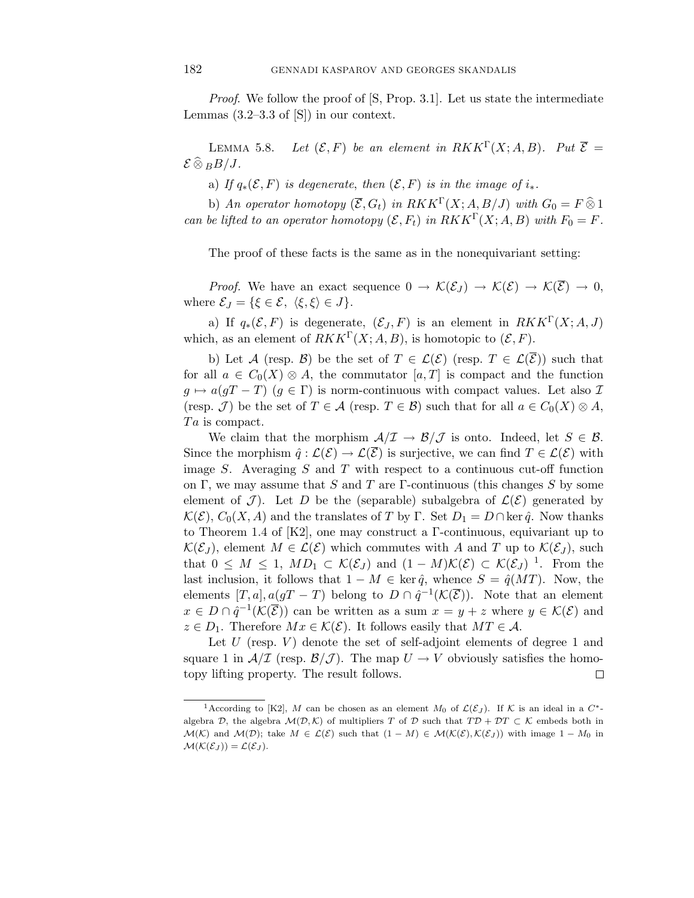*Proof.* We follow the proof of [S, Prop. 3.1]. Let us state the intermediate Lemmas (3.2–3.3 of [S]) in our context.

LEMMA 5.8. *Let $(\mathcal{E}, F)$ be an element in $RKK^{\Gamma}(X; A, B)$. Put $\overline{\mathcal{E}} = \mathcal{E} \widehat{\otimes}_B B/J$.*

*a) If $q_*(\mathcal{E}, F)$ is degenerate, then $(\mathcal{E}, F)$ is in the image of $i_*$.*

*b) An operator homotopy $(\overline{\mathcal{E}}, G_t)$ in $RKK^{\Gamma}(X; A, B/J)$ with $G_0 = F \widehat{\otimes} 1$ can be lifted to an operator homotopy $(\mathcal{E}, F_t)$ in $RKK^{\Gamma}(X; A, B)$ with $F_0 = F$.*

The proof of these facts is the same as in the nonequivariant setting:

*Proof.* We have an exact sequence $0 \to \mathcal{K}(\mathcal{E}_J) \to \mathcal{K}(\mathcal{E}) \to \mathcal{K}(\overline{\mathcal{E}}) \to 0$, where $\mathcal{E}_J = \{\xi \in \mathcal{E},\ \langle \xi, \xi \rangle \in J\}$.

a) If $q_*(\mathcal{E}, F)$ is degenerate, $(\mathcal{E}_J, F)$ is an element in $RKK^{\Gamma}(X; A, J)$ which, as an element of $RKK^{\Gamma}(X; A, B)$, is homotopic to $(\mathcal{E}, F)$.

b) Let $\mathcal{A}$ (resp. $\mathcal{B}$) be the set of $T \in \mathcal{L}(\mathcal{E})$ (resp. $T \in \mathcal{L}(\overline{\mathcal{E}})$) such that for all $a \in C_0(X) \otimes A$, the commutator $[a, T]$ is compact and the function $g \mapsto a(gT - T)$ ($g \in \Gamma$) is norm-continuous with compact values. Let also $\mathcal{I}$ (resp. $\mathcal{J}$) be the set of $T \in \mathcal{A}$ (resp. $T \in \mathcal{B}$) such that for all $a \in C_0(X) \otimes A$, $Ta$ is compact.

We claim that the morphism $\mathcal{A}/\mathcal{I} \to \mathcal{B}/\mathcal{J}$ is onto. Indeed, let $S \in \mathcal{B}$. Since the morphism $\hat{q} : \mathcal{L}(\mathcal{E}) \to \mathcal{L}(\overline{\mathcal{E}})$ is surjective, we can find $T \in \mathcal{L}(\mathcal{E})$ with image $S$. Averaging $S$ and $T$ with respect to a continuous cut-off function on $\Gamma$, we may assume that $S$ and $T$ are $\Gamma$-continuous (this changes $S$ by some element of $\mathcal{J}$). Let $D$ be the (separable) subalgebra of $\mathcal{L}(\mathcal{E})$ generated by $\mathcal{K}(\mathcal{E})$, $C_0(X, A)$ and the translates of $T$ by $\Gamma$. Set $D_1 = D \cap \ker \hat{q}$. Now thanks to Theorem 1.4 of [K2], one may construct a $\Gamma$-continuous, equivariant up to $\mathcal{K}(\mathcal{E}_J)$, element $M \in \mathcal{L}(\mathcal{E})$ which commutes with $A$ and $T$ up to $\mathcal{K}(\mathcal{E}_J)$, such that $0 \leq M \leq 1$, $MD_1 \subset \mathcal{K}(\mathcal{E}_J)$ and $(1 - M)\mathcal{K}(\mathcal{E}) \subset \mathcal{K}(\mathcal{E}_J)$ [1]. From the last inclusion, it follows that $1 - M \in \ker \hat{q}$, whence $S = \hat{q}(MT)$. Now, the elements $[T, a], a(gT - T)$ belong to $D \cap \hat{q}^{-1}(\mathcal{K}(\overline{\mathcal{E}}))$. Note that an element $x \in D \cap \hat{q}^{-1}(\mathcal{K}(\overline{\mathcal{E}}))$ can be written as a sum $x = y + z$ where $y \in \mathcal{K}(\mathcal{E})$ and $z \in D_1$. Therefore $Mx \in \mathcal{K}(\mathcal{E})$. It follows easily that $MT \in \mathcal{A}$.

Let $U$ (resp. $V$) denote the set of self-adjoint elements of degree 1 and square 1 in $\mathcal{A}/\mathcal{I}$ (resp. $\mathcal{B}/\mathcal{J}$). The map $U \to V$ obviously satisfies the homotopy lifting property. The result follows. $\square$

---

[1] According to [K2], $M$ can be chosen as an element $M_0$ of $\mathcal{L}(\mathcal{E}_J)$. If $\mathcal{K}$ is an ideal in a $C^*$-algebra $\mathcal{D}$, the algebra $\mathcal{M}(\mathcal{D}, \mathcal{K})$ of multipliers $T$ of $\mathcal{D}$ such that $T\mathcal{D} + \mathcal{D}T \subset \mathcal{K}$ embeds both in $\mathcal{M}(\mathcal{K})$ and $\mathcal{M}(\mathcal{D})$; take $M \in \mathcal{L}(\mathcal{E})$ such that $(1 - M) \in \mathcal{M}(\mathcal{K}(\mathcal{E}), \mathcal{K}(\mathcal{E}_J))$ with image $1 - M_0$ in $\mathcal{M}(\mathcal{K}(\mathcal{E}_J)) = \mathcal{L}(\mathcal{E}_J)$.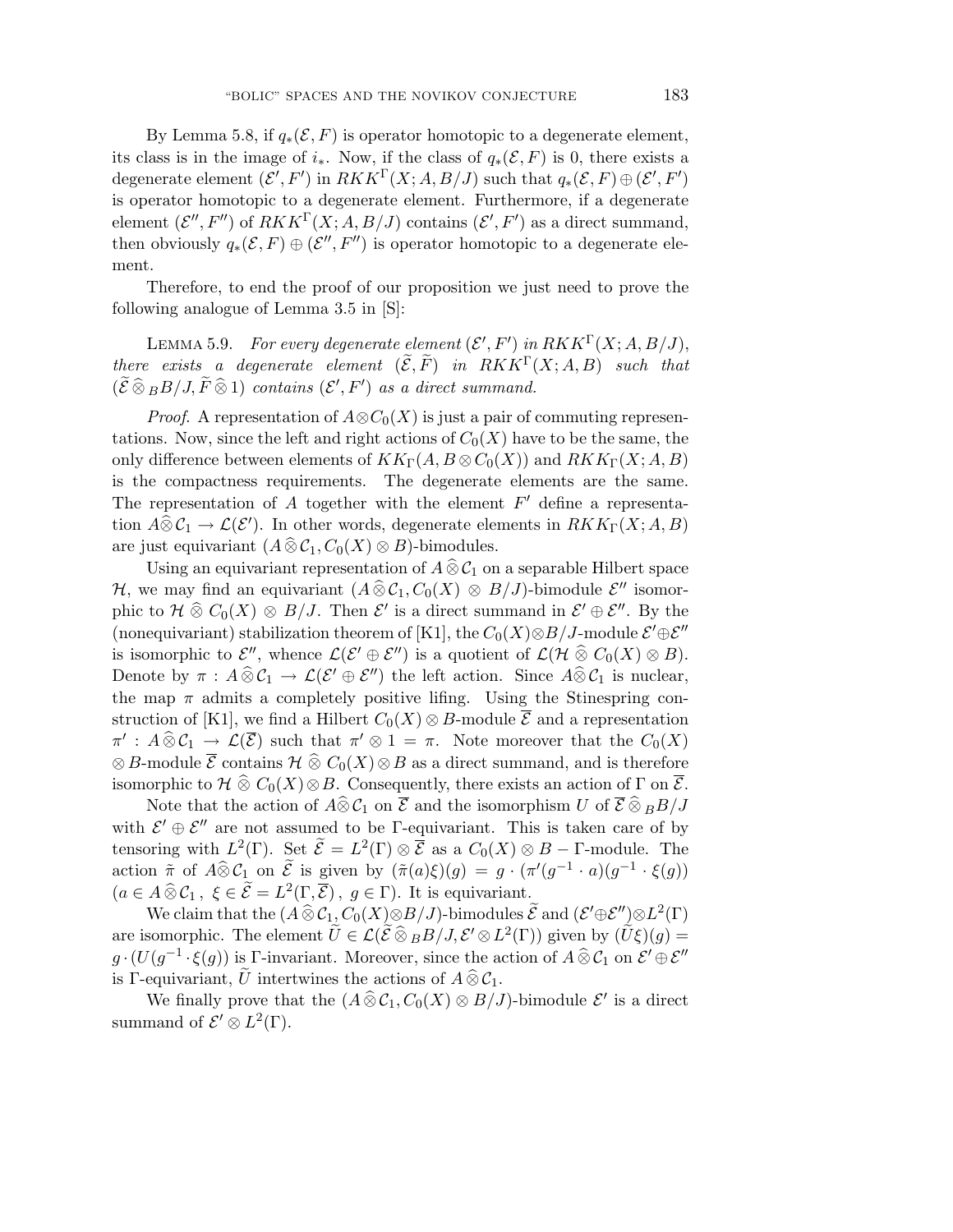By Lemma 5.8, if $q_*(\mathcal{E}, F)$ is operator homotopic to a degenerate element, its class is in the image of $i_*$. Now, if the class of $q_*(\mathcal{E}, F)$ is 0, there exists a degenerate element $(\mathcal{E}', F')$ in $RKK^\Gamma(X; A, B/J)$ such that $q_*(\mathcal{E}, F) \oplus (\mathcal{E}', F')$ is operator homotopic to a degenerate element. Furthermore, if a degenerate element $(\mathcal{E}'', F'')$ of $RKK^\Gamma(X; A, B/J)$ contains $(\mathcal{E}', F')$ as a direct summand, then obviously $q_*(\mathcal{E}, F) \oplus (\mathcal{E}'', F'')$ is operator homotopic to a degenerate element.

Therefore, to end the proof of our proposition we just need to prove the following analogue of Lemma 3.5 in [S]:

Lemma 5.9. *For every degenerate element $(\mathcal{E}', F')$ in $RKK^\Gamma(X; A, B/J)$, there exists a degenerate element $(\widetilde{\mathcal{E}}, \widetilde{F})$ in $RKK^\Gamma(X; A, B)$ such that $(\widetilde{\mathcal{E}} \widehat{\otimes}_B B/J, \widetilde{F} \widehat{\otimes} 1)$ contains $(\mathcal{E}', F')$ as a direct summand.*

*Proof.* A representation of $A \otimes C_0(X)$ is just a pair of commuting representations. Now, since the left and right actions of $C_0(X)$ have to be the same, the only difference between elements of $KK_\Gamma(A, B \otimes C_0(X))$ and $RKK_\Gamma(X; A, B)$ is the compactness requirements. The degenerate elements are the same. The representation of $A$ together with the element $F'$ define a representation $A \widehat{\otimes} \mathcal{C}_1 \to \mathcal{L}(\mathcal{E}')$. In other words, degenerate elements in $RKK_\Gamma(X; A, B)$ are just equivariant $(A \widehat{\otimes} \mathcal{C}_1, C_0(X) \otimes B)$-bimodules.

Using an equivariant representation of $A \widehat{\otimes} \mathcal{C}_1$ on a separable Hilbert space $\mathcal{H}$, we may find an equivariant $(A \widehat{\otimes} \mathcal{C}_1, C_0(X) \otimes B/J)$-bimodule $\mathcal{E}''$ isomorphic to $\mathcal{H} \widehat{\otimes} C_0(X) \otimes B/J$. Then $\mathcal{E}'$ is a direct summand in $\mathcal{E}' \oplus \mathcal{E}''$. By the (nonequivariant) stabilization theorem of [K1], the $C_0(X) \otimes B/J$-module $\mathcal{E}' \oplus \mathcal{E}''$ is isomorphic to $\mathcal{E}''$, whence $\mathcal{L}(\mathcal{E}' \oplus \mathcal{E}'')$ is a quotient of $\mathcal{L}(\mathcal{H} \widehat{\otimes} C_0(X) \otimes B)$. Denote by $\pi : A \widehat{\otimes} \mathcal{C}_1 \to \mathcal{L}(\mathcal{E}' \oplus \mathcal{E}'')$ the left action. Since $A \widehat{\otimes} \mathcal{C}_1$ is nuclear, the map $\pi$ admits a completely positive lifing. Using the Stinespring construction of [K1], we find a Hilbert $C_0(X) \otimes B$-module $\overline{\mathcal{E}}$ and a representation $\pi' : A \widehat{\otimes} \mathcal{C}_1 \to \mathcal{L}(\overline{\mathcal{E}})$ such that $\pi' \otimes 1 = \pi$. Note moreover that the $C_0(X) \otimes B$-module $\overline{\mathcal{E}}$ contains $\mathcal{H} \widehat{\otimes} C_0(X) \otimes B$ as a direct summand, and is therefore isomorphic to $\mathcal{H} \widehat{\otimes} C_0(X) \otimes B$. Consequently, there exists an action of $\Gamma$ on $\overline{\mathcal{E}}$.

Note that the action of $A \widehat{\otimes} \mathcal{C}_1$ on $\overline{\mathcal{E}}$ and the isomorphism $U$ of $\overline{\mathcal{E}} \widehat{\otimes}_B B/J$ with $\mathcal{E}' \oplus \mathcal{E}''$ are not assumed to be $\Gamma$-equivariant. This is taken care of by tensoring with $L^2(\Gamma)$. Set $\widetilde{\mathcal{E}} = L^2(\Gamma) \otimes \overline{\mathcal{E}}$ as a $C_0(X) \otimes B - \Gamma$-module. The action $\tilde{\pi}$ of $A \widehat{\otimes} \mathcal{C}_1$ on $\widetilde{\mathcal{E}}$ is given by $(\tilde{\pi}(a)\xi)(g) = g \cdot (\pi'(g^{-1} \cdot a)(g^{-1} \cdot \xi(g))$ $(a \in A \widehat{\otimes} \mathcal{C}_1,\ \xi \in \widetilde{\mathcal{E}} = L^2(\Gamma, \overline{\mathcal{E}}),\ g \in \Gamma)$. It is equivariant.

We claim that the $(A \widehat{\otimes} \mathcal{C}_1, C_0(X) \otimes B/J)$-bimodules $\widetilde{\mathcal{E}}$ and $(\mathcal{E}' \oplus \mathcal{E}'') \otimes L^2(\Gamma)$ are isomorphic. The element $\widetilde{U} \in \mathcal{L}(\widetilde{\mathcal{E}} \widehat{\otimes}_B B/J, \mathcal{E}' \otimes L^2(\Gamma))$ given by $(\widetilde{U}\xi)(g) = g \cdot (U(g^{-1} \cdot \xi(g))$ is $\Gamma$-invariant. Moreover, since the action of $A \widehat{\otimes} \mathcal{C}_1$ on $\mathcal{E}' \oplus \mathcal{E}''$ is $\Gamma$-equivariant, $\widetilde{U}$ intertwines the actions of $A \widehat{\otimes} \mathcal{C}_1$.

We finally prove that the $(A \widehat{\otimes} \mathcal{C}_1, C_0(X) \otimes B/J)$-bimodule $\mathcal{E}'$ is a direct summand of $\mathcal{E}' \otimes L^2(\Gamma)$.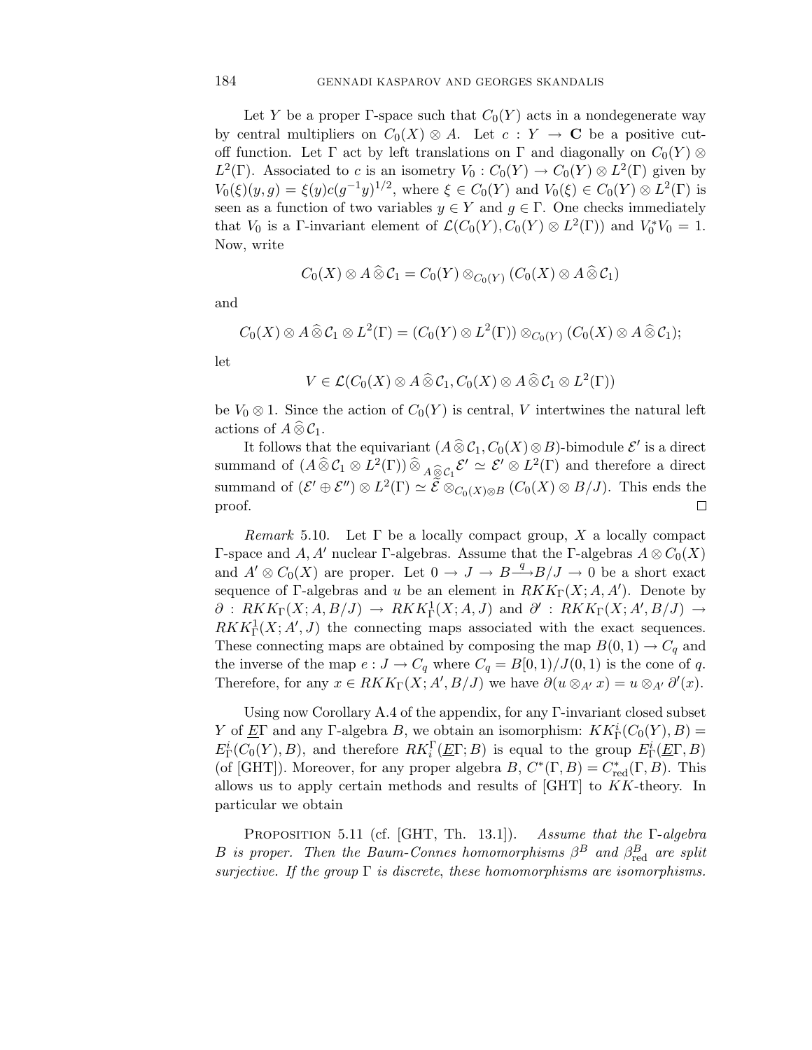Let $Y$ be a proper $\Gamma$-space such that $C_0(Y)$ acts in a nondegenerate way by central multipliers on $C_0(X) \otimes A$. Let $c : Y \to \mathbf{C}$ be a positive cut-off function. Let $\Gamma$ act by left translations on $\Gamma$ and diagonally on $C_0(Y) \otimes L^2(\Gamma)$. Associated to $c$ is an isometry $V_0 : C_0(Y) \to C_0(Y) \otimes L^2(\Gamma)$ given by $V_0(\xi)(y, g) = \xi(y)c(g^{-1}y)^{1/2}$, where $\xi \in C_0(Y)$ and $V_0(\xi) \in C_0(Y) \otimes L^2(\Gamma)$ is seen as a function of two variables $y \in Y$ and $g \in \Gamma$. One checks immediately that $V_0$ is a $\Gamma$-invariant element of $\mathcal{L}(C_0(Y), C_0(Y) \otimes L^2(\Gamma))$ and $V_0^* V_0 = 1$. Now, write

$$C_0(X) \otimes A \mathbin{\widehat{\otimes}} \mathcal{C}_1 = C_0(Y) \otimes_{C_0(Y)} (C_0(X) \otimes A \mathbin{\widehat{\otimes}} \mathcal{C}_1)$$

and

$$C_0(X) \otimes A \mathbin{\widehat{\otimes}} \mathcal{C}_1 \otimes L^2(\Gamma) = (C_0(Y) \otimes L^2(\Gamma)) \otimes_{C_0(Y)} (C_0(X) \otimes A \mathbin{\widehat{\otimes}} \mathcal{C}_1);$$

let

$$V \in \mathcal{L}(C_0(X) \otimes A \mathbin{\widehat{\otimes}} \mathcal{C}_1, C_0(X) \otimes A \mathbin{\widehat{\otimes}} \mathcal{C}_1 \otimes L^2(\Gamma))$$

be $V_0 \otimes 1$. Since the action of $C_0(Y)$ is central, $V$ intertwines the natural left actions of $A \mathbin{\widehat{\otimes}} \mathcal{C}_1$.

It follows that the equivariant $(A \mathbin{\widehat{\otimes}} \mathcal{C}_1, C_0(X) \otimes B)$-bimodule $\mathcal{E}'$ is a direct summand of $(A \mathbin{\widehat{\otimes}} \mathcal{C}_1 \otimes L^2(\Gamma)) \mathbin{\widehat{\otimes}}_{A \widehat{\otimes} \mathcal{C}_1} \mathcal{E}' \simeq \mathcal{E}' \otimes L^2(\Gamma)$ and therefore a direct summand of $(\mathcal{E}' \oplus \mathcal{E}'') \otimes L^2(\Gamma) \simeq \widetilde{\mathcal{E}} \otimes_{C_0(X) \otimes B} (C_0(X) \otimes B/J)$. This ends the proof. $\square$

*Remark* 5.10. Let $\Gamma$ be a locally compact group, $X$ a locally compact $\Gamma$-space and $A, A'$ nuclear $\Gamma$-algebras. Assume that the $\Gamma$-algebras $A \otimes C_0(X)$ and $A' \otimes C_0(X)$ are proper. Let $0 \to J \to B \xrightarrow{q} B/J \to 0$ be a short exact sequence of $\Gamma$-algebras and $u$ be an element in $RKK_\Gamma(X; A, A')$. Denote by $\partial : RKK_\Gamma(X; A, B/J) \to RKK^1_\Gamma(X; A, J)$ and $\partial' : RKK_\Gamma(X; A', B/J) \to RKK^1_\Gamma(X; A', J)$ the connecting maps associated with the exact sequences. These connecting maps are obtained by composing the map $B(0,1) \to C_q$ and the inverse of the map $e : J \to C_q$ where $C_q = B[0,1)/J(0,1)$ is the cone of $q$. Therefore, for any $x \in RKK_\Gamma(X; A', B/J)$ we have $\partial(u \otimes_{A'} x) = u \otimes_{A'} \partial'(x)$.

Using now Corollary A.4 of the appendix, for any $\Gamma$-invariant closed subset $Y$ of $\underline{E}\Gamma$ and any $\Gamma$-algebra $B$, we obtain an isomorphism: $KK^i_\Gamma(C_0(Y), B) = E^i_\Gamma(C_0(Y), B)$, and therefore $RK^\Gamma_i(\underline{E}\Gamma; B)$ is equal to the group $E^i_\Gamma(\underline{E}\Gamma, B)$ (of [GHT]). Moreover, for any proper algebra $B$, $C^*(\Gamma, B) = C^*_{\mathrm{red}}(\Gamma, B)$. This allows us to apply certain methods and results of [GHT] to $KK$-theory. In particular we obtain

Proposition 5.11 (cf. [GHT, Th. 13.1]). *Assume that the $\Gamma$-algebra $B$ is proper. Then the Baum-Connes homomorphisms $\beta^B$ and $\beta^B_{\mathrm{red}}$ are split surjective. If the group $\Gamma$ is discrete, these homomorphisms are isomorphisms.*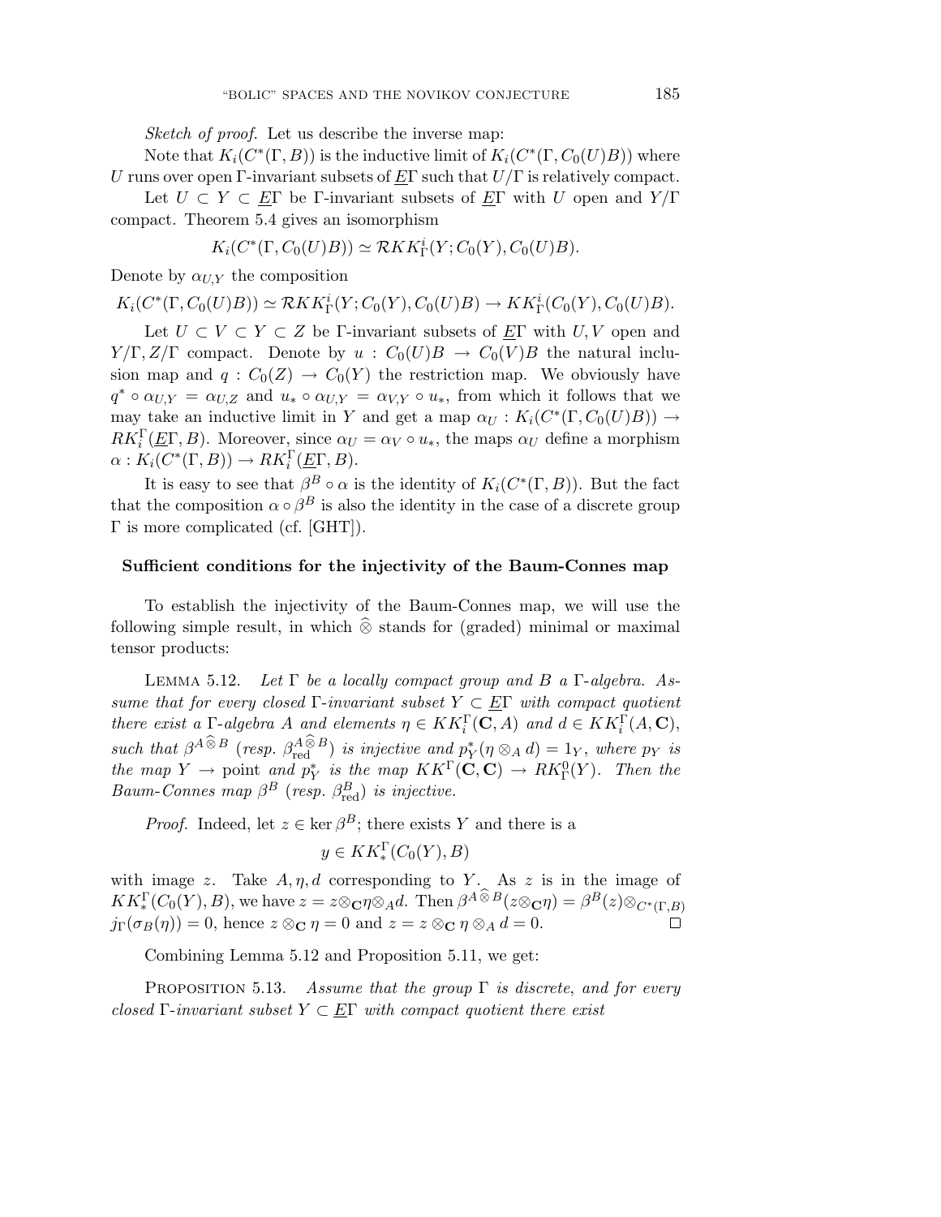*Sketch of proof.* Let us describe the inverse map:

Note that $K_i(C^*(\Gamma, B))$ is the inductive limit of $K_i(C^*(\Gamma, C_0(U)B))$ where $U$ runs over open $\Gamma$-invariant subsets of $\underline{E}\Gamma$ such that $U/\Gamma$ is relatively compact.

Let $U \subset Y \subset \underline{E}\Gamma$ be $\Gamma$-invariant subsets of $\underline{E}\Gamma$ with $U$ open and $Y/\Gamma$ compact. Theorem 5.4 gives an isomorphism

$$K_i(C^*(\Gamma, C_0(U)B)) \simeq \mathcal{R}KK^i_\Gamma(Y; C_0(Y), C_0(U)B).$$

Denote by $\alpha_{U,Y}$ the composition

$$K_i(C^*(\Gamma, C_0(U)B)) \simeq \mathcal{R}KK^i_\Gamma(Y; C_0(Y), C_0(U)B) \to KK^i_\Gamma(C_0(Y), C_0(U)B).$$

Let $U \subset V \subset Y \subset Z$ be $\Gamma$-invariant subsets of $\underline{E}\Gamma$ with $U, V$ open and $Y/\Gamma, Z/\Gamma$ compact. Denote by $u : C_0(U)B \to C_0(V)B$ the natural inclusion map and $q : C_0(Z) \to C_0(Y)$ the restriction map. We obviously have $q^* \circ \alpha_{U,Y} = \alpha_{U,Z}$ and $u_* \circ \alpha_{U,Y} = \alpha_{V,Y} \circ u_*$, from which it follows that we may take an inductive limit in $Y$ and get a map $\alpha_U : K_i(C^*(\Gamma, C_0(U)B)) \to RK^\Gamma_i(\underline{E}\Gamma, B)$. Moreover, since $\alpha_U = \alpha_V \circ u_*$, the maps $\alpha_U$ define a morphism $\alpha : K_i(C^*(\Gamma, B)) \to RK^\Gamma_i(\underline{E}\Gamma, B)$.

It is easy to see that $\beta^B \circ \alpha$ is the identity of $K_i(C^*(\Gamma, B))$. But the fact that the composition $\alpha \circ \beta^B$ is also the identity in the case of a discrete group $\Gamma$ is more complicated (cf. [GHT]).

### Sufficient conditions for the injectivity of the Baum-Connes map

To establish the injectivity of the Baum-Connes map, we will use the following simple result, in which $\widehat{\otimes}$ stands for (graded) minimal or maximal tensor products:

Lemma 5.12. *Let $\Gamma$ be a locally compact group and $B$ a $\Gamma$-algebra. Assume that for every closed $\Gamma$-invariant subset $Y \subset \underline{E}\Gamma$ with compact quotient there exist a $\Gamma$-algebra $A$ and elements $\eta \in KK^\Gamma_i(\mathbf{C}, A)$ and $d \in KK^\Gamma_i(A, \mathbf{C})$, such that $\beta^{A \widehat{\otimes} B}$ (resp. $\beta^{A \widehat{\otimes} B}_{\mathrm{red}}$) is injective and $p_Y^*(\eta \otimes_A d) = 1_Y$, where $p_Y$ is the map $Y \to$ point and $p_Y^*$ is the map $KK^\Gamma(\mathbf{C}, \mathbf{C}) \to RK^0_\Gamma(Y)$. Then the Baum-Connes map $\beta^B$ (resp. $\beta^B_{\mathrm{red}}$) is injective.*

*Proof.* Indeed, let $z \in \ker \beta^B$; there exists $Y$ and there is a

$$y \in KK^\Gamma_*(C_0(Y), B)$$

with image $z$. Take $A, \eta, d$ corresponding to $Y$. As $z$ is in the image of $KK^\Gamma_*(C_0(Y), B)$, we have $z = z \otimes_{\mathbf{C}} \eta \otimes_A d$. Then $\beta^{A \widehat{\otimes} B}(z \otimes_{\mathbf{C}} \eta) = \beta^B(z) \otimes_{C^*(\Gamma, B)} j_\Gamma(\sigma_B(\eta)) = 0$, hence $z \otimes_{\mathbf{C}} \eta = 0$ and $z = z \otimes_{\mathbf{C}} \eta \otimes_A d = 0$. □

Combining Lemma 5.12 and Proposition 5.11, we get:

Proposition 5.13. *Assume that the group $\Gamma$ is discrete, and for every closed $\Gamma$-invariant subset $Y \subset \underline{E}\Gamma$ with compact quotient there exist*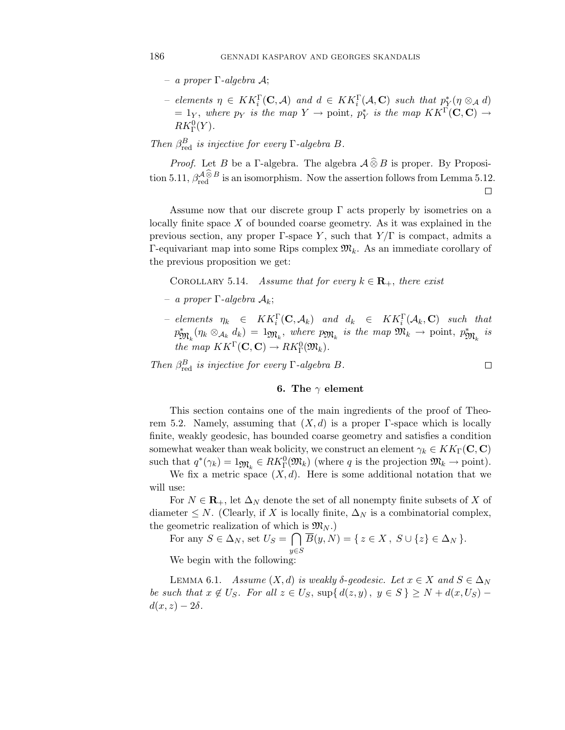– *a proper* $\Gamma$*-algebra* $\mathcal{A}$;

– *elements* $\eta \in KK_i^\Gamma(\mathbf{C}, \mathcal{A})$ *and* $d \in KK_i^\Gamma(\mathcal{A}, \mathbf{C})$ *such that* $p_Y^*(\eta \otimes_{\mathcal{A}} d) = 1_Y$, *where* $p_Y$ *is the map* $Y \to \text{point}$, $p_Y^*$ *is the map* $KK^\Gamma(\mathbf{C}, \mathbf{C}) \to RK_\Gamma^0(Y)$.

*Then* $\beta_{\text{red}}^B$ *is injective for every* $\Gamma$*-algebra* $B$.

*Proof.* Let $B$ be a $\Gamma$-algebra. The algebra $\mathcal{A} \widehat{\otimes} B$ is proper. By Proposition 5.11, $\beta_{\text{red}}^{\mathcal{A} \widehat{\otimes} B}$ is an isomorphism. Now the assertion follows from Lemma 5.12. □

Assume now that our discrete group $\Gamma$ acts properly by isometries on a locally finite space $X$ of bounded coarse geometry. As it was explained in the previous section, any proper $\Gamma$-space $Y$, such that $Y/\Gamma$ is compact, admits a $\Gamma$-equivariant map into some Rips complex $\mathfrak{M}_k$. As an immediate corollary of the previous proposition we get:

Corollary 5.14. *Assume that for every* $k \in \mathbf{R}_+$, *there exist*

– *a proper* $\Gamma$*-algebra* $\mathcal{A}_k$;

– *elements* $\eta_k \in KK_i^\Gamma(\mathbf{C}, \mathcal{A}_k)$ *and* $d_k \in KK_i^\Gamma(\mathcal{A}_k, \mathbf{C})$ *such that* $p_{\mathfrak{M}_k}^*(\eta_k \otimes_{\mathcal{A}_k} d_k) = 1_{\mathfrak{M}_k}$, *where* $p_{\mathfrak{M}_k}$ *is the map* $\mathfrak{M}_k \to \text{point}$, $p_{\mathfrak{M}_k}^*$ *is the map* $KK^\Gamma(\mathbf{C}, \mathbf{C}) \to RK_\Gamma^0(\mathfrak{M}_k)$.

*Then* $\beta_{\text{red}}^B$ *is injective for every* $\Gamma$*-algebra* $B$. □

## 6. The $\gamma$ element

This section contains one of the main ingredients of the proof of Theorem 5.2. Namely, assuming that $(X, d)$ is a proper $\Gamma$-space which is locally finite, weakly geodesic, has bounded coarse geometry and satisfies a condition somewhat weaker than weak bolicity, we construct an element $\gamma_k \in KK_\Gamma(\mathbf{C}, \mathbf{C})$ such that $q^*(\gamma_k) = 1_{\mathfrak{M}_k} \in RK_\Gamma^0(\mathfrak{M}_k)$ (where $q$ is the projection $\mathfrak{M}_k \to \text{point}$).

We fix a metric space $(X, d)$. Here is some additional notation that we will use:

For $N \in \mathbf{R}_+$, let $\Delta_N$ denote the set of all nonempty finite subsets of $X$ of diameter $\leq N$. (Clearly, if $X$ is locally finite, $\Delta_N$ is a combinatorial complex, the geometric realization of which is $\mathfrak{M}_N$.)

For any $S \in \Delta_N$, set $U_S = \bigcap_{y \in S} \overline{B}(y, N) = \{ z \in X \, , \; S \cup \{z\} \in \Delta_N \}$.

We begin with the following:

Lemma 6.1. *Assume* $(X, d)$ *is weakly* $\delta$*-geodesic. Let* $x \in X$ *and* $S \in \Delta_N$ *be such that* $x \notin U_S$. *For all* $z \in U_S$, $\sup\{ d(z, y) \, , \; y \in S \} \geq N + d(x, U_S) - d(x, z) - 2\delta$.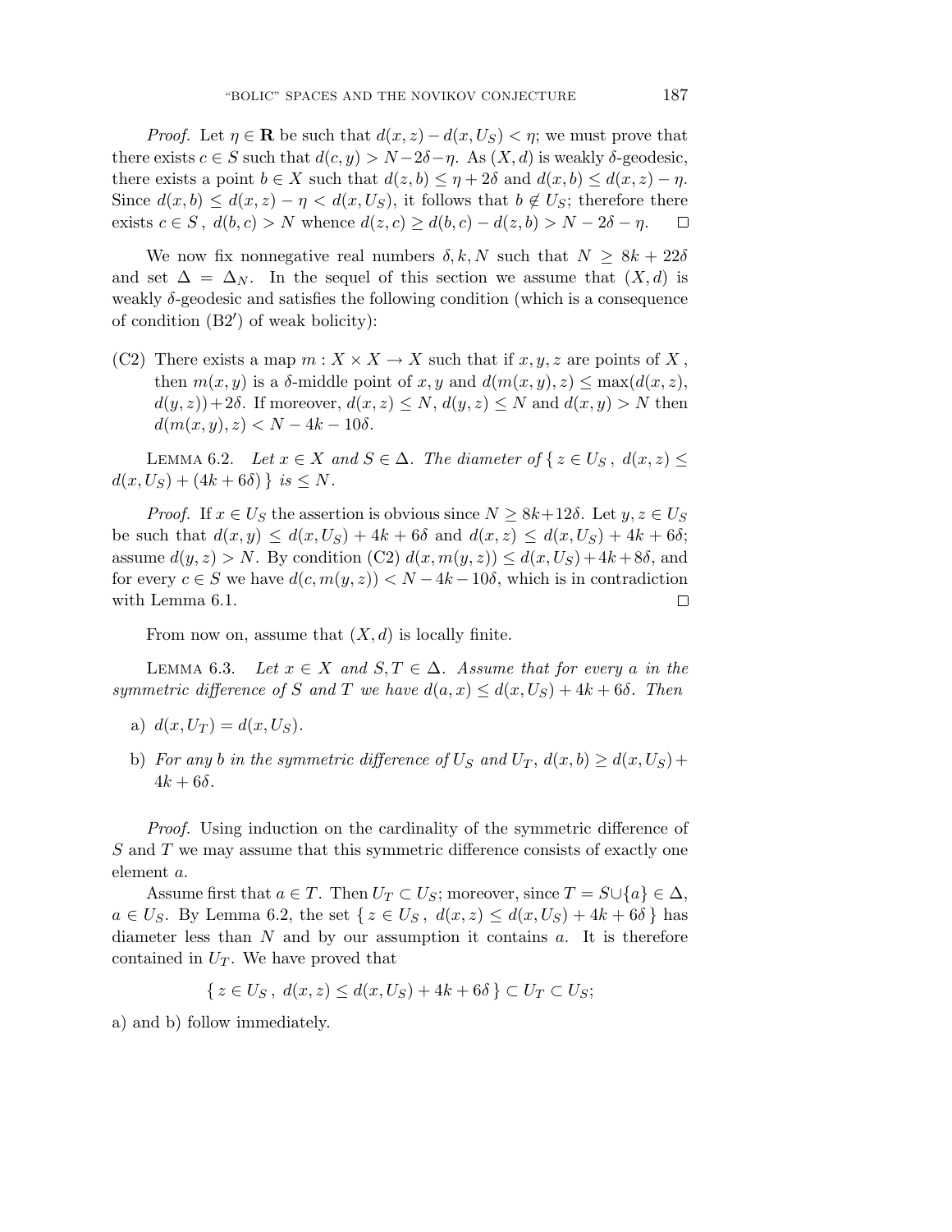*Proof.* Let $\eta \in \mathbf{R}$ be such that $d(x,z) - d(x,U_S) < \eta$; we must prove that there exists $c \in S$ such that $d(c,y) > N - 2\delta - \eta$. As $(X,d)$ is weakly $\delta$-geodesic, there exists a point $b \in X$ such that $d(z,b) \le \eta + 2\delta$ and $d(x,b) \le d(x,z) - \eta$. Since $d(x,b) \le d(x,z) - \eta < d(x,U_S)$, it follows that $b \notin U_S$; therefore there exists $c \in S$, $d(b,c) > N$ whence $d(z,c) \ge d(b,c) - d(z,b) > N - 2\delta - \eta$. □

We now fix nonnegative real numbers $\delta, k, N$ such that $N \ge 8k + 22\delta$ and set $\Delta = \Delta_N$. In the sequel of this section we assume that $(X,d)$ is weakly $\delta$-geodesic and satisfies the following condition (which is a consequence of condition (B2′) of weak bolicity):

(C2) There exists a map $m : X \times X \to X$ such that if $x, y, z$ are points of $X$, then $m(x,y)$ is a $\delta$-middle point of $x, y$ and $d(m(x,y),z) \le \max(d(x,z), d(y,z)) + 2\delta$. If moreover, $d(x,z) \le N$, $d(y,z) \le N$ and $d(x,y) > N$ then $d(m(x,y),z) < N - 4k - 10\delta$.

Lemma 6.2. *Let $x \in X$ and $S \in \Delta$. The diameter of $\{ z \in U_S,\ d(x,z) \le d(x,U_S) + (4k + 6\delta) \}$ is $\le N$.*

*Proof.* If $x \in U_S$ the assertion is obvious since $N \ge 8k + 12\delta$. Let $y, z \in U_S$ be such that $d(x,y) \le d(x,U_S) + 4k + 6\delta$ and $d(x,z) \le d(x,U_S) + 4k + 6\delta$; assume $d(y,z) > N$. By condition (C2) $d(x, m(y,z)) \le d(x,U_S) + 4k + 8\delta$, and for every $c \in S$ we have $d(c, m(y,z)) < N - 4k - 10\delta$, which is in contradiction with Lemma 6.1. □

From now on, assume that $(X,d)$ is locally finite.

Lemma 6.3. *Let $x \in X$ and $S, T \in \Delta$. Assume that for every $a$ in the symmetric difference of $S$ and $T$ we have $d(a,x) \le d(x,U_S) + 4k + 6\delta$. Then*

a) $d(x,U_T) = d(x,U_S)$.

b) *For any $b$ in the symmetric difference of $U_S$ and $U_T$, $d(x,b) \ge d(x,U_S) + 4k + 6\delta$.*

*Proof.* Using induction on the cardinality of the symmetric difference of $S$ and $T$ we may assume that this symmetric difference consists of exactly one element $a$.

Assume first that $a \in T$. Then $U_T \subset U_S$; moreover, since $T = S \cup \{a\} \in \Delta$, $a \in U_S$. By Lemma 6.2, the set $\{ z \in U_S,\ d(x,z) \le d(x,U_S) + 4k + 6\delta \}$ has diameter less than $N$ and by our assumption it contains $a$. It is therefore contained in $U_T$. We have proved that

$$\{ z \in U_S,\ d(x,z) \le d(x,U_S) + 4k + 6\delta \} \subset U_T \subset U_S;$$

a) and b) follow immediately.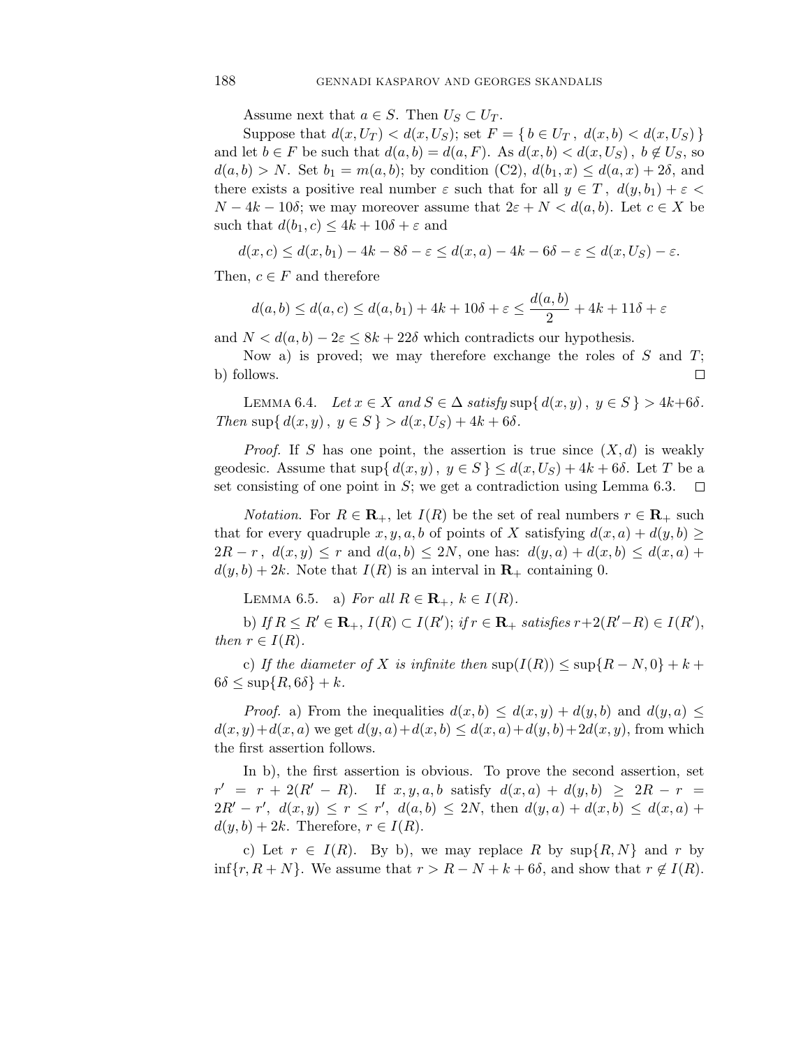Assume next that $a \in S$. Then $U_S \subset U_T$.

Suppose that $d(x, U_T) < d(x, U_S)$; set $F = \{ b \in U_T \, , \; d(x, b) < d(x, U_S) \}$ and let $b \in F$ be such that $d(a, b) = d(a, F)$. As $d(x, b) < d(x, U_S) \, , \; b \notin U_S$, so $d(a, b) > N$. Set $b_1 = m(a, b)$; by condition (C2), $d(b_1, x) \leq d(a, x) + 2\delta$, and there exists a positive real number $\varepsilon$ such that for all $y \in T \, , \; d(y, b_1) + \varepsilon < N - 4k - 10\delta$; we may moreover assume that $2\varepsilon + N < d(a, b)$. Let $c \in X$ be such that $d(b_1, c) \leq 4k + 10\delta + \varepsilon$ and

$$d(x, c) \leq d(x, b_1) - 4k - 8\delta - \varepsilon \leq d(x, a) - 4k - 6\delta - \varepsilon \leq d(x, U_S) - \varepsilon.$$

Then, $c \in F$ and therefore

$$d(a, b) \leq d(a, c) \leq d(a, b_1) + 4k + 10\delta + \varepsilon \leq \frac{d(a, b)}{2} + 4k + 11\delta + \varepsilon$$

and $N < d(a, b) - 2\varepsilon \leq 8k + 22\delta$ which contradicts our hypothesis.

Now a) is proved; we may therefore exchange the roles of $S$ and $T$; b) follows. □

Lemma 6.4. *Let $x \in X$ and $S \in \Delta$ satisfy* $\sup\{ d(x, y) \, , \; y \in S \} > 4k + 6\delta$. *Then* $\sup\{ d(x, y) \, , \; y \in S \} > d(x, U_S) + 4k + 6\delta$.

*Proof.* If $S$ has one point, the assertion is true since $(X, d)$ is weakly geodesic. Assume that $\sup\{ d(x, y) \, , \; y \in S \} \leq d(x, U_S) + 4k + 6\delta$. Let $T$ be a set consisting of one point in $S$; we get a contradiction using Lemma 6.3. □

*Notation.* For $R \in \mathbf{R}_+$, let $I(R)$ be the set of real numbers $r \in \mathbf{R}_+$ such that for every quadruple $x, y, a, b$ of points of $X$ satisfying $d(x, a) + d(y, b) \geq 2R - r \, , \; d(x, y) \leq r$ and $d(a, b) \leq 2N$, one has: $d(y, a) + d(x, b) \leq d(x, a) + d(y, b) + 2k$. Note that $I(R)$ is an interval in $\mathbf{R}_+$ containing 0.

Lemma 6.5. a) *For all $R \in \mathbf{R}_+$, $k \in I(R)$.*

b) *If $R \leq R' \in \mathbf{R}_+$, $I(R) \subset I(R')$; if $r \in \mathbf{R}_+$ satisfies $r + 2(R' - R) \in I(R')$, then $r \in I(R)$.*

c) *If the diameter of $X$ is infinite then* $\sup(I(R)) \leq \sup\{R - N, 0\} + k + 6\delta \leq \sup\{R, 6\delta\} + k$.

*Proof.* a) From the inequalities $d(x, b) \leq d(x, y) + d(y, b)$ and $d(y, a) \leq d(x, y) + d(x, a)$ we get $d(y, a) + d(x, b) \leq d(x, a) + d(y, b) + 2d(x, y)$, from which the first assertion follows.

In b), the first assertion is obvious. To prove the second assertion, set $r' = r + 2(R' - R)$. If $x, y, a, b$ satisfy $d(x, a) + d(y, b) \geq 2R - r = 2R' - r'$, $d(x, y) \leq r \leq r'$, $d(a, b) \leq 2N$, then $d(y, a) + d(x, b) \leq d(x, a) + d(y, b) + 2k$. Therefore, $r \in I(R)$.

c) Let $r \in I(R)$. By b), we may replace $R$ by $\sup\{R, N\}$ and $r$ by $\inf\{r, R + N\}$. We assume that $r > R - N + k + 6\delta$, and show that $r \notin I(R)$.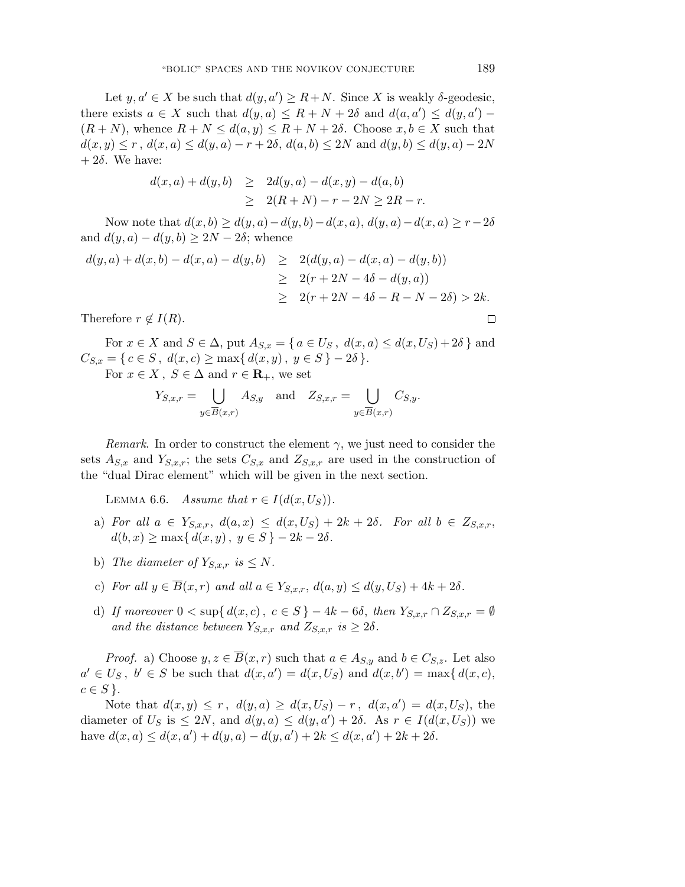Let $y, a' \in X$ be such that $d(y, a') \geq R + N$. Since $X$ is weakly $\delta$-geodesic, there exists $a \in X$ such that $d(y, a) \leq R + N + 2\delta$ and $d(a, a') \leq d(y, a') - (R + N)$, whence $R + N \leq d(a, y) \leq R + N + 2\delta$. Choose $x, b \in X$ such that $d(x, y) \leq r$ , $d(x, a) \leq d(y, a) - r + 2\delta$, $d(a, b) \leq 2N$ and $d(y, b) \leq d(y, a) - 2N + 2\delta$. We have:

$$
\begin{aligned}
d(x,a) + d(y,b) &\geq 2d(y,a) - d(x,y) - d(a,b) \\
&\geq 2(R+N) - r - 2N \geq 2R - r.
\end{aligned}
$$

Now note that $d(x, b) \geq d(y, a) - d(y, b) - d(x, a)$, $d(y, a) - d(x, a) \geq r - 2\delta$ and $d(y, a) - d(y, b) \geq 2N - 2\delta$; whence

$$
\begin{aligned}
d(y,a) + d(x,b) - d(x,a) - d(y,b) &\geq 2(d(y,a) - d(x,a) - d(y,b)) \\
&\geq 2(r + 2N - 4\delta - d(y,a)) \\
&\geq 2(r + 2N - 4\delta - R - N - 2\delta) > 2k.
\end{aligned}
$$

Therefore $r \notin I(R)$. $\square$

For $x \in X$ and $S \in \Delta$, put $A_{S,x} = \{\, a \in U_S \,,\ d(x, a) \leq d(x, U_S) + 2\delta \,\}$ and $C_{S,x} = \{\, c \in S \,,\ d(x, c) \geq \max\{\, d(x, y) \,,\ y \in S \,\} - 2\delta \,\}$.

For $x \in X$ , $S \in \Delta$ and $r \in \mathbf{R}_+$, we set

$$
Y_{S,x,r} = \bigcup_{y \in \overline{B}(x,r)} A_{S,y} \quad \text{and} \quad Z_{S,x,r} = \bigcup_{y \in \overline{B}(x,r)} C_{S,y}.
$$

*Remark*. In order to construct the element $\gamma$, we just need to consider the sets $A_{S,x}$ and $Y_{S,x,r}$; the sets $C_{S,x}$ and $Z_{S,x,r}$ are used in the construction of the "dual Dirac element" which will be given in the next section.

Lemma 6.6. *Assume that $r \in I(d(x, U_S))$.*

a) *For all $a \in Y_{S,x,r}$, $d(a, x) \leq d(x, U_S) + 2k + 2\delta$. For all $b \in Z_{S,x,r}$, $d(b, x) \geq \max\{\, d(x, y) \,,\ y \in S \,\} - 2k - 2\delta$.*

b) *The diameter of $Y_{S,x,r}$ is $\leq N$.*

c) *For all $y \in \overline{B}(x, r)$ and all $a \in Y_{S,x,r}$, $d(a, y) \leq d(y, U_S) + 4k + 2\delta$.*

d) *If moreover $0 < \sup\{\, d(x, c) \,,\ c \in S \,\} - 4k - 6\delta$, then $Y_{S,x,r} \cap Z_{S,x,r} = \emptyset$ and the distance between $Y_{S,x,r}$ and $Z_{S,x,r}$ is $\geq 2\delta$.*

*Proof.* a) Choose $y, z \in \overline{B}(x, r)$ such that $a \in A_{S,y}$ and $b \in C_{S,z}$. Let also $a' \in U_S$ , $b' \in S$ be such that $d(x, a') = d(x, U_S)$ and $d(x, b') = \max\{\, d(x, c), c \in S \,\}$.

Note that $d(x, y) \leq r$ , $d(y, a) \geq d(x, U_S) - r$ , $d(x, a') = d(x, U_S)$, the diameter of $U_S$ is $\leq 2N$, and $d(y, a) \leq d(y, a') + 2\delta$. As $r \in I(d(x, U_S))$ we have $d(x, a) \leq d(x, a') + d(y, a) - d(y, a') + 2k \leq d(x, a') + 2k + 2\delta$.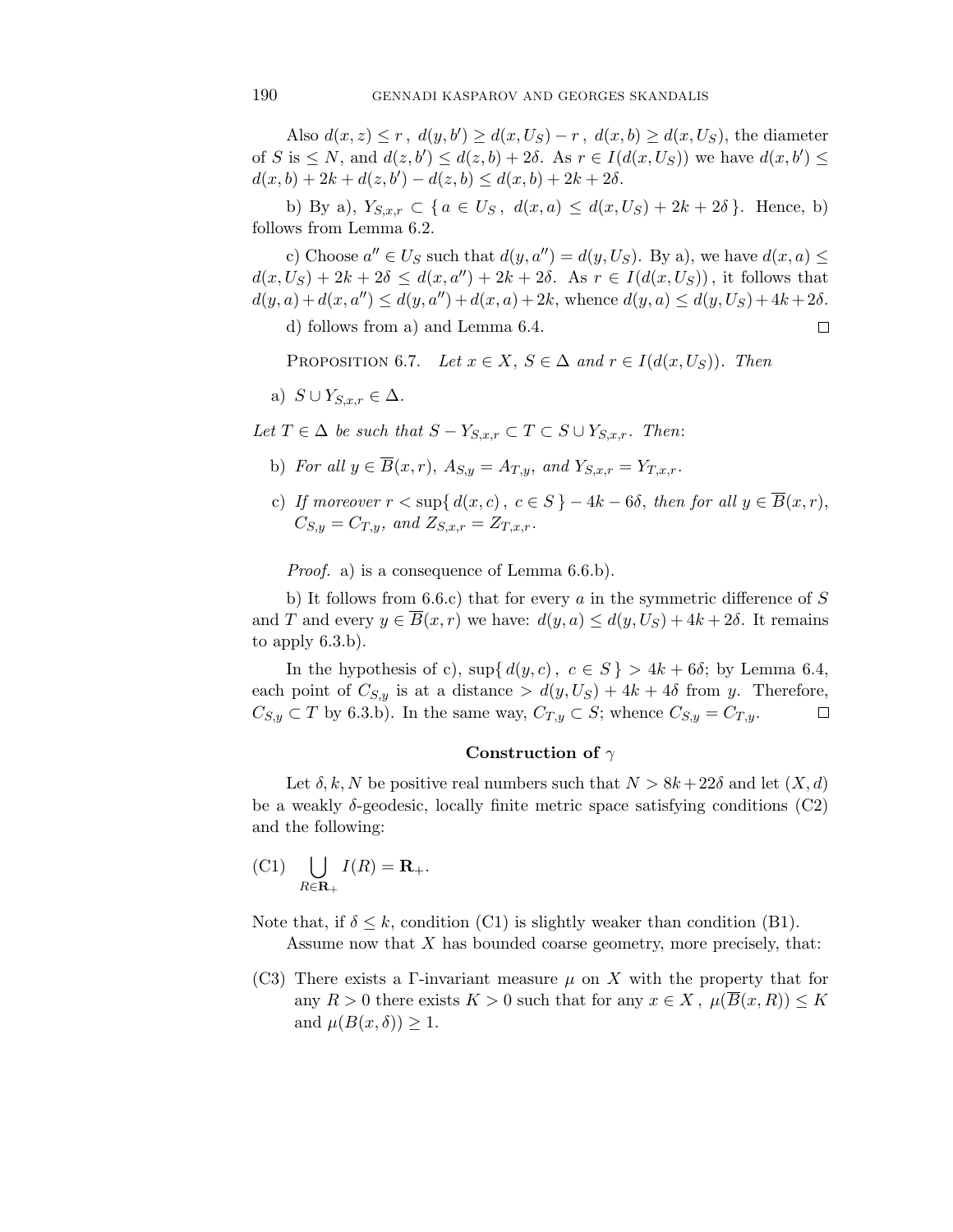Also $d(x,z) \le r$ , $d(y,b') \ge d(x,U_S) - r$ , $d(x,b) \ge d(x,U_S)$, the diameter of $S$ is $\le N$, and $d(z,b') \le d(z,b) + 2\delta$. As $r \in I(d(x,U_S))$ we have $d(x,b') \le d(x,b) + 2k + d(z,b') - d(z,b) \le d(x,b) + 2k + 2\delta$.

b) By a), $Y_{S,x,r} \subset \{ a \in U_S\, ,\ d(x,a) \le d(x,U_S) + 2k + 2\delta \}$. Hence, b) follows from Lemma 6.2.

c) Choose $a'' \in U_S$ such that $d(y,a'') = d(y,U_S)$. By a), we have $d(x,a) \le d(x,U_S) + 2k + 2\delta \le d(x,a'') + 2k + 2\delta$. As $r \in I(d(x,U_S))$ , it follows that $d(y,a) + d(x,a'') \le d(y,a'') + d(x,a) + 2k$, whence $d(y,a) \le d(y,U_S) + 4k + 2\delta$.

d) follows from a) and Lemma 6.4. $\square$

Proposition 6.7. *Let $x \in X$, $S \in \Delta$ and $r \in I(d(x,U_S))$. Then*

a) $S \cup Y_{S,x,r} \in \Delta$.

*Let $T \in \Delta$ be such that $S - Y_{S,x,r} \subset T \subset S \cup Y_{S,x,r}$. Then*:

b) *For all $y \in \overline{B}(x,r)$, $A_{S,y} = A_{T,y}$, and $Y_{S,x,r} = Y_{T,x,r}$.*

c) *If moreover $r < \sup\{ d(x,c)\, ,\ c \in S \} - 4k - 6\delta$, then for all $y \in \overline{B}(x,r)$, $C_{S,y} = C_{T,y}$, and $Z_{S,x,r} = Z_{T,x,r}$.*

*Proof.* a) is a consequence of Lemma 6.6.b).

b) It follows from 6.6.c) that for every $a$ in the symmetric difference of $S$ and $T$ and every $y \in \overline{B}(x,r)$ we have: $d(y,a) \le d(y,U_S) + 4k + 2\delta$. It remains to apply 6.3.b).

In the hypothesis of c), $\sup\{ d(y,c)\, ,\ c \in S \} > 4k + 6\delta$; by Lemma 6.4, each point of $C_{S,y}$ is at a distance $> d(y,U_S) + 4k + 4\delta$ from $y$. Therefore, $C_{S,y} \subset T$ by 6.3.b). In the same way, $C_{T,y} \subset S$; whence $C_{S,y} = C_{T,y}$. $\square$

**Construction of $\gamma$**

Let $\delta, k, N$ be positive real numbers such that $N > 8k + 22\delta$ and let $(X,d)$ be a weakly $\delta$-geodesic, locally finite metric space satisfying conditions (C2) and the following:

(C1) $\displaystyle\bigcup_{R \in \mathbf{R}_+} I(R) = \mathbf{R}_+.$

Note that, if $\delta \le k$, condition (C1) is slightly weaker than condition (B1).

Assume now that $X$ has bounded coarse geometry, more precisely, that:

(C3) There exists a $\Gamma$-invariant measure $\mu$ on $X$ with the property that for any $R > 0$ there exists $K > 0$ such that for any $x \in X$ , $\mu(\overline{B}(x,R)) \le K$ and $\mu(B(x,\delta)) \ge 1$.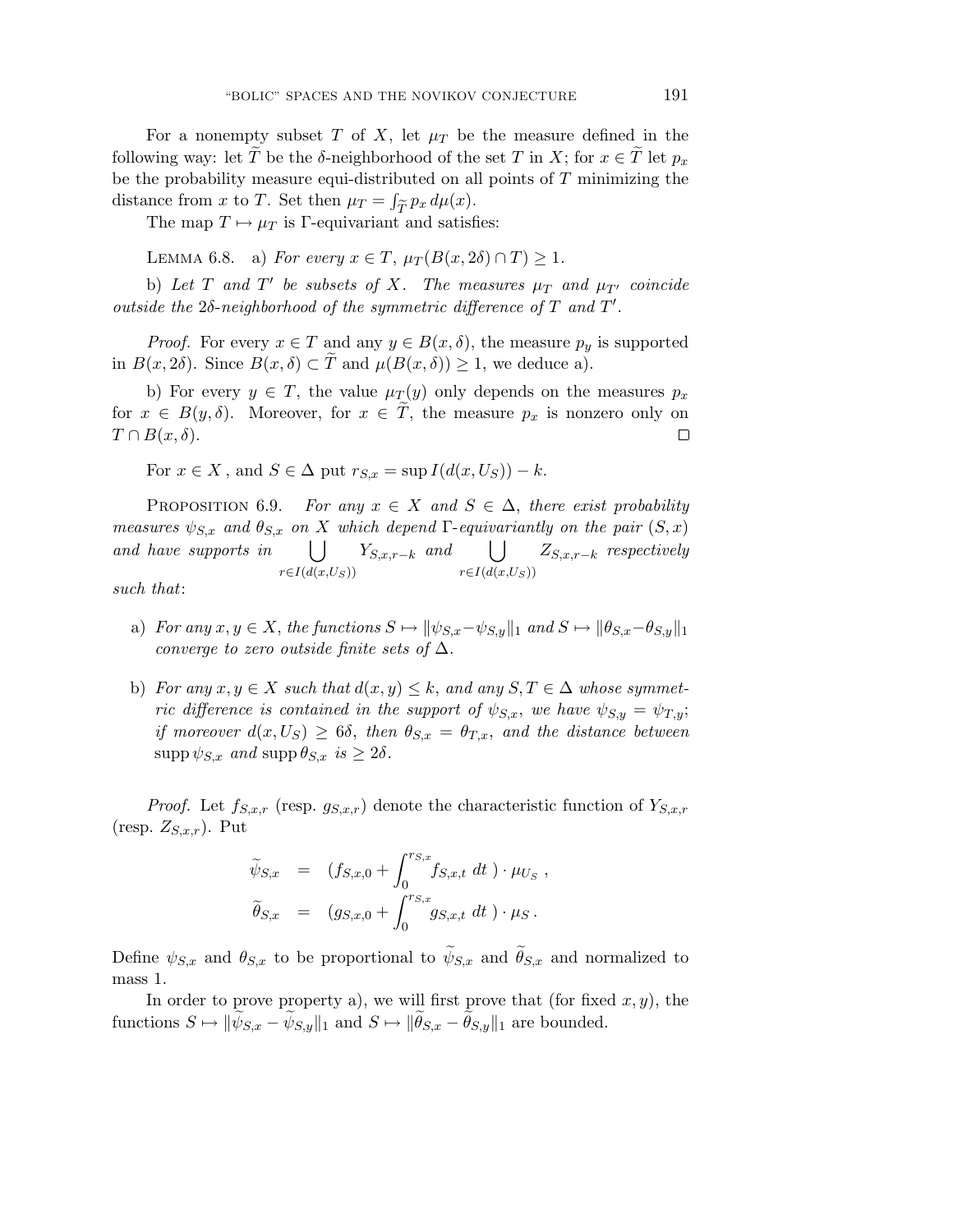For a nonempty subset $T$ of $X$, let $\mu_T$ be the measure defined in the following way: let $\widetilde{T}$ be the $\delta$-neighborhood of the set $T$ in $X$; for $x \in \widetilde{T}$ let $p_x$ be the probability measure equi-distributed on all points of $T$ minimizing the distance from $x$ to $T$. Set then $\mu_T = \int_{\widetilde{T}} p_x \, d\mu(x)$.

The map $T \mapsto \mu_T$ is $\Gamma$-equivariant and satisfies:

Lemma 6.8. a) *For every $x \in T$, $\mu_T(B(x, 2\delta) \cap T) \geq 1$.*

b) *Let $T$ and $T'$ be subsets of $X$. The measures $\mu_T$ and $\mu_{T'}$ coincide outside the $2\delta$-neighborhood of the symmetric difference of $T$ and $T'$.*

*Proof.* For every $x \in T$ and any $y \in B(x, \delta)$, the measure $p_y$ is supported in $B(x, 2\delta)$. Since $B(x, \delta) \subset \widetilde{T}$ and $\mu(B(x, \delta)) \geq 1$, we deduce a).

b) For every $y \in T$, the value $\mu_T(y)$ only depends on the measures $p_x$ for $x \in B(y, \delta)$. Moreover, for $x \in \widetilde{T}$, the measure $p_x$ is nonzero only on $T \cap B(x, \delta)$. $\square$

For $x \in X$ , and $S \in \Delta$ put $r_{S,x} = \sup I(d(x, U_S)) - k$.

Proposition 6.9. *For any $x \in X$ and $S \in \Delta$, there exist probability measures $\psi_{S,x}$ and $\theta_{S,x}$ on $X$ which depend $\Gamma$-equivariantly on the pair $(S, x)$ and have supports in $\bigcup_{r \in I(d(x,U_S))} Y_{S,x,r-k}$ and $\bigcup_{r \in I(d(x,U_S))} Z_{S,x,r-k}$ respectively such that*:

a) *For any $x, y \in X$, the functions $S \mapsto \|\psi_{S,x} - \psi_{S,y}\|_1$ and $S \mapsto \|\theta_{S,x} - \theta_{S,y}\|_1$ converge to zero outside finite sets of $\Delta$.*

b) *For any $x, y \in X$ such that $d(x, y) \leq k$, and any $S, T \in \Delta$ whose symmetric difference is contained in the support of $\psi_{S,x}$, we have $\psi_{S,y} = \psi_{T,y}$; if moreover $d(x, U_S) \geq 6\delta$, then $\theta_{S,x} = \theta_{T,x}$, and the distance between $\operatorname{supp} \psi_{S,x}$ and $\operatorname{supp} \theta_{S,x}$ is $\geq 2\delta$.*

*Proof.* Let $f_{S,x,r}$ (resp. $g_{S,x,r}$) denote the characteristic function of $Y_{S,x,r}$ (resp. $Z_{S,x,r}$). Put

$$
\begin{aligned}
\widetilde{\psi}_{S,x} &= \left(f_{S,x,0} + \int_0^{r_{S,x}} f_{S,x,t} \, dt\right) \cdot \mu_{U_S} \, , \\
\widetilde{\theta}_{S,x} &= \left(g_{S,x,0} + \int_0^{r_{S,x}} g_{S,x,t} \, dt\right) \cdot \mu_S \, .
\end{aligned}
$$

Define $\psi_{S,x}$ and $\theta_{S,x}$ to be proportional to $\widetilde{\psi}_{S,x}$ and $\widetilde{\theta}_{S,x}$ and normalized to mass 1.

In order to prove property a), we will first prove that (for fixed $x, y$), the functions $S \mapsto \|\widetilde{\psi}_{S,x} - \widetilde{\psi}_{S,y}\|_1$ and $S \mapsto \|\widetilde{\theta}_{S,x} - \widetilde{\theta}_{S,y}\|_1$ are bounded.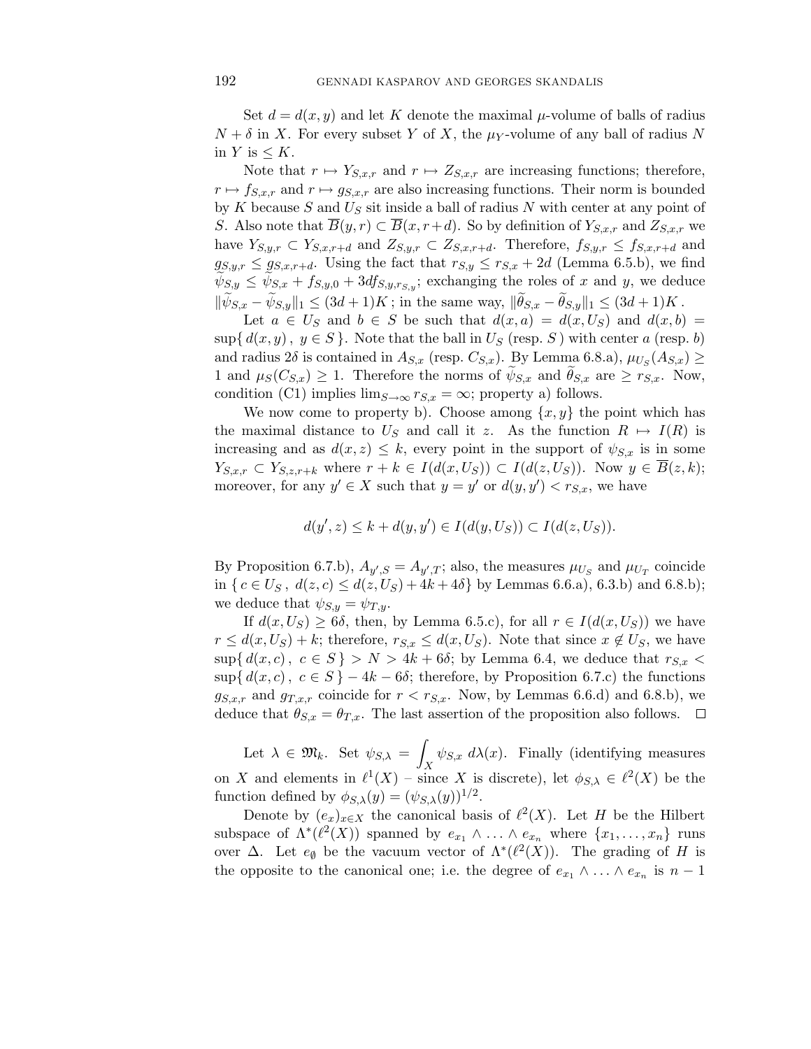Set $d = d(x,y)$ and let $K$ denote the maximal $\mu$-volume of balls of radius $N + \delta$ in $X$. For every subset $Y$ of $X$, the $\mu_Y$-volume of any ball of radius $N$ in $Y$ is $\leq K$.

Note that $r \mapsto Y_{S,x,r}$ and $r \mapsto Z_{S,x,r}$ are increasing functions; therefore, $r \mapsto f_{S,x,r}$ and $r \mapsto g_{S,x,r}$ are also increasing functions. Their norm is bounded by $K$ because $S$ and $U_S$ sit inside a ball of radius $N$ with center at any point of $S$. Also note that $\overline{B}(y,r) \subset \overline{B}(x, r+d)$. So by definition of $Y_{S,x,r}$ and $Z_{S,x,r}$ we have $Y_{S,y,r} \subset Y_{S,x,r+d}$ and $Z_{S,y,r} \subset Z_{S,x,r+d}$. Therefore, $f_{S,y,r} \leq f_{S,x,r+d}$ and $g_{S,y,r} \leq g_{S,x,r+d}$. Using the fact that $r_{S,y} \leq r_{S,x} + 2d$ (Lemma 6.5.b), we find $\widetilde{\psi}_{S,y} \leq \widetilde{\psi}_{S,x} + f_{S,y,0} + 3d f_{S,y,r_{S,y}}$; exchanging the roles of $x$ and $y$, we deduce $\|\widetilde{\psi}_{S,x} - \widetilde{\psi}_{S,y}\|_1 \leq (3d+1)K$ ; in the same way, $\|\widetilde{\theta}_{S,x} - \widetilde{\theta}_{S,y}\|_1 \leq (3d+1)K$ .

Let $a \in U_S$ and $b \in S$ be such that $d(x,a) = d(x, U_S)$ and $d(x,b) = \sup\{ d(x,y) \, , \; y \in S \}$. Note that the ball in $U_S$ (resp. $S$ ) with center $a$ (resp. $b$) and radius $2\delta$ is contained in $A_{S,x}$ (resp. $C_{S,x}$). By Lemma 6.8.a), $\mu_{U_S}(A_{S,x}) \geq 1$ and $\mu_S(C_{S,x}) \geq 1$. Therefore the norms of $\widetilde{\psi}_{S,x}$ and $\widetilde{\theta}_{S,x}$ are $\geq r_{S,x}$. Now, condition (C1) implies $\lim_{S \to \infty} r_{S,x} = \infty$; property a) follows.

We now come to property b). Choose among $\{x, y\}$ the point which has the maximal distance to $U_S$ and call it $z$. As the function $R \mapsto I(R)$ is increasing and as $d(x,z) \leq k$, every point in the support of $\psi_{S,x}$ is in some $Y_{S,x,r} \subset Y_{S,z,r+k}$ where $r + k \in I(d(x,U_S)) \subset I(d(z,U_S))$. Now $y \in \overline{B}(z,k)$; moreover, for any $y' \in X$ such that $y = y'$ or $d(y,y') < r_{S,x}$, we have

$$d(y',z) \leq k + d(y,y') \in I(d(y,U_S)) \subset I(d(z,U_S)).$$

By Proposition 6.7.b), $A_{y',S} = A_{y',T}$; also, the measures $\mu_{U_S}$ and $\mu_{U_T}$ coincide in $\{ c \in U_S \, , \; d(z,c) \leq d(z,U_S) + 4k + 4\delta \}$ by Lemmas 6.6.a), 6.3.b) and 6.8.b); we deduce that $\psi_{S,y} = \psi_{T,y}$.

If $d(x,U_S) \geq 6\delta$, then, by Lemma 6.5.c), for all $r \in I(d(x,U_S))$ we have $r \leq d(x,U_S) + k$; therefore, $r_{S,x} \leq d(x,U_S)$. Note that since $x \notin U_S$, we have $\sup\{ d(x,c) \, , \; c \in S \} > N > 4k + 6\delta$; by Lemma 6.4, we deduce that $r_{S,x} < \sup\{ d(x,c) \, , \; c \in S \} - 4k - 6\delta$; therefore, by Proposition 6.7.c) the functions $g_{S,x,r}$ and $g_{T,x,r}$ coincide for $r < r_{S,x}$. Now, by Lemmas 6.6.d) and 6.8.b), we deduce that $\theta_{S,x} = \theta_{T,x}$. The last assertion of the proposition also follows. $\square$

Let $\lambda \in \mathfrak{M}_k$. Set $\psi_{S,\lambda} = \displaystyle\int_X \psi_{S,x} \, d\lambda(x)$. Finally (identifying measures on $X$ and elements in $\ell^1(X)$ – since $X$ is discrete), let $\phi_{S,\lambda} \in \ell^2(X)$ be the function defined by $\phi_{S,\lambda}(y) = (\psi_{S,\lambda}(y))^{1/2}$.

Denote by $(e_x)_{x \in X}$ the canonical basis of $\ell^2(X)$. Let $H$ be the Hilbert subspace of $\Lambda^*(\ell^2(X))$ spanned by $e_{x_1} \wedge \ldots \wedge e_{x_n}$ where $\{x_1, \ldots, x_n\}$ runs over $\Delta$. Let $e_\emptyset$ be the vacuum vector of $\Lambda^*(\ell^2(X))$. The grading of $H$ is the opposite to the canonical one; i.e. the degree of $e_{x_1} \wedge \ldots \wedge e_{x_n}$ is $n - 1$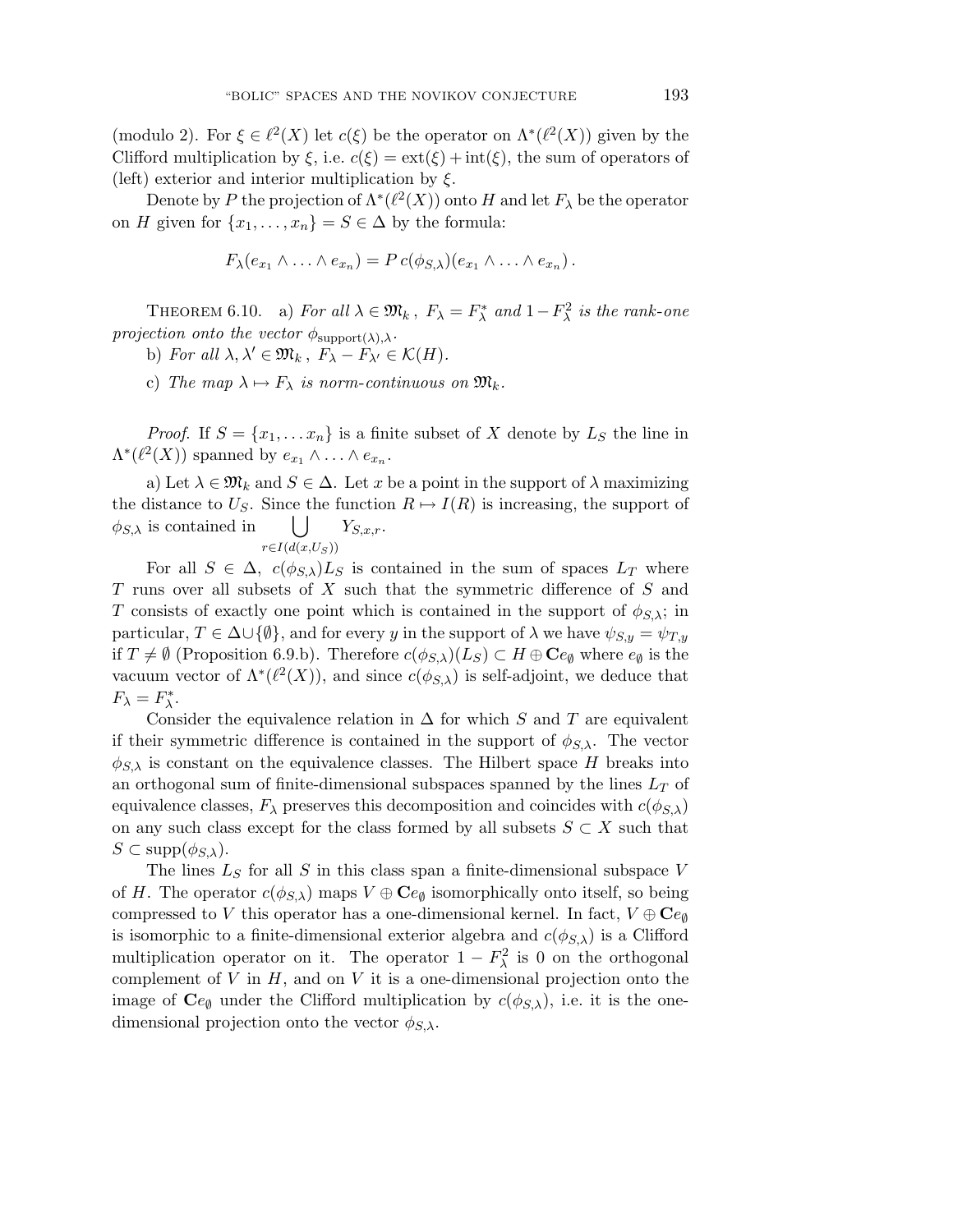(modulo 2). For $\xi \in \ell^2(X)$ let $c(\xi)$ be the operator on $\Lambda^*(\ell^2(X))$ given by the Clifford multiplication by $\xi$, i.e. $c(\xi) = \mathrm{ext}(\xi) + \mathrm{int}(\xi)$, the sum of operators of (left) exterior and interior multiplication by $\xi$.

Denote by $P$ the projection of $\Lambda^*(\ell^2(X))$ onto $H$ and let $F_\lambda$ be the operator on $H$ given for $\{x_1, \ldots, x_n\} = S \in \Delta$ by the formula:

$$F_\lambda(e_{x_1} \wedge \ldots \wedge e_{x_n}) = P\, c(\phi_{S,\lambda})(e_{x_1} \wedge \ldots \wedge e_{x_n})\,.$$

THEOREM 6.10. a) *For all* $\lambda \in \mathfrak{M}_k$, $F_\lambda = F_\lambda^*$ *and* $1 - F_\lambda^2$ *is the rank-one projection onto the vector* $\phi_{\mathrm{support}(\lambda),\lambda}$.

b) *For all* $\lambda, \lambda' \in \mathfrak{M}_k$, $F_\lambda - F_{\lambda'} \in \mathcal{K}(H)$.

c) *The map* $\lambda \mapsto F_\lambda$ *is norm-continuous on* $\mathfrak{M}_k$.

*Proof.* If $S = \{x_1, \ldots x_n\}$ is a finite subset of $X$ denote by $L_S$ the line in $\Lambda^*(\ell^2(X))$ spanned by $e_{x_1} \wedge \ldots \wedge e_{x_n}$.

a) Let $\lambda \in \mathfrak{M}_k$ and $S \in \Delta$. Let $x$ be a point in the support of $\lambda$ maximizing the distance to $U_S$. Since the function $R \mapsto I(R)$ is increasing, the support of $\phi_{S,\lambda}$ is contained in $\displaystyle\bigcup_{r \in I(d(x,U_S))} Y_{S,x,r}$.

For all $S \in \Delta$, $c(\phi_{S,\lambda})L_S$ is contained in the sum of spaces $L_T$ where $T$ runs over all subsets of $X$ such that the symmetric difference of $S$ and $T$ consists of exactly one point which is contained in the support of $\phi_{S,\lambda}$; in particular, $T \in \Delta \cup \{\emptyset\}$, and for every $y$ in the support of $\lambda$ we have $\psi_{S,y} = \psi_{T,y}$ if $T \neq \emptyset$ (Proposition 6.9.b). Therefore $c(\phi_{S,\lambda})(L_S) \subset H \oplus \mathbf{C}e_\emptyset$ where $e_\emptyset$ is the vacuum vector of $\Lambda^*(\ell^2(X))$, and since $c(\phi_{S,\lambda})$ is self-adjoint, we deduce that $F_\lambda = F_\lambda^*$.

Consider the equivalence relation in $\Delta$ for which $S$ and $T$ are equivalent if their symmetric difference is contained in the support of $\phi_{S,\lambda}$. The vector $\phi_{S,\lambda}$ is constant on the equivalence classes. The Hilbert space $H$ breaks into an orthogonal sum of finite-dimensional subspaces spanned by the lines $L_T$ of equivalence classes, $F_\lambda$ preserves this decomposition and coincides with $c(\phi_{S,\lambda})$ on any such class except for the class formed by all subsets $S \subset X$ such that $S \subset \mathrm{supp}(\phi_{S,\lambda})$.

The lines $L_S$ for all $S$ in this class span a finite-dimensional subspace $V$ of $H$. The operator $c(\phi_{S,\lambda})$ maps $V \oplus \mathbf{C}e_\emptyset$ isomorphically onto itself, so being compressed to $V$ this operator has a one-dimensional kernel. In fact, $V \oplus \mathbf{C}e_\emptyset$ is isomorphic to a finite-dimensional exterior algebra and $c(\phi_{S,\lambda})$ is a Clifford multiplication operator on it. The operator $1 - F_\lambda^2$ is 0 on the orthogonal complement of $V$ in $H$, and on $V$ it is a one-dimensional projection onto the image of $\mathbf{C}e_\emptyset$ under the Clifford multiplication by $c(\phi_{S,\lambda})$, i.e. it is the one-dimensional projection onto the vector $\phi_{S,\lambda}$.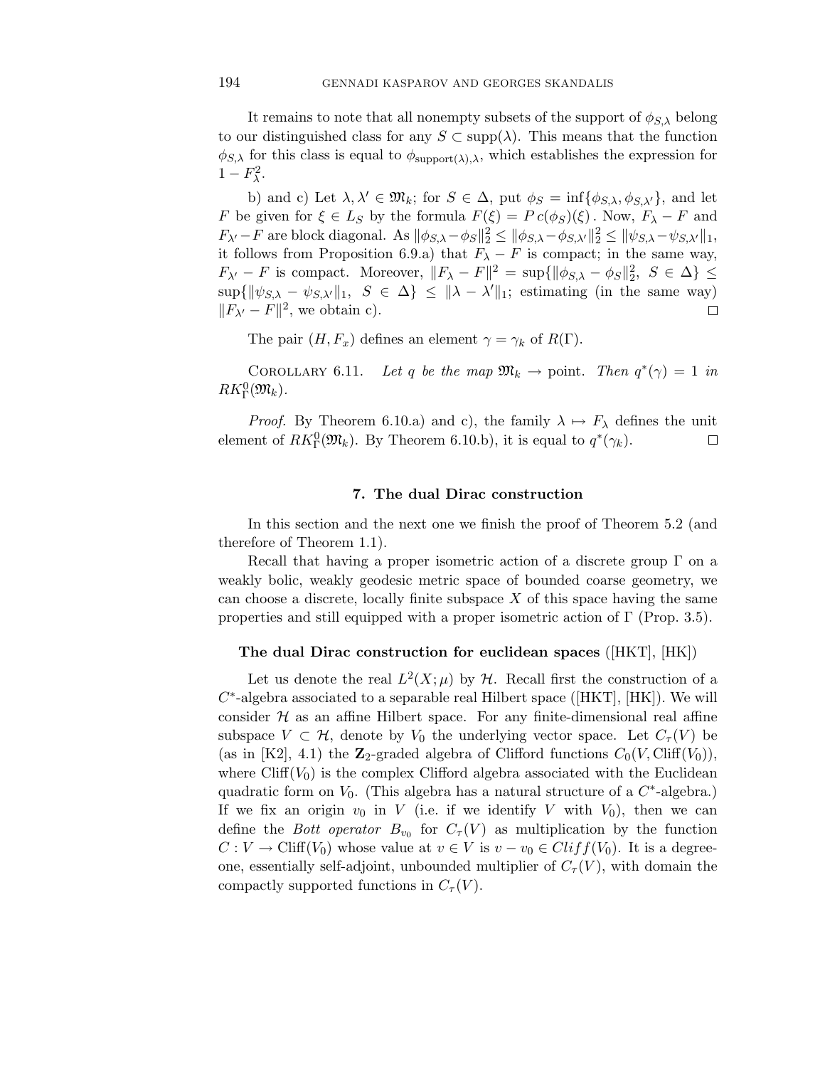It remains to note that all nonempty subsets of the support of $\phi_{S,\lambda}$ belong to our distinguished class for any $S \subset \mathrm{supp}(\lambda)$. This means that the function $\phi_{S,\lambda}$ for this class is equal to $\phi_{\mathrm{support}(\lambda),\lambda}$, which establishes the expression for $1 - F_\lambda^2$.

b) and c) Let $\lambda, \lambda' \in \mathfrak{M}_k$; for $S \in \Delta$, put $\phi_S = \inf\{\phi_{S,\lambda}, \phi_{S,\lambda'}\}$, and let $F$ be given for $\xi \in L_S$ by the formula $F(\xi) = P\, c(\phi_S)(\xi)$. Now, $F_\lambda - F$ and $F_{\lambda'} - F$ are block diagonal. As $\|\phi_{S,\lambda} - \phi_S\|_2^2 \le \|\phi_{S,\lambda} - \phi_{S,\lambda'}\|_2^2 \le \|\psi_{S,\lambda} - \psi_{S,\lambda'}\|_1$, it follows from Proposition 6.9.a) that $F_\lambda - F$ is compact; in the same way, $F_{\lambda'} - F$ is compact. Moreover, $\|F_\lambda - F\|^2 = \sup\{\|\phi_{S,\lambda} - \phi_S\|_2^2,\ S \in \Delta\} \le \sup\{\|\psi_{S,\lambda} - \psi_{S,\lambda'}\|_1,\ S \in \Delta\} \le \|\lambda - \lambda'\|_1$; estimating (in the same way) $\|F_{\lambda'} - F\|^2$, we obtain c). $\square$

The pair $(H, F_x)$ defines an element $\gamma = \gamma_k$ of $R(\Gamma)$.

Corollary 6.11. *Let $q$ be the map $\mathfrak{M}_k \to$ point. Then $q^*(\gamma) = 1$ in $RK_\Gamma^0(\mathfrak{M}_k)$.*

*Proof.* By Theorem 6.10.a) and c), the family $\lambda \mapsto F_\lambda$ defines the unit element of $RK_\Gamma^0(\mathfrak{M}_k)$. By Theorem 6.10.b), it is equal to $q^*(\gamma_k)$. $\square$

## 7. The dual Dirac construction

In this section and the next one we finish the proof of Theorem 5.2 (and therefore of Theorem 1.1).

Recall that having a proper isometric action of a discrete group $\Gamma$ on a weakly bolic, weakly geodesic metric space of bounded coarse geometry, we can choose a discrete, locally finite subspace $X$ of this space having the same properties and still equipped with a proper isometric action of $\Gamma$ (Prop. 3.5).

**The dual Dirac construction for euclidean spaces** ([HKT], [HK])

Let us denote the real $L^2(X;\mu)$ by $\mathcal{H}$. Recall first the construction of a $C^*$-algebra associated to a separable real Hilbert space ([HKT], [HK]). We will consider $\mathcal{H}$ as an affine Hilbert space. For any finite-dimensional real affine subspace $V \subset \mathcal{H}$, denote by $V_0$ the underlying vector space. Let $C_\tau(V)$ be (as in [K2], 4.1) the $\mathbf{Z}_2$-graded algebra of Clifford functions $C_0(V, \mathrm{Cliff}(V_0))$, where $\mathrm{Cliff}(V_0)$ is the complex Clifford algebra associated with the Euclidean quadratic form on $V_0$. (This algebra has a natural structure of a $C^*$-algebra.) If we fix an origin $v_0$ in $V$ (i.e. if we identify $V$ with $V_0$), then we can define the *Bott operator* $B_{v_0}$ for $C_\tau(V)$ as multiplication by the function $C : V \to \mathrm{Cliff}(V_0)$ whose value at $v \in V$ is $v - v_0 \in Cliff(V_0)$. It is a degree-one, essentially self-adjoint, unbounded multiplier of $C_\tau(V)$, with domain the compactly supported functions in $C_\tau(V)$.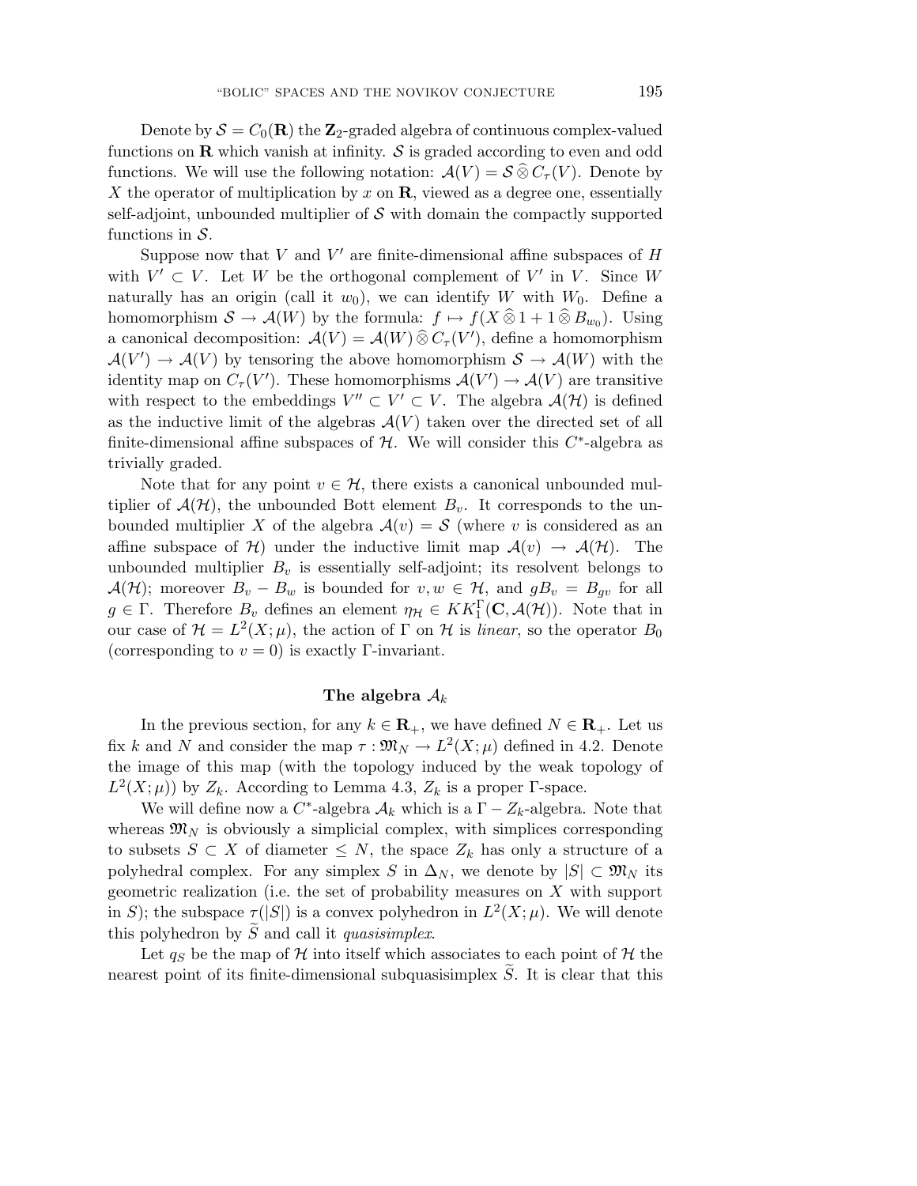Denote by $\mathcal{S} = C_0(\mathbf{R})$ the $\mathbf{Z}_2$-graded algebra of continuous complex-valued functions on $\mathbf{R}$ which vanish at infinity. $\mathcal{S}$ is graded according to even and odd functions. We will use the following notation: $\mathcal{A}(V) = \mathcal{S} \widehat{\otimes} C_\tau(V)$. Denote by $X$ the operator of multiplication by $x$ on $\mathbf{R}$, viewed as a degree one, essentially self-adjoint, unbounded multiplier of $\mathcal{S}$ with domain the compactly supported functions in $\mathcal{S}$.

Suppose now that $V$ and $V'$ are finite-dimensional affine subspaces of $H$ with $V' \subset V$. Let $W$ be the orthogonal complement of $V'$ in $V$. Since $W$ naturally has an origin (call it $w_0$), we can identify $W$ with $W_0$. Define a homomorphism $\mathcal{S} \to \mathcal{A}(W)$ by the formula: $f \mapsto f(X \widehat{\otimes} 1 + 1 \widehat{\otimes} B_{w_0})$. Using a canonical decomposition: $\mathcal{A}(V) = \mathcal{A}(W) \widehat{\otimes} C_\tau(V')$, define a homomorphism $\mathcal{A}(V') \to \mathcal{A}(V)$ by tensoring the above homomorphism $\mathcal{S} \to \mathcal{A}(W)$ with the identity map on $C_\tau(V')$. These homomorphisms $\mathcal{A}(V') \to \mathcal{A}(V)$ are transitive with respect to the embeddings $V'' \subset V' \subset V$. The algebra $\mathcal{A}(\mathcal{H})$ is defined as the inductive limit of the algebras $\mathcal{A}(V)$ taken over the directed set of all finite-dimensional affine subspaces of $\mathcal{H}$. We will consider this $C^*$-algebra as trivially graded.

Note that for any point $v \in \mathcal{H}$, there exists a canonical unbounded multiplier of $\mathcal{A}(\mathcal{H})$, the unbounded Bott element $B_v$. It corresponds to the unbounded multiplier $X$ of the algebra $\mathcal{A}(v) = \mathcal{S}$ (where $v$ is considered as an affine subspace of $\mathcal{H}$) under the inductive limit map $\mathcal{A}(v) \to \mathcal{A}(\mathcal{H})$. The unbounded multiplier $B_v$ is essentially self-adjoint; its resolvent belongs to $\mathcal{A}(\mathcal{H})$; moreover $B_v - B_w$ is bounded for $v, w \in \mathcal{H}$, and $gB_v = B_{gv}$ for all $g \in \Gamma$. Therefore $B_v$ defines an element $\eta_{\mathcal{H}} \in KK_1^\Gamma(\mathbf{C}, \mathcal{A}(\mathcal{H}))$. Note that in our case of $\mathcal{H} = L^2(X; \mu)$, the action of $\Gamma$ on $\mathcal{H}$ is *linear*, so the operator $B_0$ (corresponding to $v = 0$) is exactly $\Gamma$-invariant.

## The algebra $\mathcal{A}_k$

In the previous section, for any $k \in \mathbf{R}_+$, we have defined $N \in \mathbf{R}_+$. Let us fix $k$ and $N$ and consider the map $\tau : \mathfrak{M}_N \to L^2(X; \mu)$ defined in 4.2. Denote the image of this map (with the topology induced by the weak topology of $L^2(X; \mu)$) by $Z_k$. According to Lemma 4.3, $Z_k$ is a proper $\Gamma$-space.

We will define now a $C^*$-algebra $\mathcal{A}_k$ which is a $\Gamma - Z_k$-algebra. Note that whereas $\mathfrak{M}_N$ is obviously a simplicial complex, with simplices corresponding to subsets $S \subset X$ of diameter $\leq N$, the space $Z_k$ has only a structure of a polyhedral complex. For any simplex $S$ in $\Delta_N$, we denote by $|S| \subset \mathfrak{M}_N$ its geometric realization (i.e. the set of probability measures on $X$ with support in $S$); the subspace $\tau(|S|)$ is a convex polyhedron in $L^2(X; \mu)$. We will denote this polyhedron by $\widetilde{S}$ and call it *quasisimplex*.

Let $q_S$ be the map of $\mathcal{H}$ into itself which associates to each point of $\mathcal{H}$ the nearest point of its finite-dimensional subquasisimplex $\widetilde{S}$. It is clear that this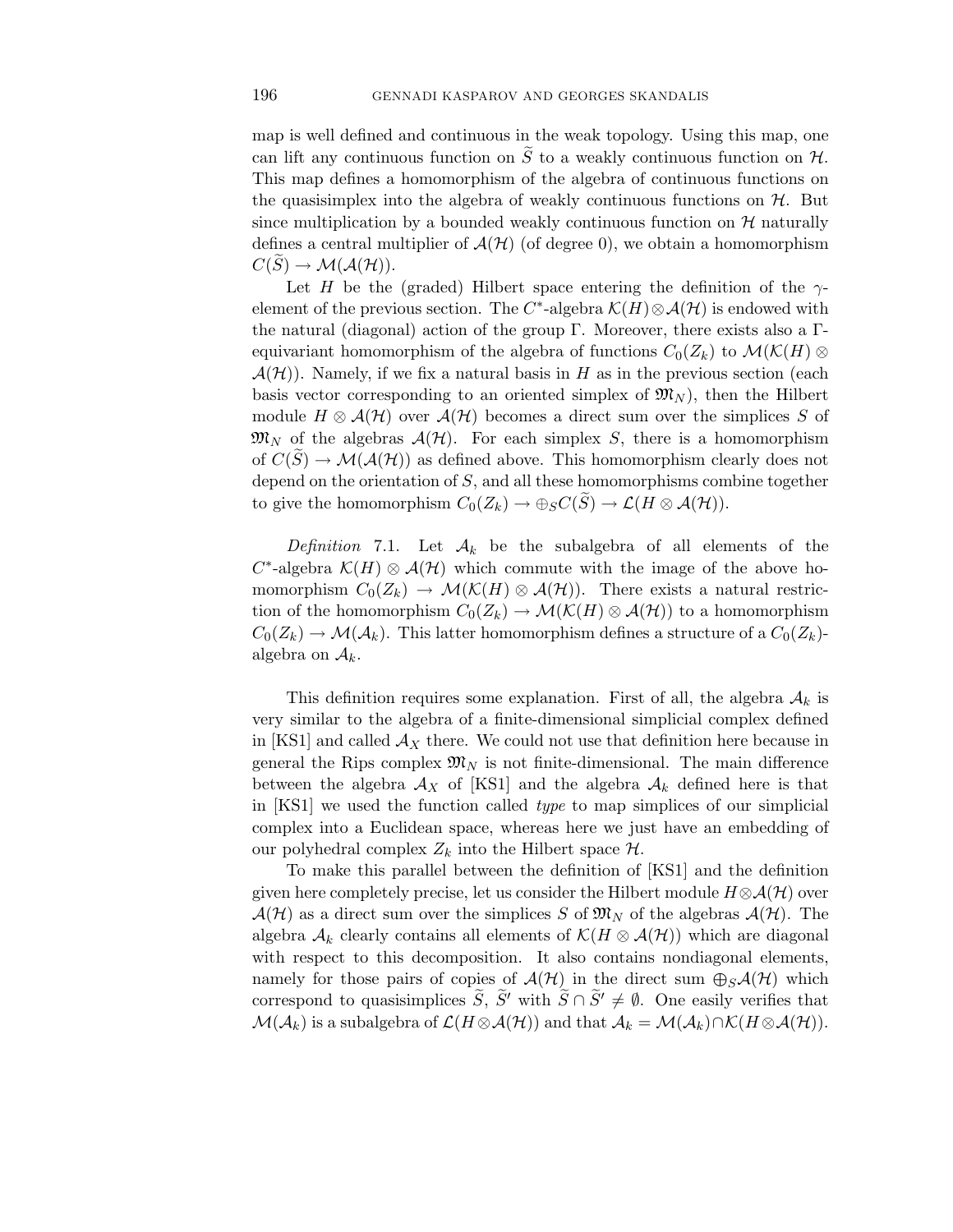map is well defined and continuous in the weak topology. Using this map, one can lift any continuous function on $\widetilde{S}$ to a weakly continuous function on $\mathcal{H}$. This map defines a homomorphism of the algebra of continuous functions on the quasisimplex into the algebra of weakly continuous functions on $\mathcal{H}$. But since multiplication by a bounded weakly continuous function on $\mathcal{H}$ naturally defines a central multiplier of $\mathcal{A}(\mathcal{H})$ (of degree 0), we obtain a homomorphism $C(\widetilde{S}) \to \mathcal{M}(\mathcal{A}(\mathcal{H}))$.

Let $H$ be the (graded) Hilbert space entering the definition of the $\gamma$-element of the previous section. The $C^*$-algebra $\mathcal{K}(H) \otimes \mathcal{A}(\mathcal{H})$ is endowed with the natural (diagonal) action of the group $\Gamma$. Moreover, there exists also a $\Gamma$-equivariant homomorphism of the algebra of functions $C_0(Z_k)$ to $\mathcal{M}(\mathcal{K}(H) \otimes \mathcal{A}(\mathcal{H}))$. Namely, if we fix a natural basis in $H$ as in the previous section (each basis vector corresponding to an oriented simplex of $\mathfrak{M}_N$), then the Hilbert module $H \otimes \mathcal{A}(\mathcal{H})$ over $\mathcal{A}(\mathcal{H})$ becomes a direct sum over the simplices $S$ of $\mathfrak{M}_N$ of the algebras $\mathcal{A}(\mathcal{H})$. For each simplex $S$, there is a homomorphism of $C(\widetilde{S}) \to \mathcal{M}(\mathcal{A}(\mathcal{H}))$ as defined above. This homomorphism clearly does not depend on the orientation of $S$, and all these homomorphisms combine together to give the homomorphism $C_0(Z_k) \to \oplus_S C(\widetilde{S}) \to \mathcal{L}(H \otimes \mathcal{A}(\mathcal{H}))$.

*Definition* 7.1. Let $\mathcal{A}_k$ be the subalgebra of all elements of the $C^*$-algebra $\mathcal{K}(H) \otimes \mathcal{A}(\mathcal{H})$ which commute with the image of the above homomorphism $C_0(Z_k) \to \mathcal{M}(\mathcal{K}(H) \otimes \mathcal{A}(\mathcal{H}))$. There exists a natural restriction of the homomorphism $C_0(Z_k) \to \mathcal{M}(\mathcal{K}(H) \otimes \mathcal{A}(\mathcal{H}))$ to a homomorphism $C_0(Z_k) \to \mathcal{M}(\mathcal{A}_k)$. This latter homomorphism defines a structure of a $C_0(Z_k)$-algebra on $\mathcal{A}_k$.

This definition requires some explanation. First of all, the algebra $\mathcal{A}_k$ is very similar to the algebra of a finite-dimensional simplicial complex defined in [KS1] and called $\mathcal{A}_X$ there. We could not use that definition here because in general the Rips complex $\mathfrak{M}_N$ is not finite-dimensional. The main difference between the algebra $\mathcal{A}_X$ of [KS1] and the algebra $\mathcal{A}_k$ defined here is that in [KS1] we used the function called *type* to map simplices of our simplicial complex into a Euclidean space, whereas here we just have an embedding of our polyhedral complex $Z_k$ into the Hilbert space $\mathcal{H}$.

To make this parallel between the definition of [KS1] and the definition given here completely precise, let us consider the Hilbert module $H \otimes \mathcal{A}(\mathcal{H})$ over $\mathcal{A}(\mathcal{H})$ as a direct sum over the simplices $S$ of $\mathfrak{M}_N$ of the algebras $\mathcal{A}(\mathcal{H})$. The algebra $\mathcal{A}_k$ clearly contains all elements of $\mathcal{K}(H \otimes \mathcal{A}(\mathcal{H}))$ which are diagonal with respect to this decomposition. It also contains nondiagonal elements, namely for those pairs of copies of $\mathcal{A}(\mathcal{H})$ in the direct sum $\oplus_S \mathcal{A}(\mathcal{H})$ which correspond to quasisimplices $\widetilde{S}$, $\widetilde{S}'$ with $\widetilde{S} \cap \widetilde{S}' \neq \emptyset$. One easily verifies that $\mathcal{M}(\mathcal{A}_k)$ is a subalgebra of $\mathcal{L}(H \otimes \mathcal{A}(\mathcal{H}))$ and that $\mathcal{A}_k = \mathcal{M}(\mathcal{A}_k) \cap \mathcal{K}(H \otimes \mathcal{A}(\mathcal{H}))$.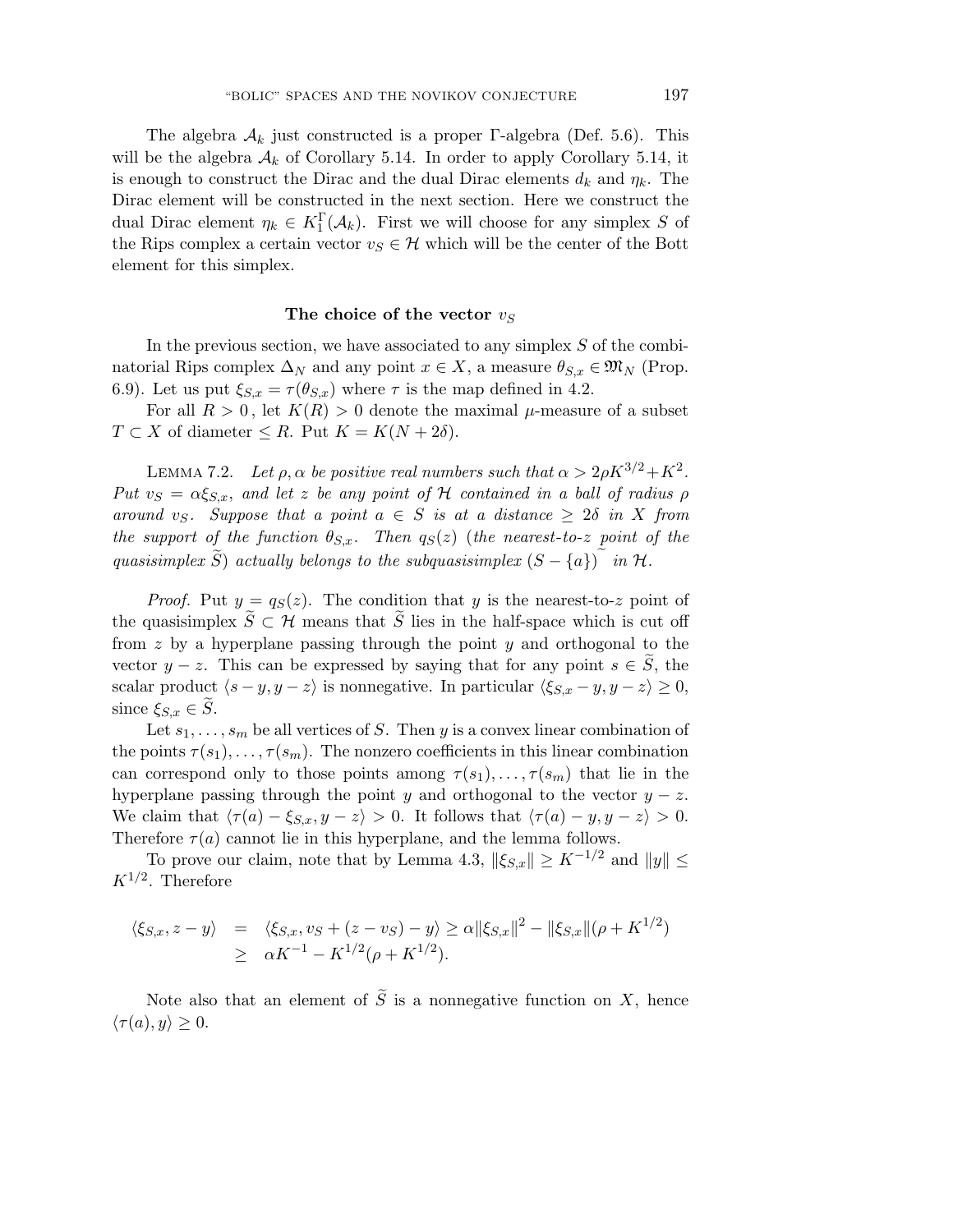The algebra $\mathcal{A}_k$ just constructed is a proper $\Gamma$-algebra (Def. 5.6). This will be the algebra $\mathcal{A}_k$ of Corollary 5.14. In order to apply Corollary 5.14, it is enough to construct the Dirac and the dual Dirac elements $d_k$ and $\eta_k$. The Dirac element will be constructed in the next section. Here we construct the dual Dirac element $\eta_k \in K_1^\Gamma(\mathcal{A}_k)$. First we will choose for any simplex $S$ of the Rips complex a certain vector $v_S \in \mathcal{H}$ which will be the center of the Bott element for this simplex.

### The choice of the vector $v_S$

In the previous section, we have associated to any simplex $S$ of the combinatorial Rips complex $\Delta_N$ and any point $x \in X$, a measure $\theta_{S,x} \in \mathfrak{M}_N$ (Prop. 6.9). Let us put $\xi_{S,x} = \tau(\theta_{S,x})$ where $\tau$ is the map defined in 4.2.

For all $R > 0$, let $K(R) > 0$ denote the maximal $\mu$-measure of a subset $T \subset X$ of diameter $\leq R$. Put $K = K(N + 2\delta)$.

Lemma 7.2. *Let $\rho, \alpha$ be positive real numbers such that $\alpha > 2\rho K^{3/2} + K^2$. Put $v_S = \alpha \xi_{S,x}$, and let $z$ be any point of $\mathcal{H}$ contained in a ball of radius $\rho$ around $v_S$. Suppose that a point $a \in S$ is at a distance $\geq 2\delta$ in $X$ from the support of the function $\theta_{S,x}$. Then $q_S(z)$ (the nearest-to-$z$ point of the quasisimplex $\widetilde{S}$) actually belongs to the subquasisimplex $(S - \{a\})\widetilde{\ }$ in $\mathcal{H}$.*

*Proof.* Put $y = q_S(z)$. The condition that $y$ is the nearest-to-$z$ point of the quasisimplex $\widetilde{S} \subset \mathcal{H}$ means that $\widetilde{S}$ lies in the half-space which is cut off from $z$ by a hyperplane passing through the point $y$ and orthogonal to the vector $y - z$. This can be expressed by saying that for any point $s \in \widetilde{S}$, the scalar product $\langle s - y, y - z\rangle$ is nonnegative. In particular $\langle \xi_{S,x} - y, y - z\rangle \geq 0$, since $\xi_{S,x} \in \widetilde{S}$.

Let $s_1, \ldots, s_m$ be all vertices of $S$. Then $y$ is a convex linear combination of the points $\tau(s_1), \ldots, \tau(s_m)$. The nonzero coefficients in this linear combination can correspond only to those points among $\tau(s_1), \ldots, \tau(s_m)$ that lie in the hyperplane passing through the point $y$ and orthogonal to the vector $y - z$. We claim that $\langle \tau(a) - \xi_{S,x}, y - z\rangle > 0$. It follows that $\langle \tau(a) - y, y - z\rangle > 0$. Therefore $\tau(a)$ cannot lie in this hyperplane, and the lemma follows.

To prove our claim, note that by Lemma 4.3, $\|\xi_{S,x}\| \geq K^{-1/2}$ and $\|y\| \leq K^{1/2}$. Therefore

$$
\begin{aligned}
\langle \xi_{S,x}, z - y\rangle &= \langle \xi_{S,x}, v_S + (z - v_S) - y\rangle \geq \alpha \|\xi_{S,x}\|^2 - \|\xi_{S,x}\|(\rho + K^{1/2}) \\
&\geq \alpha K^{-1} - K^{1/2}(\rho + K^{1/2}).
\end{aligned}
$$

Note also that an element of $\widetilde{S}$ is a nonnegative function on $X$, hence $\langle \tau(a), y\rangle \geq 0$.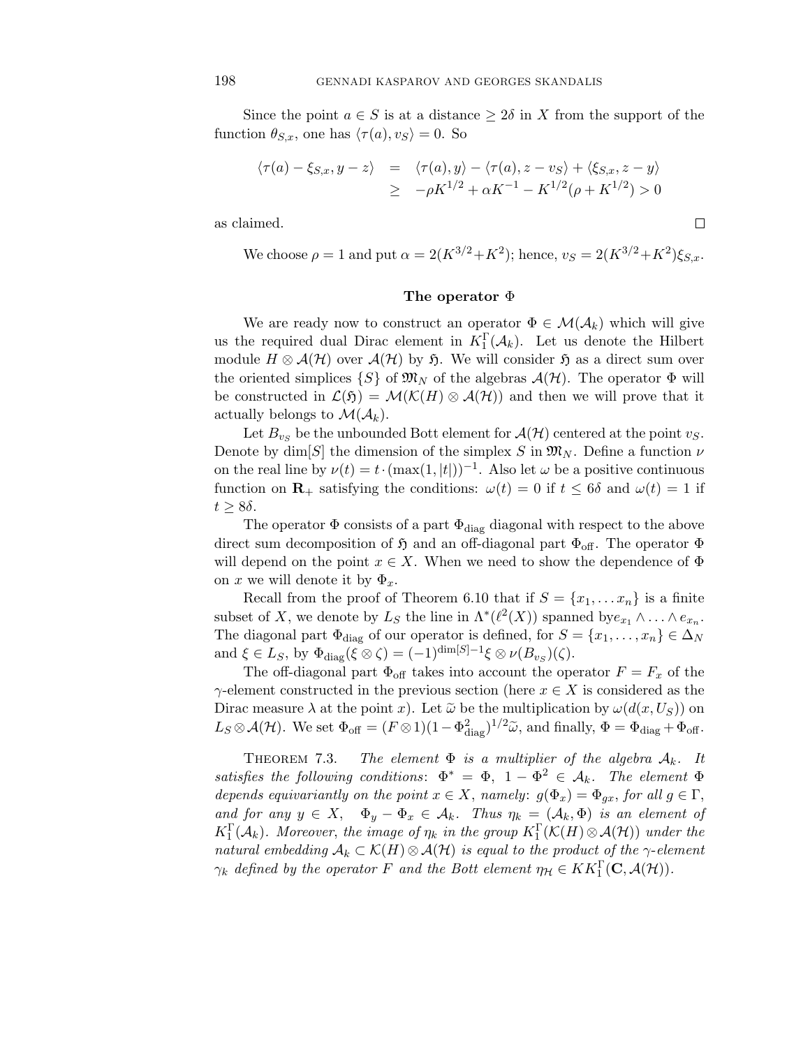Since the point $a \in S$ is at a distance $\geq 2\delta$ in $X$ from the support of the function $\theta_{S,x}$, one has $\langle \tau(a), v_S \rangle = 0$. So

$$
\begin{aligned}
\langle \tau(a) - \xi_{S,x}, y - z \rangle &= \langle \tau(a), y \rangle - \langle \tau(a), z - v_S \rangle + \langle \xi_{S,x}, z - y \rangle \\
&\geq -\rho K^{1/2} + \alpha K^{-1} - K^{1/2}(\rho + K^{1/2}) > 0
\end{aligned}
$$

as claimed. $\square$

We choose $\rho = 1$ and put $\alpha = 2(K^{3/2} + K^2)$; hence, $v_S = 2(K^{3/2} + K^2)\xi_{S,x}$.

### The operator $\Phi$

We are ready now to construct an operator $\Phi \in \mathcal{M}(\mathcal{A}_k)$ which will give us the required dual Dirac element in $K_1^\Gamma(\mathcal{A}_k)$. Let us denote the Hilbert module $H \otimes \mathcal{A}(\mathcal{H})$ over $\mathcal{A}(\mathcal{H})$ by $\mathfrak{H}$. We will consider $\mathfrak{H}$ as a direct sum over the oriented simplices $\{S\}$ of $\mathfrak{M}_N$ of the algebras $\mathcal{A}(\mathcal{H})$. The operator $\Phi$ will be constructed in $\mathcal{L}(\mathfrak{H}) = \mathcal{M}(\mathcal{K}(H) \otimes \mathcal{A}(\mathcal{H}))$ and then we will prove that it actually belongs to $\mathcal{M}(\mathcal{A}_k)$.

Let $B_{v_S}$ be the unbounded Bott element for $\mathcal{A}(\mathcal{H})$ centered at the point $v_S$. Denote by $\dim[S]$ the dimension of the simplex $S$ in $\mathfrak{M}_N$. Define a function $\nu$ on the real line by $\nu(t) = t \cdot (\max(1, |t|))^{-1}$. Also let $\omega$ be a positive continuous function on $\mathbf{R}_+$ satisfying the conditions: $\omega(t) = 0$ if $t \leq 6\delta$ and $\omega(t) = 1$ if $t \geq 8\delta$.

The operator $\Phi$ consists of a part $\Phi_{\mathrm{diag}}$ diagonal with respect to the above direct sum decomposition of $\mathfrak{H}$ and an off-diagonal part $\Phi_{\mathrm{off}}$. The operator $\Phi$ will depend on the point $x \in X$. When we need to show the dependence of $\Phi$ on $x$ we will denote it by $\Phi_x$.

Recall from the proof of Theorem 6.10 that if $S = \{x_1, \dots x_n\}$ is a finite subset of $X$, we denote by $L_S$ the line in $\Lambda^*(\ell^2(X))$ spanned by$e_{x_1} \wedge \dots \wedge e_{x_n}$. The diagonal part $\Phi_{\mathrm{diag}}$ of our operator is defined, for $S = \{x_1, \dots, x_n\} \in \Delta_N$ and $\xi \in L_S$, by $\Phi_{\mathrm{diag}}(\xi \otimes \zeta) = (-1)^{\dim[S]-1} \xi \otimes \nu(B_{v_S})(\zeta)$.

The off-diagonal part $\Phi_{\mathrm{off}}$ takes into account the operator $F = F_x$ of the $\gamma$-element constructed in the previous section (here $x \in X$ is considered as the Dirac measure $\lambda$ at the point $x$). Let $\widetilde{\omega}$ be the multiplication by $\omega(d(x, U_S))$ on $L_S \otimes \mathcal{A}(\mathcal{H})$. We set $\Phi_{\mathrm{off}} = (F \otimes 1)(1 - \Phi_{\mathrm{diag}}^2)^{1/2} \widetilde{\omega}$, and finally, $\Phi = \Phi_{\mathrm{diag}} + \Phi_{\mathrm{off}}$.

Theorem 7.3. *The element $\Phi$ is a multiplier of the algebra $\mathcal{A}_k$. It satisfies the following conditions*: $\Phi^* = \Phi$, $1 - \Phi^2 \in \mathcal{A}_k$. *The element $\Phi$ depends equivariantly on the point $x \in X$, namely*: $g(\Phi_x) = \Phi_{gx}$, *for all $g \in \Gamma$, and for any $y \in X$, $\Phi_y - \Phi_x \in \mathcal{A}_k$. Thus $\eta_k = (\mathcal{A}_k, \Phi)$ is an element of $K_1^\Gamma(\mathcal{A}_k)$. Moreover, the image of $\eta_k$ in the group $K_1^\Gamma(\mathcal{K}(H) \otimes \mathcal{A}(\mathcal{H}))$ under the natural embedding $\mathcal{A}_k \subset \mathcal{K}(H) \otimes \mathcal{A}(\mathcal{H})$ is equal to the product of the $\gamma$-element $\gamma_k$ defined by the operator $F$ and the Bott element $\eta_{\mathcal{H}} \in KK_1^\Gamma(\mathbf{C}, \mathcal{A}(\mathcal{H}))$.*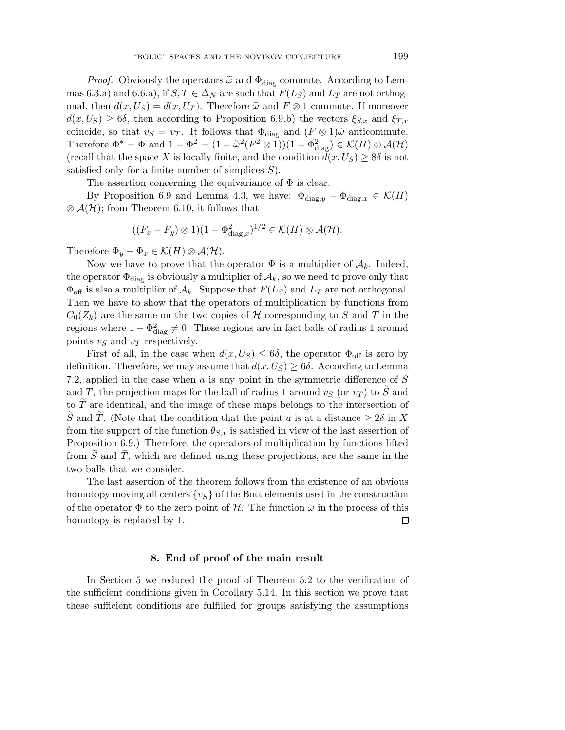*Proof.* Obviously the operators $\widetilde{\omega}$ and $\Phi_{\text{diag}}$ commute. According to Lemmas 6.3.a) and 6.6.a), if $S, T \in \Delta_N$ are such that $F(L_S)$ and $L_T$ are not orthogonal, then $d(x, U_S) = d(x, U_T)$. Therefore $\widetilde{\omega}$ and $F \otimes 1$ commute. If moreover $d(x, U_S) \geq 6\delta$, then according to Proposition 6.9.b) the vectors $\xi_{S,x}$ and $\xi_{T,x}$ coincide, so that $v_S = v_T$. It follows that $\Phi_{\text{diag}}$ and $(F \otimes 1)\widetilde{\omega}$ anticommute. Therefore $\Phi^* = \Phi$ and $1 - \Phi^2 = (1 - \widetilde{\omega}^2(F^2 \otimes 1))(1 - \Phi_{\text{diag}}^2) \in \mathcal{K}(H) \otimes \mathcal{A}(\mathcal{H})$ (recall that the space $X$ is locally finite, and the condition $d(x, U_S) \geq 8\delta$ is not satisfied only for a finite number of simplices $S$).

The assertion concerning the equivariance of $\Phi$ is clear.

By Proposition 6.9 and Lemma 4.3, we have: $\Phi_{\text{diag},y} - \Phi_{\text{diag},x} \in \mathcal{K}(H) \otimes \mathcal{A}(\mathcal{H})$; from Theorem 6.10, it follows that

$$((F_x - F_y) \otimes 1)(1 - \Phi_{\text{diag},x}^2)^{1/2} \in \mathcal{K}(H) \otimes \mathcal{A}(\mathcal{H}).$$

Therefore $\Phi_y - \Phi_x \in \mathcal{K}(H) \otimes \mathcal{A}(\mathcal{H})$.

Now we have to prove that the operator $\Phi$ is a multiplier of $\mathcal{A}_k$. Indeed, the operator $\Phi_{\text{diag}}$ is obviously a multiplier of $\mathcal{A}_k$, so we need to prove only that $\Phi_{\text{off}}$ is also a multiplier of $\mathcal{A}_k$. Suppose that $F(L_S)$ and $L_T$ are not orthogonal. Then we have to show that the operators of multiplication by functions from $C_0(Z_k)$ are the same on the two copies of $\mathcal{H}$ corresponding to $S$ and $T$ in the regions where $1 - \Phi_{\text{diag}}^2 \neq 0$. These regions are in fact balls of radius 1 around points $v_S$ and $v_T$ respectively.

First of all, in the case when $d(x, U_S) \leq 6\delta$, the operator $\Phi_{\text{off}}$ is zero by definition. Therefore, we may assume that $d(x, U_S) \geq 6\delta$. According to Lemma 7.2, applied in the case when $a$ is any point in the symmetric difference of $S$ and $T$, the projection maps for the ball of radius 1 around $v_S$ (or $v_T$) to $\widetilde{S}$ and to $\widetilde{T}$ are identical, and the image of these maps belongs to the intersection of $\widetilde{S}$ and $\widetilde{T}$. (Note that the condition that the point $a$ is at a distance $\geq 2\delta$ in $X$ from the support of the function $\theta_{S,x}$ is satisfied in view of the last assertion of Proposition 6.9.) Therefore, the operators of multiplication by functions lifted from $\widetilde{S}$ and $\widetilde{T}$, which are defined using these projections, are the same in the two balls that we consider.

The last assertion of the theorem follows from the existence of an obvious homotopy moving all centers $\{v_S\}$ of the Bott elements used in the construction of the operator $\Phi$ to the zero point of $\mathcal{H}$. The function $\omega$ in the process of this homotopy is replaced by 1. $\square$

## 8. End of proof of the main result

In Section 5 we reduced the proof of Theorem 5.2 to the verification of the sufficient conditions given in Corollary 5.14. In this section we prove that these sufficient conditions are fulfilled for groups satisfying the assumptions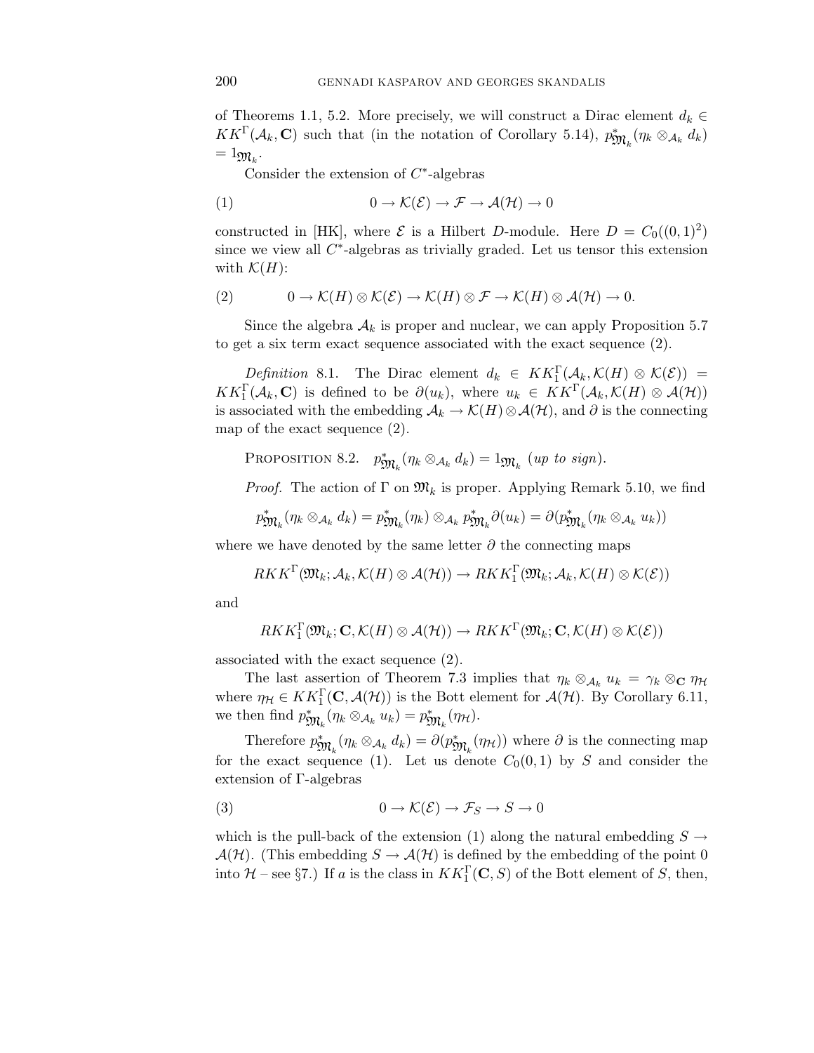of Theorems 1.1, 5.2. More precisely, we will construct a Dirac element $d_k \in KK^{\Gamma}(\mathcal{A}_k, \mathbf{C})$ such that (in the notation of Corollary 5.14), $p^*_{\mathfrak{M}_k}(\eta_k \otimes_{\mathcal{A}_k} d_k) = 1_{\mathfrak{M}_k}$.

Consider the extension of $C^*$-algebras

$$0 \to \mathcal{K}(\mathcal{E}) \to \mathcal{F} \to \mathcal{A}(\mathcal{H}) \to 0 \tag{1}$$

constructed in [HK], where $\mathcal{E}$ is a Hilbert $D$-module. Here $D = C_0((0,1)^2)$ since we view all $C^*$-algebras as trivially graded. Let us tensor this extension with $\mathcal{K}(H)$:

$$0 \to \mathcal{K}(H) \otimes \mathcal{K}(\mathcal{E}) \to \mathcal{K}(H) \otimes \mathcal{F} \to \mathcal{K}(H) \otimes \mathcal{A}(\mathcal{H}) \to 0. \tag{2}$$

Since the algebra $\mathcal{A}_k$ is proper and nuclear, we can apply Proposition 5.7 to get a six term exact sequence associated with the exact sequence (2).

*Definition* 8.1. The Dirac element $d_k \in KK_1^{\Gamma}(\mathcal{A}_k, \mathcal{K}(H) \otimes \mathcal{K}(\mathcal{E})) = KK_1^{\Gamma}(\mathcal{A}_k, \mathbf{C})$ is defined to be $\partial(u_k)$, where $u_k \in KK^{\Gamma}(\mathcal{A}_k, \mathcal{K}(H) \otimes \mathcal{A}(\mathcal{H}))$ is associated with the embedding $\mathcal{A}_k \to \mathcal{K}(H) \otimes \mathcal{A}(\mathcal{H})$, and $\partial$ is the connecting map of the exact sequence (2).

PROPOSITION 8.2. *$p^*_{\mathfrak{M}_k}(\eta_k \otimes_{\mathcal{A}_k} d_k) = 1_{\mathfrak{M}_k}$ (up to sign).*

*Proof.* The action of $\Gamma$ on $\mathfrak{M}_k$ is proper. Applying Remark 5.10, we find

$$p^*_{\mathfrak{M}_k}(\eta_k \otimes_{\mathcal{A}_k} d_k) = p^*_{\mathfrak{M}_k}(\eta_k) \otimes_{\mathcal{A}_k} p^*_{\mathfrak{M}_k}\partial(u_k) = \partial(p^*_{\mathfrak{M}_k}(\eta_k \otimes_{\mathcal{A}_k} u_k))$$

where we have denoted by the same letter $\partial$ the connecting maps

$$RKK^{\Gamma}(\mathfrak{M}_k; \mathcal{A}_k, \mathcal{K}(H) \otimes \mathcal{A}(\mathcal{H})) \to RKK_1^{\Gamma}(\mathfrak{M}_k; \mathcal{A}_k, \mathcal{K}(H) \otimes \mathcal{K}(\mathcal{E}))$$

and

$$RKK_1^{\Gamma}(\mathfrak{M}_k; \mathbf{C}, \mathcal{K}(H) \otimes \mathcal{A}(\mathcal{H})) \to RKK^{\Gamma}(\mathfrak{M}_k; \mathbf{C}, \mathcal{K}(H) \otimes \mathcal{K}(\mathcal{E}))$$

associated with the exact sequence (2).

The last assertion of Theorem 7.3 implies that $\eta_k \otimes_{\mathcal{A}_k} u_k = \gamma_k \otimes_{\mathbf{C}} \eta_{\mathcal{H}}$ where $\eta_{\mathcal{H}} \in KK_1^{\Gamma}(\mathbf{C}, \mathcal{A}(\mathcal{H}))$ is the Bott element for $\mathcal{A}(\mathcal{H})$. By Corollary 6.11, we then find $p^*_{\mathfrak{M}_k}(\eta_k \otimes_{\mathcal{A}_k} u_k) = p^*_{\mathfrak{M}_k}(\eta_{\mathcal{H}})$.

Therefore $p^*_{\mathfrak{M}_k}(\eta_k \otimes_{\mathcal{A}_k} d_k) = \partial(p^*_{\mathfrak{M}_k}(\eta_{\mathcal{H}}))$ where $\partial$ is the connecting map for the exact sequence (1). Let us denote $C_0(0,1)$ by $S$ and consider the extension of $\Gamma$-algebras

$$0 \to \mathcal{K}(\mathcal{E}) \to \mathcal{F}_S \to S \to 0 \tag{3}$$

which is the pull-back of the extension (1) along the natural embedding $S \to \mathcal{A}(\mathcal{H})$. (This embedding $S \to \mathcal{A}(\mathcal{H})$ is defined by the embedding of the point 0 into $\mathcal{H}$ – see §7.) If $a$ is the class in $KK_1^{\Gamma}(\mathbf{C}, S)$ of the Bott element of $S$, then,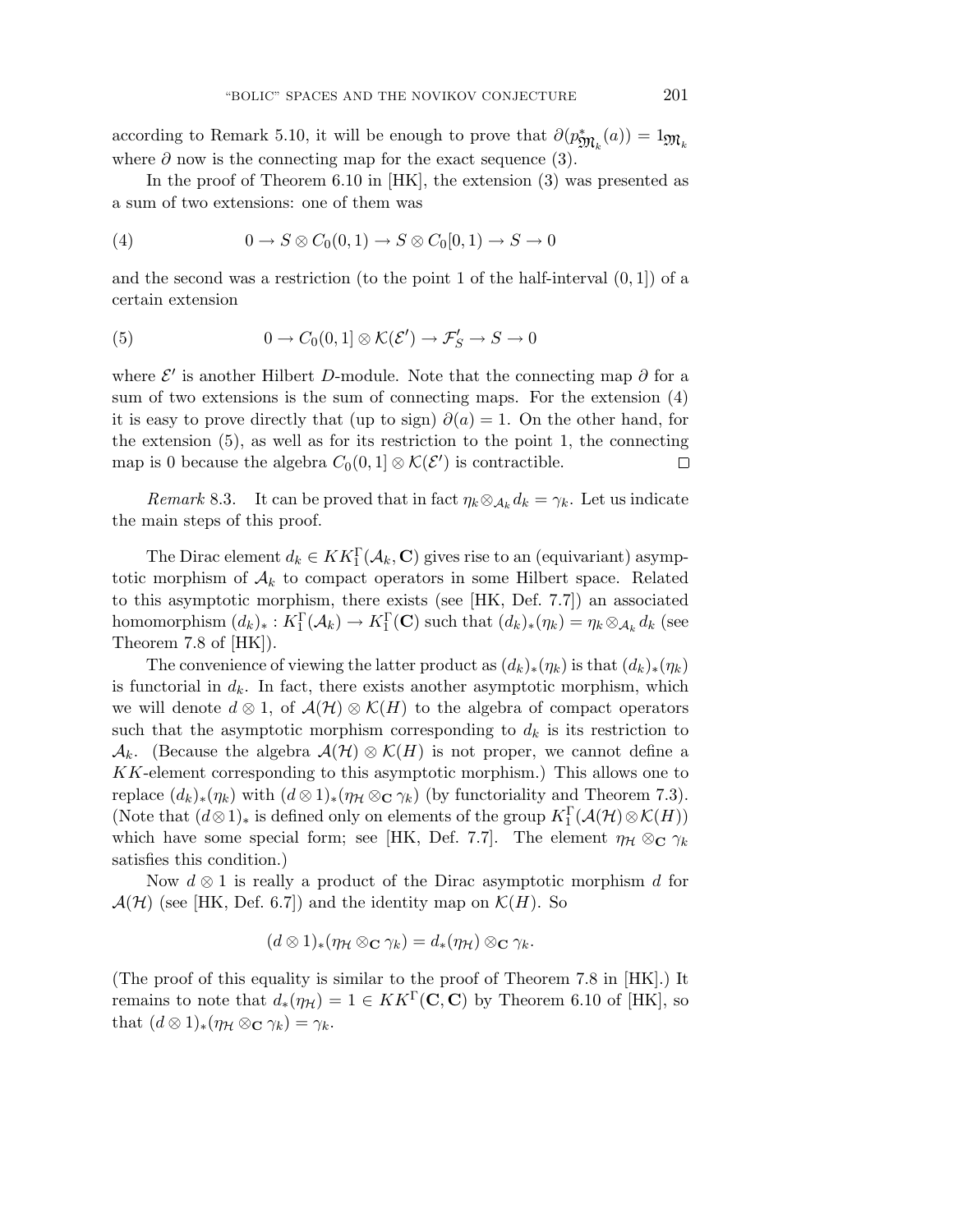according to Remark 5.10, it will be enough to prove that $\partial(p^*_{\mathfrak{M}_k}(a)) = 1_{\mathfrak{M}_k}$ where $\partial$ now is the connecting map for the exact sequence (3).

In the proof of Theorem 6.10 in [HK], the extension (3) was presented as a sum of two extensions: one of them was

$$0 \to S \otimes C_0(0,1) \to S \otimes C_0[0,1) \to S \to 0 \tag{4}$$

and the second was a restriction (to the point 1 of the half-interval $(0,1]$) of a certain extension

$$0 \to C_0(0,1] \otimes \mathcal{K}(\mathcal{E}') \to \mathcal{F}'_S \to S \to 0 \tag{5}$$

where $\mathcal{E}'$ is another Hilbert $D$-module. Note that the connecting map $\partial$ for a sum of two extensions is the sum of connecting maps. For the extension (4) it is easy to prove directly that (up to sign) $\partial(a) = 1$. On the other hand, for the extension (5), as well as for its restriction to the point 1, the connecting map is 0 because the algebra $C_0(0,1] \otimes \mathcal{K}(\mathcal{E}')$ is contractible. $\square$

*Remark* 8.3. It can be proved that in fact $\eta_k \otimes_{\mathcal{A}_k} d_k = \gamma_k$. Let us indicate the main steps of this proof.

The Dirac element $d_k \in KK_1^\Gamma(\mathcal{A}_k, \mathbf{C})$ gives rise to an (equivariant) asymptotic morphism of $\mathcal{A}_k$ to compact operators in some Hilbert space. Related to this asymptotic morphism, there exists (see [HK, Def. 7.7]) an associated homomorphism $(d_k)_* : K_1^\Gamma(\mathcal{A}_k) \to K_1^\Gamma(\mathbf{C})$ such that $(d_k)_*(\eta_k) = \eta_k \otimes_{\mathcal{A}_k} d_k$ (see Theorem 7.8 of [HK]).

The convenience of viewing the latter product as $(d_k)_*(\eta_k)$ is that $(d_k)_*(\eta_k)$ is functorial in $d_k$. In fact, there exists another asymptotic morphism, which we will denote $d \otimes 1$, of $\mathcal{A}(\mathcal{H}) \otimes \mathcal{K}(H)$ to the algebra of compact operators such that the asymptotic morphism corresponding to $d_k$ is its restriction to $\mathcal{A}_k$. (Because the algebra $\mathcal{A}(\mathcal{H}) \otimes \mathcal{K}(H)$ is not proper, we cannot define a $KK$-element corresponding to this asymptotic morphism.) This allows one to replace $(d_k)_*(\eta_k)$ with $(d \otimes 1)_*(\eta_{\mathcal{H}} \otimes_{\mathbf{C}} \gamma_k)$ (by functoriality and Theorem 7.3). (Note that $(d \otimes 1)_*$ is defined only on elements of the group $K_1^\Gamma(\mathcal{A}(\mathcal{H}) \otimes \mathcal{K}(H))$ which have some special form; see [HK, Def. 7.7]. The element $\eta_{\mathcal{H}} \otimes_{\mathbf{C}} \gamma_k$ satisfies this condition.)

Now $d \otimes 1$ is really a product of the Dirac asymptotic morphism $d$ for $\mathcal{A}(\mathcal{H})$ (see [HK, Def. 6.7]) and the identity map on $\mathcal{K}(H)$. So

$$(d \otimes 1)_*(\eta_{\mathcal{H}} \otimes_{\mathbf{C}} \gamma_k) = d_*(\eta_{\mathcal{H}}) \otimes_{\mathbf{C}} \gamma_k.$$

(The proof of this equality is similar to the proof of Theorem 7.8 in [HK].) It remains to note that $d_*(\eta_{\mathcal{H}}) = 1 \in KK^\Gamma(\mathbf{C}, \mathbf{C})$ by Theorem 6.10 of [HK], so that $(d \otimes 1)_*(\eta_{\mathcal{H}} \otimes_{\mathbf{C}} \gamma_k) = \gamma_k$.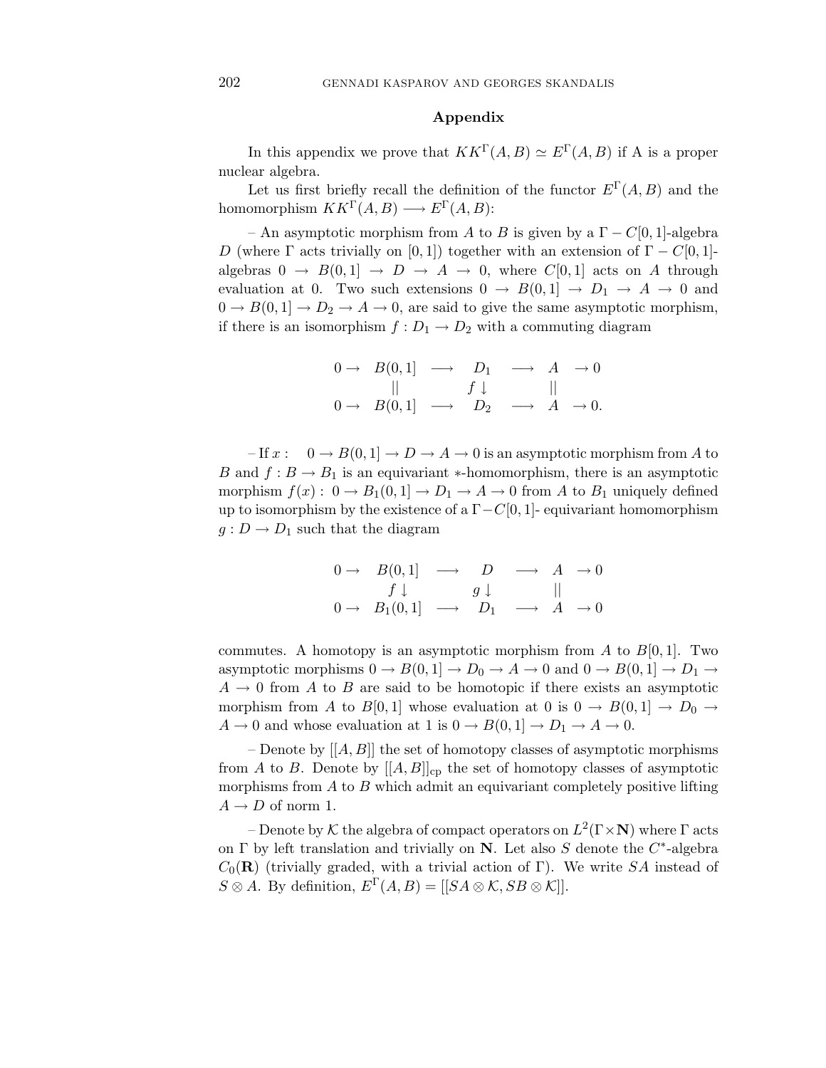## Appendix

In this appendix we prove that $KK^\Gamma(A,B) \simeq E^\Gamma(A,B)$ if A is a proper nuclear algebra.

Let us first briefly recall the definition of the functor $E^\Gamma(A,B)$ and the homomorphism $KK^\Gamma(A,B) \longrightarrow E^\Gamma(A,B)$:

– An asymptotic morphism from $A$ to $B$ is given by a $\Gamma - C[0,1]$-algebra $D$ (where $\Gamma$ acts trivially on $[0,1]$) together with an extension of $\Gamma - C[0,1]$-algebras $0 \to B(0,1] \to D \to A \to 0$, where $C[0,1]$ acts on $A$ through evaluation at 0. Two such extensions $0 \to B(0,1] \to D_1 \to A \to 0$ and $0 \to B(0,1] \to D_2 \to A \to 0$, are said to give the same asymptotic morphism, if there is an isomorphism $f : D_1 \to D_2$ with a commuting diagram

$$\begin{array}{ccccccc} 0 \to & B(0,1] & \longrightarrow & D_1 & \longrightarrow & A & \to 0 \\ & || & & f \downarrow & & || & \\ 0 \to & B(0,1] & \longrightarrow & D_2 & \longrightarrow & A & \to 0. \end{array}$$

– If $x : \quad 0 \to B(0,1] \to D \to A \to 0$ is an asymptotic morphism from $A$ to $B$ and $f : B \to B_1$ is an equivariant $*$-homomorphism, there is an asymptotic morphism $f(x) : \ 0 \to B_1(0,1] \to D_1 \to A \to 0$ from $A$ to $B_1$ uniquely defined up to isomorphism by the existence of a $\Gamma - C[0,1]$- equivariant homomorphism $g : D \to D_1$ such that the diagram

$$\begin{array}{ccccccc} 0 \to & B(0,1] & \longrightarrow & D & \longrightarrow & A & \to 0 \\ & f \downarrow & & g \downarrow & & || & \\ 0 \to & B_1(0,1] & \longrightarrow & D_1 & \longrightarrow & A & \to 0 \end{array}$$

commutes. A homotopy is an asymptotic morphism from $A$ to $B[0,1]$. Two asymptotic morphisms $0 \to B(0,1] \to D_0 \to A \to 0$ and $0 \to B(0,1] \to D_1 \to A \to 0$ from $A$ to $B$ are said to be homotopic if there exists an asymptotic morphism from $A$ to $B[0,1]$ whose evaluation at 0 is $0 \to B(0,1] \to D_0 \to A \to 0$ and whose evaluation at 1 is $0 \to B(0,1] \to D_1 \to A \to 0$.

– Denote by $[[A,B]]$ the set of homotopy classes of asymptotic morphisms from $A$ to $B$. Denote by $[[A,B]]_{\mathrm{cp}}$ the set of homotopy classes of asymptotic morphisms from $A$ to $B$ which admit an equivariant completely positive lifting $A \to D$ of norm 1.

– Denote by $\mathcal{K}$ the algebra of compact operators on $L^2(\Gamma \times \mathbf{N})$ where $\Gamma$ acts on $\Gamma$ by left translation and trivially on $\mathbf{N}$. Let also $S$ denote the $C^*$-algebra $C_0(\mathbf{R})$ (trivially graded, with a trivial action of $\Gamma$). We write $SA$ instead of $S \otimes A$. By definition, $E^\Gamma(A,B) = [[SA \otimes \mathcal{K}, SB \otimes \mathcal{K}]]$.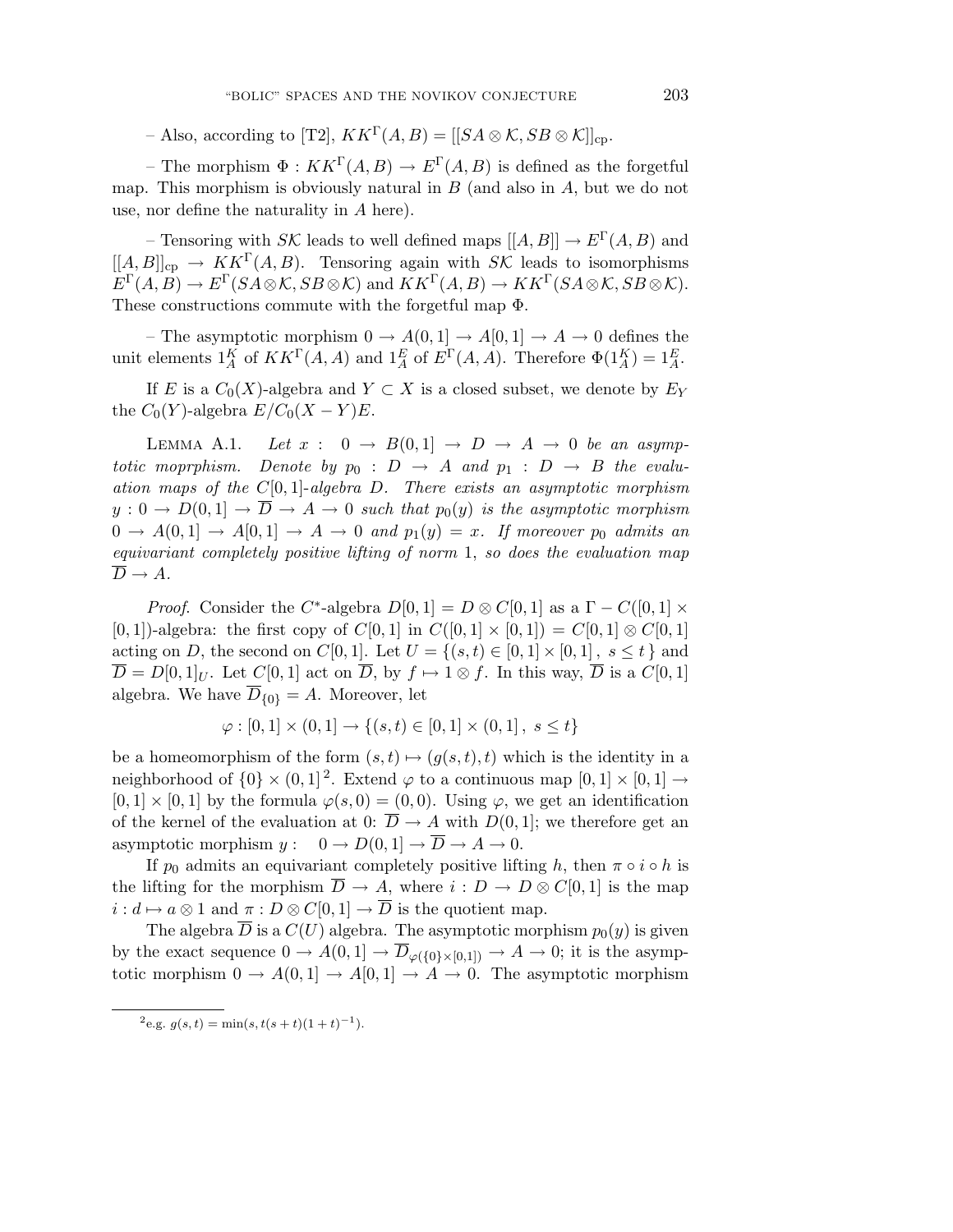– Also, according to [T2], $KK^\Gamma(A,B) = [[SA \otimes \mathcal{K}, SB \otimes \mathcal{K}]]_{\mathrm{cp}}$.

– The morphism $\Phi : KK^\Gamma(A,B) \to E^\Gamma(A,B)$ is defined as the forgetful map. This morphism is obviously natural in $B$ (and also in $A$, but we do not use, nor define the naturality in $A$ here).

– Tensoring with $S\mathcal{K}$ leads to well defined maps $[[A,B]] \to E^\Gamma(A,B)$ and $[[A,B]]_{\mathrm{cp}} \to KK^\Gamma(A,B)$. Tensoring again with $S\mathcal{K}$ leads to isomorphisms $E^\Gamma(A,B) \to E^\Gamma(SA \otimes \mathcal{K}, SB \otimes \mathcal{K})$ and $KK^\Gamma(A,B) \to KK^\Gamma(SA \otimes \mathcal{K}, SB \otimes \mathcal{K})$. These constructions commute with the forgetful map $\Phi$.

– The asymptotic morphism $0 \to A(0,1] \to A[0,1] \to A \to 0$ defines the unit elements $1_A^K$ of $KK^\Gamma(A,A)$ and $1_A^E$ of $E^\Gamma(A,A)$. Therefore $\Phi(1_A^K) = 1_A^E$.

If $E$ is a $C_0(X)$-algebra and $Y \subset X$ is a closed subset, we denote by $E_Y$ the $C_0(Y)$-algebra $E/C_0(X-Y)E$.

Lemma A.1. *Let $x : \ 0 \to B(0,1] \to D \to A \to 0$ be an asymptotic moprphism. Denote by $p_0 : D \to A$ and $p_1 : D \to B$ the evaluation maps of the $C[0,1]$-algebra $D$. There exists an asymptotic morphism $y : 0 \to D(0,1] \to \overline{D} \to A \to 0$ such that $p_0(y)$ is the asymptotic morphism $0 \to A(0,1] \to A[0,1] \to A \to 0$ and $p_1(y) = x$. If moreover $p_0$ admits an equivariant completely positive lifting of norm $1$, so does the evaluation map $\overline{D} \to A$.*

*Proof.* Consider the $C^*$-algebra $D[0,1] = D \otimes C[0,1]$ as a $\Gamma - C([0,1] \times [0,1])$-algebra: the first copy of $C[0,1]$ in $C([0,1] \times [0,1]) = C[0,1] \otimes C[0,1]$ acting on $D$, the second on $C[0,1]$. Let $U = \{(s,t) \in [0,1] \times [0,1] \,,\ s \le t\,\}$ and $\overline{D} = D[0,1]_U$. Let $C[0,1]$ act on $\overline{D}$, by $f \mapsto 1 \otimes f$. In this way, $\overline{D}$ is a $C[0,1]$ algebra. We have $\overline{D}_{\{0\}} = A$. Moreover, let

$$\varphi : [0,1] \times (0,1] \to \{(s,t) \in [0,1] \times (0,1] \,,\ s \le t\}$$

be a homeomorphism of the form $(s,t) \mapsto (g(s,t), t)$ which is the identity in a neighborhood of $\{0\} \times (0,1]$ [2]. Extend $\varphi$ to a continuous map $[0,1] \times [0,1] \to [0,1] \times [0,1]$ by the formula $\varphi(s,0) = (0,0)$. Using $\varphi$, we get an identification of the kernel of the evaluation at 0: $\overline{D} \to A$ with $D(0,1]$; we therefore get an asymptotic morphism $y : \quad 0 \to D(0,1] \to \overline{D} \to A \to 0$.

If $p_0$ admits an equivariant completely positive lifting $h$, then $\pi \circ i \circ h$ is the lifting for the morphism $\overline{D} \to A$, where $i : D \to D \otimes C[0,1]$ is the map $i : d \mapsto a \otimes 1$ and $\pi : D \otimes C[0,1] \to \overline{D}$ is the quotient map.

The algebra $\overline{D}$ is a $C(U)$ algebra. The asymptotic morphism $p_0(y)$ is given by the exact sequence $0 \to A(0,1] \to \overline{D}_{\varphi(\{0\} \times [0,1])} \to A \to 0$; it is the asymptotic morphism $0 \to A(0,1] \to A[0,1] \to A \to 0$. The asymptotic morphism

[2] e.g. $g(s,t) = \min(s, t(s+t)(1+t)^{-1})$.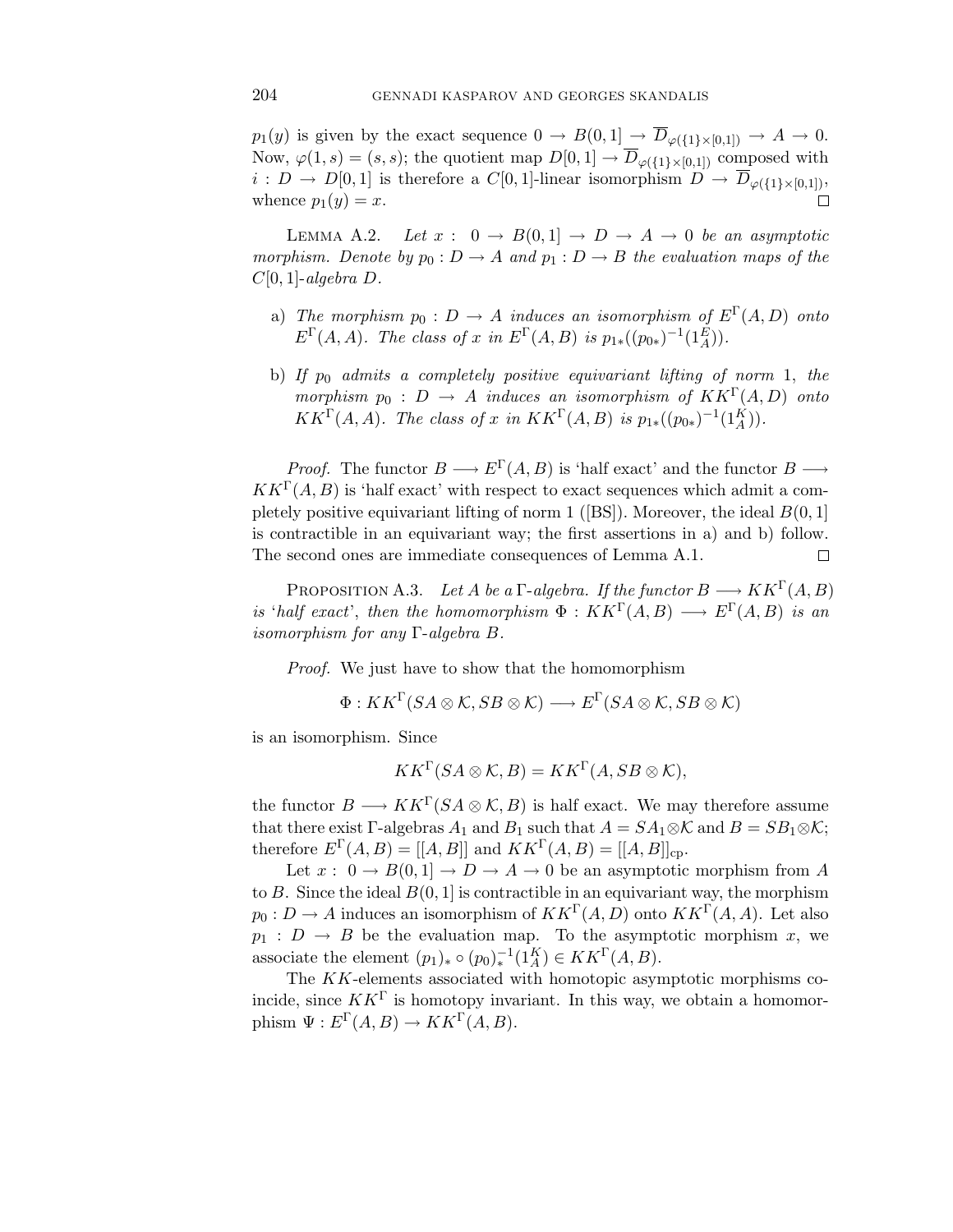$p_1(y)$ is given by the exact sequence $0 \to B(0,1] \to \overline{D}_{\varphi(\{1\}\times[0,1])} \to A \to 0$. Now, $\varphi(1,s) = (s,s)$; the quotient map $D[0,1] \to \overline{D}_{\varphi(\{1\}\times[0,1])}$ composed with $i : D \to D[0,1]$ is therefore a $C[0,1]$-linear isomorphism $D \to \overline{D}_{\varphi(\{1\}\times[0,1])}$, whence $p_1(y) = x$. ☐

Lemma A.2. *Let $x :\ 0 \to B(0,1] \to D \to A \to 0$ be an asymptotic morphism. Denote by $p_0 : D \to A$ and $p_1 : D \to B$ the evaluation maps of the $C[0,1]$-algebra $D$.*

a) *The morphism $p_0 : D \to A$ induces an isomorphism of $E^\Gamma(A,D)$ onto $E^\Gamma(A,A)$. The class of $x$ in $E^\Gamma(A,B)$ is $p_{1*}((p_{0*})^{-1}(1_A^E))$.*

b) *If $p_0$ admits a completely positive equivariant lifting of norm 1, the morphism $p_0 : D \to A$ induces an isomorphism of $KK^\Gamma(A,D)$ onto $KK^\Gamma(A,A)$. The class of $x$ in $KK^\Gamma(A,B)$ is $p_{1*}((p_{0*})^{-1}(1_A^K))$.*

*Proof.* The functor $B \longrightarrow E^\Gamma(A,B)$ is 'half exact' and the functor $B \longrightarrow KK^\Gamma(A,B)$ is 'half exact' with respect to exact sequences which admit a completely positive equivariant lifting of norm 1 ([BS]). Moreover, the ideal $B(0,1]$ is contractible in an equivariant way; the first assertions in a) and b) follow. The second ones are immediate consequences of Lemma A.1. ☐

Proposition A.3. *Let $A$ be a $\Gamma$-algebra. If the functor $B \longrightarrow KK^\Gamma(A,B)$ is 'half exact', then the homomorphism $\Phi : KK^\Gamma(A,B) \longrightarrow E^\Gamma(A,B)$ is an isomorphism for any $\Gamma$-algebra $B$.*

*Proof.* We just have to show that the homomorphism

$$\Phi : KK^\Gamma(SA \otimes \mathcal{K}, SB \otimes \mathcal{K}) \longrightarrow E^\Gamma(SA \otimes \mathcal{K}, SB \otimes \mathcal{K})$$

is an isomorphism. Since

$$KK^\Gamma(SA \otimes \mathcal{K}, B) = KK^\Gamma(A, SB \otimes \mathcal{K}),$$

the functor $B \longrightarrow KK^\Gamma(SA \otimes \mathcal{K}, B)$ is half exact. We may therefore assume that there exist $\Gamma$-algebras $A_1$ and $B_1$ such that $A = SA_1 \otimes \mathcal{K}$ and $B = SB_1 \otimes \mathcal{K}$; therefore $E^\Gamma(A,B) = [[A,B]]$ and $KK^\Gamma(A,B) = [[A,B]]_{\mathrm{cp}}$.

Let $x :\ 0 \to B(0,1] \to D \to A \to 0$ be an asymptotic morphism from $A$ to $B$. Since the ideal $B(0,1]$ is contractible in an equivariant way, the morphism $p_0 : D \to A$ induces an isomorphism of $KK^\Gamma(A,D)$ onto $KK^\Gamma(A,A)$. Let also $p_1 : D \to B$ be the evaluation map. To the asymptotic morphism $x$, we associate the element $(p_1)_* \circ (p_0)_*^{-1}(1_A^K) \in KK^\Gamma(A,B)$.

The $KK$-elements associated with homotopic asymptotic morphisms coincide, since $KK^\Gamma$ is homotopy invariant. In this way, we obtain a homomorphism $\Psi : E^\Gamma(A,B) \to KK^\Gamma(A,B)$.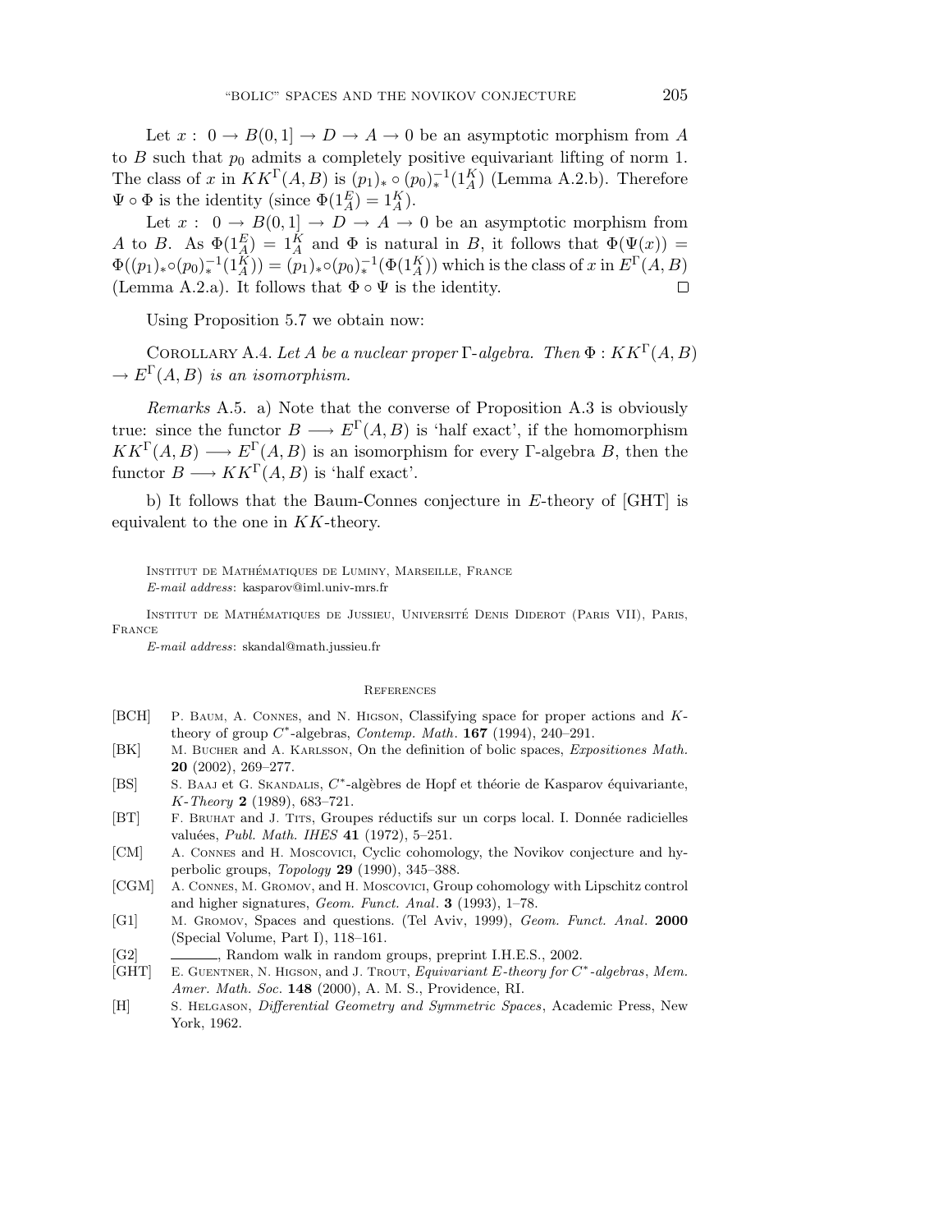Let $x: \ 0 \to B(0,1] \to D \to A \to 0$ be an asymptotic morphism from $A$ to $B$ such that $p_0$ admits a completely positive equivariant lifting of norm 1. The class of $x$ in $KK^\Gamma(A,B)$ is $(p_1)_* \circ (p_0)_*^{-1}(1_A^K)$ (Lemma A.2.b). Therefore $\Psi \circ \Phi$ is the identity (since $\Phi(1_A^E) = 1_A^K$).

Let $x: \ 0 \to B(0,1] \to D \to A \to 0$ be an asymptotic morphism from $A$ to $B$. As $\Phi(1_A^E) = 1_A^K$ and $\Phi$ is natural in $B$, it follows that $\Phi(\Psi(x)) = \Phi((p_1)_* \circ (p_0)_*^{-1}(1_A^K)) = (p_1)_* \circ (p_0)_*^{-1}(\Phi(1_A^K))$ which is the class of $x$ in $E^\Gamma(A,B)$ (Lemma A.2.a). It follows that $\Phi \circ \Psi$ is the identity. □

Using Proposition 5.7 we obtain now:

COROLLARY A.4. *Let $A$ be a nuclear proper $\Gamma$-algebra. Then $\Phi : KK^\Gamma(A,B) \to E^\Gamma(A,B)$ is an isomorphism.*

*Remarks* A.5. a) Note that the converse of Proposition A.3 is obviously true: since the functor $B \longrightarrow E^\Gamma(A,B)$ is 'half exact', if the homomorphism $KK^\Gamma(A,B) \longrightarrow E^\Gamma(A,B)$ is an isomorphism for every $\Gamma$-algebra $B$, then the functor $B \longrightarrow KK^\Gamma(A,B)$ is 'half exact'.

b) It follows that the Baum-Connes conjecture in $E$-theory of [GHT] is equivalent to the one in $KK$-theory.

INSTITUT DE MATHÉMATIQUES DE LUMINY, MARSEILLE, FRANCE
*E-mail address*: kasparov@iml.univ-mrs.fr

INSTITUT DE MATHÉMATIQUES DE JUSSIEU, UNIVERSITÉ DENIS DIDEROT (PARIS VII), PARIS, FRANCE
*E-mail address*: skandal@math.jussieu.fr

## REFERENCES

- [BCH] P. BAUM, A. CONNES, and N. HIGSON, Classifying space for proper actions and $K$-theory of group $C^*$-algebras, *Contemp. Math.* **167** (1994), 240–291.
- [BK] M. BUCHER and A. KARLSSON, On the definition of bolic spaces, *Expositiones Math.* **20** (2002), 269–277.
- [BS] S. BAAJ et G. SKANDALIS, $C^*$-algèbres de Hopf et théorie de Kasparov équivariante, *K-Theory* **2** (1989), 683–721.
- [BT] F. BRUHAT and J. TITS, Groupes réductifs sur un corps local. I. Donnée radicielles valuées, *Publ. Math. IHES* **41** (1972), 5–251.
- [CM] A. CONNES and H. MOSCOVICI, Cyclic cohomology, the Novikov conjecture and hyperbolic groups, *Topology* **29** (1990), 345–388.
- [CGM] A. CONNES, M. GROMOV, and H. MOSCOVICI, Group cohomology with Lipschitz control and higher signatures, *Geom. Funct. Anal.* **3** (1993), 1–78.
- [G1] M. GROMOV, Spaces and questions. (Tel Aviv, 1999), *Geom. Funct. Anal.* **2000** (Special Volume, Part I), 118–161.
- [G2] ———, Random walk in random groups, preprint I.H.E.S., 2002.
- [GHT] E. GUENTNER, N. HIGSON, and J. TROUT, *Equivariant E-theory for $C^*$-algebras*, *Mem. Amer. Math. Soc.* **148** (2000), A. M. S., Providence, RI.
- [H] S. HELGASON, *Differential Geometry and Symmetric Spaces*, Academic Press, New York, 1962.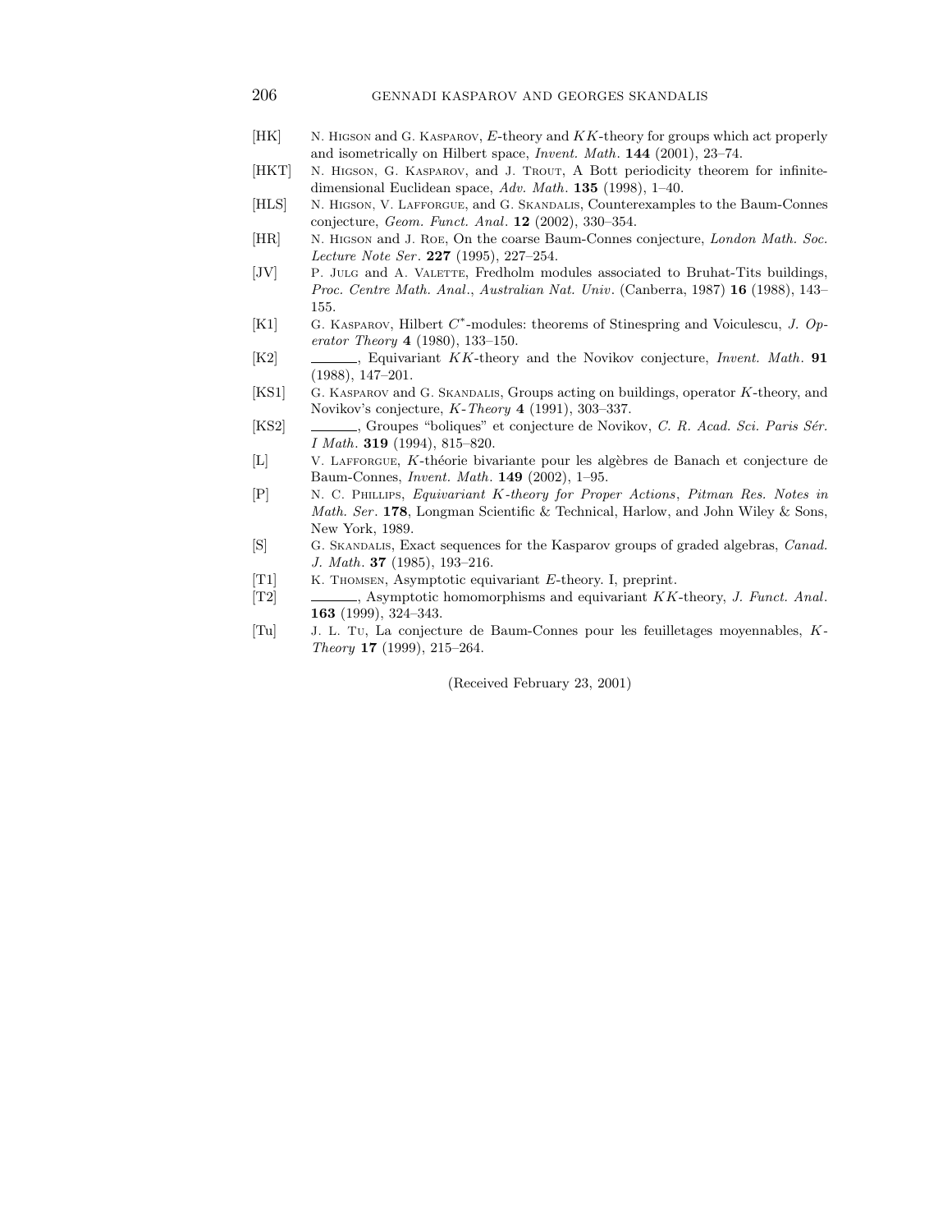[HK] N. Higson and G. Kasparov, $E$-theory and $KK$-theory for groups which act properly and isometrically on Hilbert space, *Invent. Math.* **144** (2001), 23–74.

[HKT] N. Higson, G. Kasparov, and J. Trout, A Bott periodicity theorem for infinite-dimensional Euclidean space, *Adv. Math.* **135** (1998), 1–40.

[HLS] N. Higson, V. Lafforgue, and G. Skandalis, Counterexamples to the Baum-Connes conjecture, *Geom. Funct. Anal.* **12** (2002), 330–354.

[HR] N. Higson and J. Roe, On the coarse Baum-Connes conjecture, *London Math. Soc. Lecture Note Ser.* **227** (1995), 227–254.

[JV] P. Julg and A. Valette, Fredholm modules associated to Bruhat-Tits buildings, *Proc. Centre Math. Anal., Australian Nat. Univ.* (Canberra, 1987) **16** (1988), 143–155.

[K1] G. Kasparov, Hilbert $C^*$-modules: theorems of Stinespring and Voiculescu, *J. Operator Theory* **4** (1980), 133–150.

[K2] ———, Equivariant $KK$-theory and the Novikov conjecture, *Invent. Math.* **91** (1988), 147–201.

[KS1] G. Kasparov and G. Skandalis, Groups acting on buildings, operator $K$-theory, and Novikov's conjecture, *K-Theory* **4** (1991), 303–337.

[KS2] ———, Groupes "boliques" et conjecture de Novikov, *C. R. Acad. Sci. Paris Sér. I Math.* **319** (1994), 815–820.

[L] V. Lafforgue, $K$-théorie bivariante pour les algèbres de Banach et conjecture de Baum-Connes, *Invent. Math.* **149** (2002), 1–95.

[P] N. C. Phillips, *Equivariant K-theory for Proper Actions*, *Pitman Res. Notes in Math. Ser.* **178**, Longman Scientific & Technical, Harlow, and John Wiley & Sons, New York, 1989.

[S] G. Skandalis, Exact sequences for the Kasparov groups of graded algebras, *Canad. J. Math.* **37** (1985), 193–216.

[T1] K. Thomsen, Asymptotic equivariant $E$-theory. I, preprint.

[T2] ———, Asymptotic homomorphisms and equivariant $KK$-theory, *J. Funct. Anal.* **163** (1999), 324–343.

[Tu] J. L. Tu, La conjecture de Baum-Connes pour les feuilletages moyennables, *K-Theory* **17** (1999), 215–264.

(Received February 23, 2001)